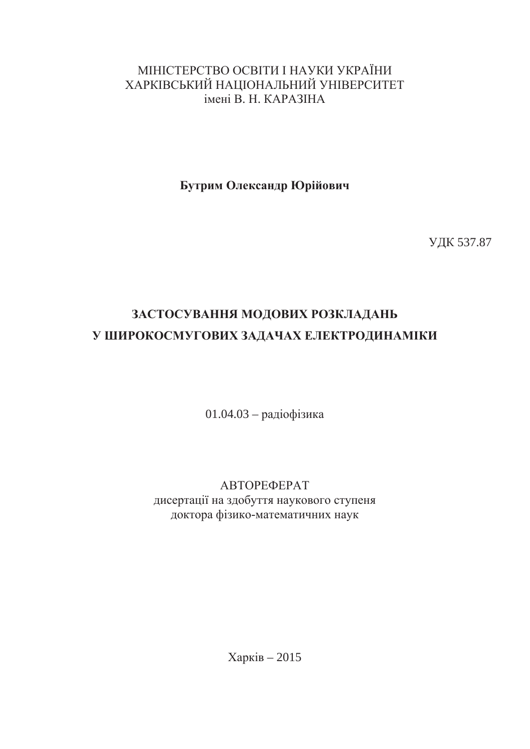МІНІСТЕРСТВО ОСВІТИ І НАУКИ УКРАЇНИ
ХАРКІВСЬКИЙ НАЦІОНАЛЬНИЙ УНІВЕРСИТЕТ
імені В. Н. КАРАЗІНА

**Бутрим Олександр Юрійович**

УДК 537.87

# ЗАСТОСУВАННЯ МОДОВИХ РОЗКЛАДАНЬ У ШИРОКОСМУГОВИХ ЗАДАЧАХ ЕЛЕКТРОДИНАМІКИ

01.04.03 – радіофізика

АВТОРЕФЕРАТ
дисертації на здобуття наукового ступеня
доктора фізико-математичних наук

Харків – 2015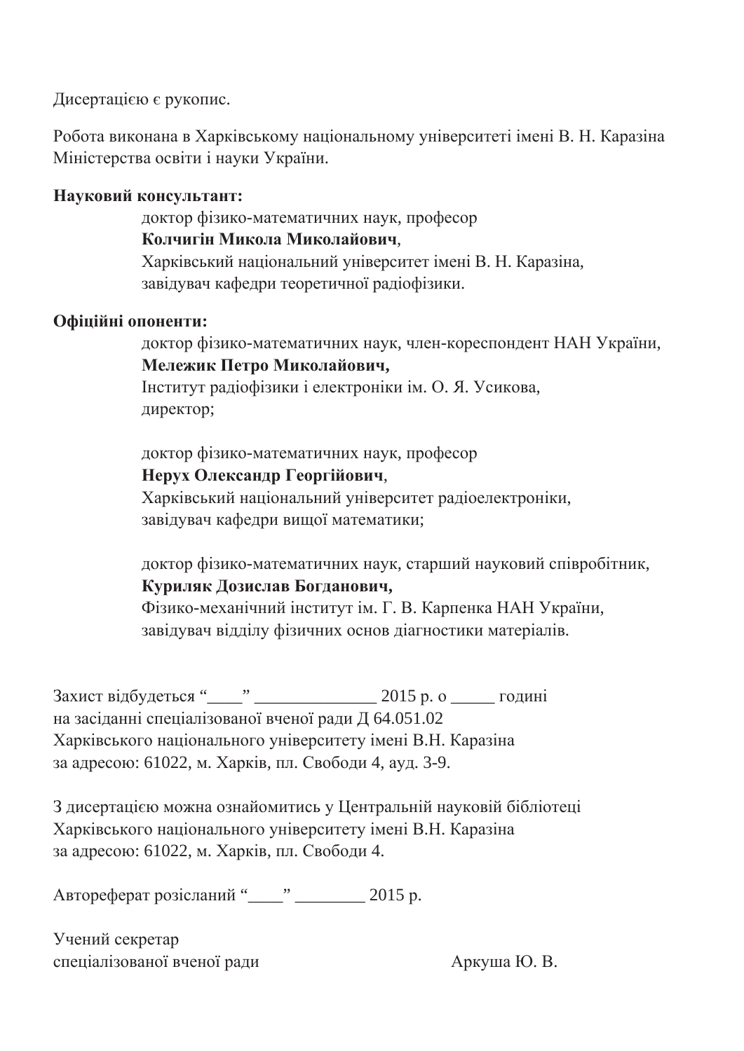Дисертацією є рукопис.

Робота виконана в Харківському національному університеті імені В. Н. Каразіна Міністерства освіти і науки України.

**Науковий консультант:**

доктор фізико-математичних наук, професор
**Колчигін Микола Миколайович**,
Харківський національний університет імені В. Н. Каразіна,
завідувач кафедри теоретичної радіофізики.

**Офіційні опоненти:**

доктор фізико-математичних наук, член-кореспондент НАН України,
**Мележик Петро Миколайович,**
Інститут радіофізики і електроніки ім. О. Я. Усикова,
директор;

доктор фізико-математичних наук, професор
**Нерух Олександр Георгійович**,
Харківський національний університет радіоелектроніки,
завідувач кафедри вищої математики;

доктор фізико-математичних наук, старший науковий співробітник,
**Куриляк Дозислав Богданович,**
Фізико-механічний інститут ім. Г. В. Карпенка НАН України,
завідувач відділу фізичних основ діагностики матеріалів.

Захист відбудеться "____" ______________ 2015 р. о _____ годині
на засіданні спеціалізованої вченої ради Д 64.051.02
Харківського національного університету імені В.Н. Каразіна
за адресою: 61022, м. Харків, пл. Свободи 4, ауд. 3-9.

З дисертацією можна ознайомитись у Центральній науковій бібліотеці
Харківського національного університету імені В.Н. Каразіна
за адресою: 61022, м. Харків, пл. Свободи 4.

Автореферат розісланий "____" ________ 2015 р.

Учений секретар
спеціалізованої вченої ради Аркуша Ю. В.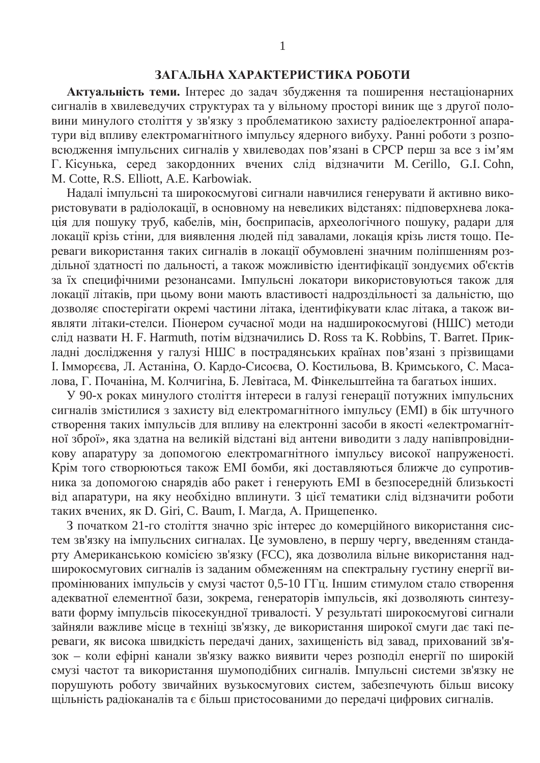## ЗАГАЛЬНА ХАРАКТЕРИСТИКА РОБОТИ

**Актуальність теми.** Інтерес до задач збудження та поширення нестаціонарних сигналів в хвилеведучих структурах та у вільному просторі виник ще з другої половини минулого століття у зв'язку з проблематикою захисту радіоелектронної апаратури від впливу електромагнітного імпульсу ядерного вибуху. Ранні роботи з розповсюдження імпульсних сигналів у хвилеводах пов'язані в СРСР перш за все з ім'ям Г. Кісунька, серед закордонних вчених слід відзначити M. Cerillo, G.I. Cohn, M. Cotte, R.S. Elliott, A.E. Karbowiak.

Надалі імпульсні та широкосмугові сигнали навчилися генерувати й активно використовувати в радіолокації, в основному на невеликих відстанях: підповерхнева локація для пошуку труб, кабелів, мін, боєприпасів, археологічного пошуку, радари для локації крізь стіни, для виявлення людей під завалами, локація крізь листя тощо. Переваги використання таких сигналів в локації обумовлені значним поліпшенням роздільної здатності по дальності, а також можливістю ідентифікації зондуємих об'єктів за їх специфічними резонансами. Імпульсні локатори використовуються також для локації літаків, при цьому вони мають властивості надроздільності за дальністю, що дозволяє спостерігати окремі частини літака, ідентифікувати клас літака, а також виявляти літаки-стелси. Піонером сучасної моди на надширокосмугові (НШС) методи слід назвати H. F. Harmuth, потім відзначились D. Ross та K. Robbins, T. Barret. Прикладні дослідження у галузі НШС в пострадянських країнах пов'язані з прізвищами І. Імморєєва, Л. Астаніна, О. Кардо-Сисоєва, О. Костильова, В. Кримського, С. Масалова, Г. Почаніна, М. Колчигіна, Б. Левітаса, М. Фінкельштейна та багатьох інших.

У 90-х роках минулого століття інтереси в галузі генерації потужних імпульсних сигналів змістилися з захисту від електромагнітного імпульсу (ЕМІ) в бік штучного створення таких імпульсів для впливу на електронні засоби в якості «електромагнітної зброї», яка здатна на великій відстані від антени виводити з ладу напівпровідникову апаратуру за допомогою електромагнітного імпульсу високої напруженості. Крім того створюються також ЕМІ бомби, які доставляються ближче до супротивника за допомогою снарядів або ракет і генерують ЕМІ в безпосередній близькості від апаратури, на яку необхідно вплинути. З цієї тематики слід відзначити роботи таких вчених, як D. Giri, C. Baum, І. Магда, А. Прищепенко.

З початком 21-го століття значно зріс інтерес до комерційного використання систем зв'язку на імпульсних сигналах. Це зумовлено, в першу чергу, введенням стандарту Американською комісією зв'язку (FCC), яка дозволила вільне використання надширокосмугових сигналів із заданим обмеженням на спектральну густину енергії випромінюваних імпульсів у смузі частот 0,5-10 ГГц. Іншим стимулом стало створення адекватної елементної бази, зокрема, генераторів імпульсів, які дозволяють синтезувати форму імпульсів пікосекундної тривалості. У результаті широкосмугові сигнали зайняли важливе місце в техніці зв'язку, де використання широкої смуги дає такі переваги, як висока швидкість передачі даних, захищеність від завад, прихований зв'язок – коли ефірні канали зв'язку важко виявити через розподіл енергії по широкій смузі частот та використання шумоподібних сигналів. Імпульсні системи зв'язку не порушують роботу звичайних вузькосмугових систем, забезпечують більш високу щільність радіоканалів та є більш пристосованими до передачі цифрових сигналів.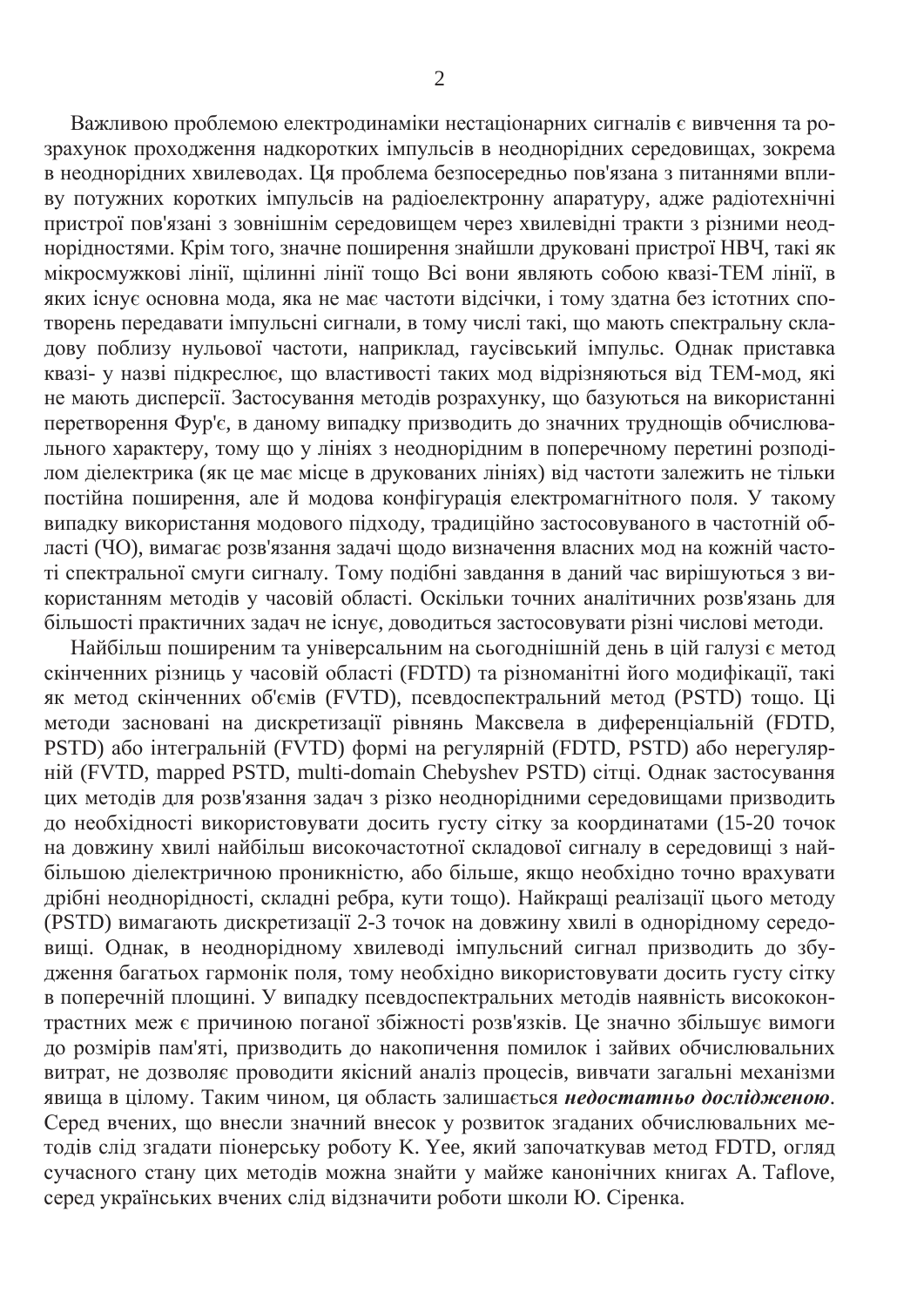Важливою проблемою електродинаміки нестаціонарних сигналів є вивчення та розрахунок проходження надкоротких імпульсів в неоднорідних середовищах, зокрема в неоднорідних хвилеводах. Ця проблема безпосередньо пов'язана з питаннями впливу потужних коротких імпульсів на радіоелектронну апаратуру, адже радіотехнічні пристрої пов'язані з зовнішнім середовищем через хвилевідні тракти з різними неоднорідностями. Крім того, значне поширення знайшли друковані пристрої НВЧ, такі як мікросмужкові лінії, щілинні лінії тощо Всі вони являють собою квазі-ТЕМ лінії, в яких існує основна мода, яка не має частоти відсічки, і тому здатна без істотних спотворень передавати імпульсні сигнали, в тому числі такі, що мають спектральну складову поблизу нульової частоти, наприклад, гаусівський імпульс. Однак приставка квазі- у назві підкреслює, що властивості таких мод відрізняються від ТЕМ-мод, які не мають дисперсії. Застосування методів розрахунку, що базуються на використанні перетворення Фур'є, в даному випадку призводить до значних труднощів обчислювального характеру, тому що у лініях з неоднорідним в поперечному перетині розподілом діелектрика (як це має місце в друкованих лініях) від частоти залежить не тільки постійна поширення, але й модова конфігурація електромагнітного поля. У такому випадку використання модового підходу, традиційно застосовуваного в частотній області (ЧО), вимагає розв'язання задачі щодо визначення власних мод на кожній частоті спектральної смуги сигналу. Тому подібні завдання в даний час вирішуються з використанням методів у часовій області. Оскільки точних аналітичних розв'язань для більшості практичних задач не існує, доводиться застосовувати різні числові методи.

Найбільш поширеним та універсальним на сьогоднішній день в цій галузі є метод скінченних різниць у часовій області (FDTD) та різноманітні його модифікації, такі як метод скінченних об'ємів (FVTD), псевдоспектральний метод (PSTD) тощо. Ці методи засновані на дискретизації рівнянь Максвела в диференціальній (FDTD, PSTD) або інтегральній (FVTD) формі на регулярній (FDTD, PSTD) або нерегулярній (FVTD, mapped PSTD, multi-domain Chebyshev PSTD) сітці. Однак застосування цих методів для розв'язання задач з різко неоднорідними середовищами призводить до необхідності використовувати досить густу сітку за координатами (15-20 точок на довжину хвилі найбільш високочастотної складової сигналу в середовищі з найбільшою діелектричною проникністю, або більше, якщо необхідно точно врахувати дрібні неоднорідності, складні ребра, кути тощо). Найкращі реалізації цього методу (PSTD) вимагають дискретизації 2-3 точок на довжину хвилі в однорідному середовищі. Однак, в неоднорідному хвилеводі імпульсний сигнал призводить до збудження багатьох гармонік поля, тому необхідно використовувати досить густу сітку в поперечній площині. У випадку псевдоспектральних методів наявність висококонтрастних меж є причиною поганої збіжності розв'язків. Це значно збільшує вимоги до розмірів пам'яті, призводить до накопичення помилок і зайвих обчислювальних витрат, не дозволяє проводити якісний аналіз процесів, вивчати загальні механізми явища в цілому. Таким чином, ця область залишається ***недостатньо дослідженою***. Серед вчених, що внесли значний внесок у розвиток згаданих обчислювальних методів слід згадати піонерську роботу K. Yee, який започаткував метод FDTD, огляд сучасного стану цих методів можна знайти у майже канонічних книгах A. Taflove, серед українських вчених слід відзначити роботи школи Ю. Сіренка.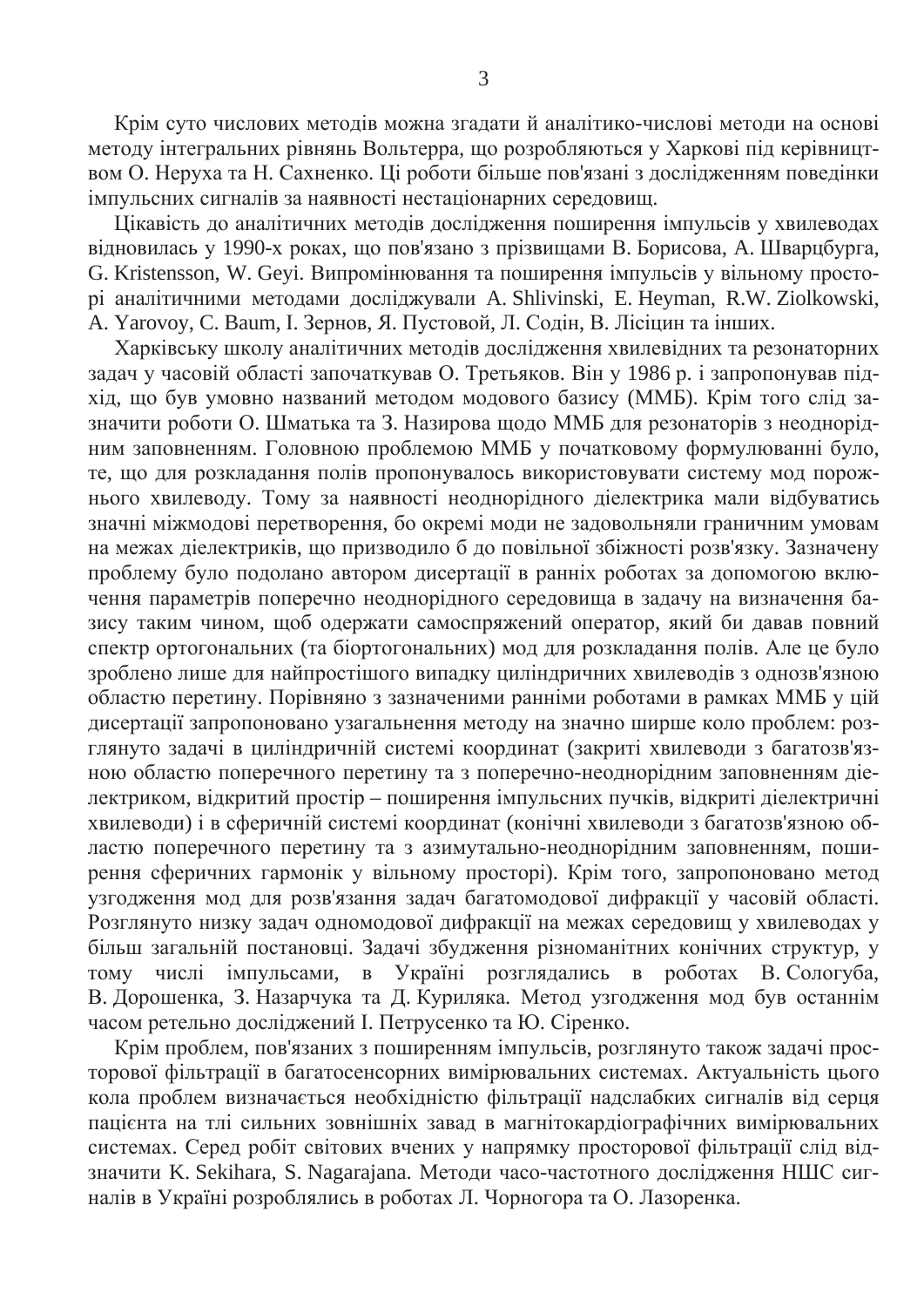Крім суто числових методів можна згадати й аналітико-числові методи на основі методу інтегральних рівнянь Вольтерра, що розробляються у Харкові під керівництвом О. Неруха та Н. Сахненко. Ці роботи більше пов'язані з дослідженням поведінки імпульсних сигналів за наявності нестаціонарних середовищ.

Цікавість до аналітичних методів дослідження поширення імпульсів у хвилеводах відновилась у 1990-х роках, що пов'язано з прізвищами В. Борисова, А. Шварцбурга, G. Kristensson, W. Geyi. Випромінювання та поширення імпульсів у вільному просторі аналітичними методами досліджували A. Shlivinski, E. Heyman, R.W. Ziolkowski, A. Yarovoy, C. Baum, І. Зернов, Я. Пустовой, Л. Содін, В. Лісіцин та інших.

Харківську школу аналітичних методів дослідження хвилевідних та резонаторних задач у часовій області започаткував О. Третьяков. Він у 1986 р. і запропонував підхід, що був умовно названий методом модового базису (ММБ). Крім того слід зазначити роботи О. Шматька та З. Назирова щодо ММБ для резонаторів з неоднорідним заповненням. Головною проблемою ММБ у початковому формулюванні було, те, що для розкладання полів пропонувалось використовувати систему мод порожнього хвилеводу. Тому за наявності неоднорідного діелектрика мали відбуватись значні міжмодові перетворення, бо окремі моди не задовольняли граничним умовам на межах діелектриків, що призводило б до повільної збіжності розв'язку. Зазначену проблему було подолано автором дисертації в ранніх роботах за допомогою включення параметрів поперечно неоднорідного середовища в задачу на визначення базису таким чином, щоб одержати самоспряжений оператор, який би давав повний спектр ортогональних (та біортогональних) мод для розкладання полів. Але це було зроблено лише для найпростішого випадку циліндричних хвилеводів з однозв'язною областю перетину. Порівняно з зазначеними ранніми роботами в рамках ММБ у цій дисертації запропоновано узагальнення методу на значно ширше коло проблем: розглянуто задачі в циліндричній системі координат (закриті хвилеводи з багатозв'язною областю поперечного перетину та з поперечно-неоднорідним заповненням діелектриком, відкритий простір – поширення імпульсних пучків, відкриті діелектричні хвилеводи) і в сферичній системі координат (конічні хвилеводи з багатозв'язною областю поперечного перетину та з азимутально-неоднорідним заповненням, поширення сферичних гармонік у вільному просторі). Крім того, запропоновано метод узгодження мод для розв'язання задач багатомодової дифракції у часовій області. Розглянуто низку задач одномодової дифракції на межах середовищ у хвилеводах у більш загальній постановці. Задачі збудження різноманітних конічних структур, у тому числі імпульсами, в Україні розглядались в роботах В. Сологуба, В. Дорошенка, З. Назарчука та Д. Куриляка. Метод узгодження мод був останнім часом ретельно досліджений І. Петрусенко та Ю. Сіренко.

Крім проблем, пов'язаних з поширенням імпульсів, розглянуто також задачі просторової фільтрації в багатосенсорних вимірювальних системах. Актуальність цього кола проблем визначається необхідністю фільтрації надслабких сигналів від серця пацієнта на тлі сильних зовнішніх завад в магнітокардіографічних вимірювальних системах. Серед робіт світових вчених у напрямку просторової фільтрації слід відзначити K. Sekihara, S. Nagarajana. Методи часо-частотного дослідження НШС сигналів в Україні розроблялись в роботах Л. Чорногора та О. Лазоренка.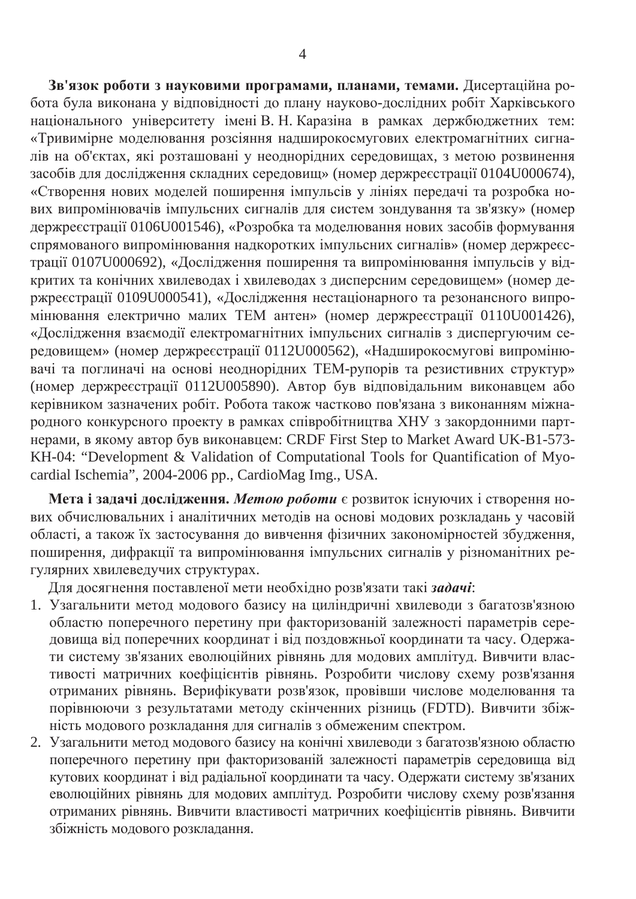**Зв'язок роботи з науковими програмами, планами, темами.** Дисертаційна робота була виконана у відповідності до плану науково-дослідних робіт Харківського національного університету імені В. Н. Каразіна в рамках держбюджетних тем: «Тривимірне моделювання розсіяння надширокосмугових електромагнітних сигналів на об'єктах, які розташовані у неоднорідних середовищах, з метою розвинення засобів для дослідження складних середовищ» (номер держреєстрації 0104U000674), «Створення нових моделей поширення імпульсів у лініях передачі та розробка нових випромінювачів імпульсних сигналів для систем зондування та зв'язку» (номер держреєстрації 0106U001546), «Розробка та моделювання нових засобів формування спрямованого випромінювання надкоротких імпульсних сигналів» (номер держреєстрації 0107U000692), «Дослідження поширення та випромінювання імпульсів у відкритих та конічних хвилеводах і хвилеводах з дисперсним середовищем» (номер держреєстрації 0109U000541), «Дослідження нестаціонарного та резонансного випромінювання електрично малих ТЕМ антен» (номер держреєстрації 0110U001426), «Дослідження взаємодії електромагнітних імпульсних сигналів з диспергуючим середовищем» (номер держреєстрації 0112U000562), «Надширокосмугові випромінювачі та поглиначі на основі неоднорідних ТЕМ-рупорів та резистивних структур» (номер держреєстрації 0112U005890). Автор був відповідальним виконавцем або керівником зазначених робіт. Робота також частково пов'язана з виконанням міжнародного конкурсного проекту в рамках співробітництва ХНУ з закордонними партнерами, в якому автор був виконавцем: CRDF First Step to Market Award UK-B1-573-KH-04: "Development & Validation of Computational Tools for Quantification of Myocardial Ischemia", 2004-2006 pp., CardioMag Img., USA.

**Мета і задачі дослідження.** ***Метою роботи*** є розвиток існуючих і створення нових обчислювальних і аналітичних методів на основі модових розкладань у часовій області, а також їх застосування до вивчення фізичних закономірностей збудження, поширення, дифракції та випромінювання імпульсних сигналів у різноманітних регулярних хвилеведучих структурах.

Для досягнення поставленої мети необхідно розв'язати такі ***задачі***:

1. Узагальнити метод модового базису на циліндричні хвилеводи з багатозв'язною областю поперечного перетину при факторизованій залежності параметрів середовища від поперечних координат і від поздовжньої координати та часу. Одержати систему зв'язаних еволюційних рівнянь для модових амплітуд. Вивчити властивості матричних коефіцієнтів рівнянь. Розробити числову схему розв'язання отриманих рівнянь. Верифікувати розв'язок, провівши числове моделювання та порівнюючи з результатами методу скінченних різниць (FDTD). Вивчити збіжність модового розкладання для сигналів з обмеженим спектром.
2. Узагальнити метод модового базису на конічні хвилеводи з багатозв'язною областю поперечного перетину при факторизованій залежності параметрів середовища від кутових координат і від радіальної координати та часу. Одержати систему зв'язаних еволюційних рівнянь для модових амплітуд. Розробити числову схему розв'язання отриманих рівнянь. Вивчити властивості матричних коефіцієнтів рівнянь. Вивчити збіжність модового розкладання.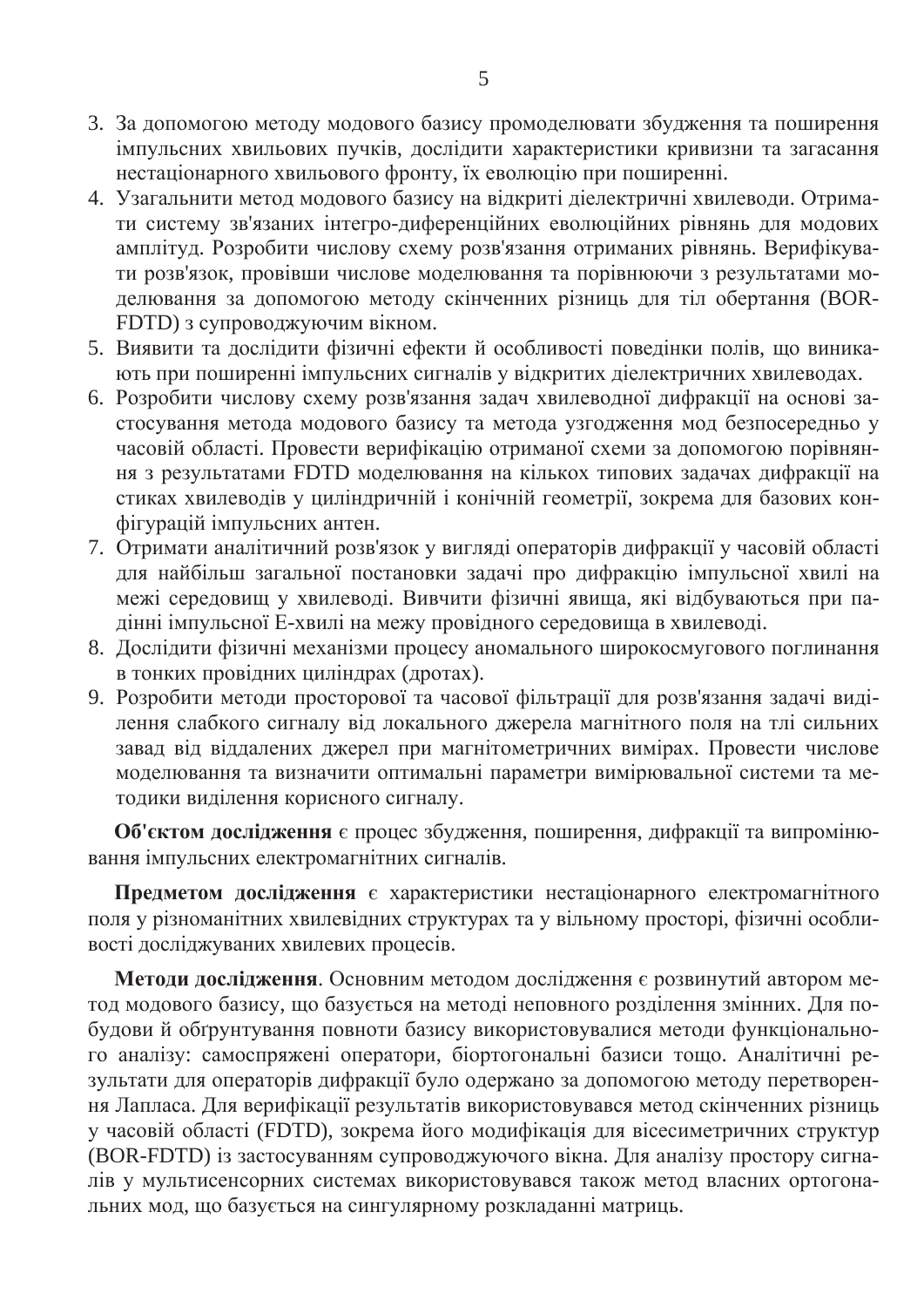3. За допомогою методу модового базису промоделювати збудження та поширення імпульсних хвильових пучків, дослідити характеристики кривизни та загасання нестаціонарного хвильового фронту, їх еволюцію при поширенні.
4. Узагальнити метод модового базису на відкриті діелектричні хвилеводи. Отримати систему зв'язаних інтегро-диференційних еволюційних рівнянь для модових амплітуд. Розробити числову схему розв'язання отриманих рівнянь. Верифікувати розв'язок, провівши числове моделювання та порівнюючи з результатами моделювання за допомогою методу скінченних різниць для тіл обертання (BOR-FDTD) з супроводжуючим вікном.
5. Виявити та дослідити фізичні ефекти й особливості поведінки полів, що виникають при поширенні імпульсних сигналів у відкритих діелектричних хвилеводах.
6. Розробити числову схему розв'язання задач хвилеводної дифракції на основі застосування метода модового базису та метода узгодження мод безпосередньо у часовій області. Провести верифікацію отриманої схеми за допомогою порівняння з результатами FDTD моделювання на кількох типових задачах дифракції на стиках хвилеводів у циліндричній і конічній геометрії, зокрема для базових конфігурацій імпульсних антен.
7. Отримати аналітичний розв'язок у вигляді операторів дифракції у часовій області для найбільш загальної постановки задачі про дифракцію імпульсної хвилі на межі середовищ у хвилеводі. Вивчити фізичні явища, які відбуваються при падінні імпульсної Е-хвилі на межу провідного середовища в хвилеводі.
8. Дослідити фізичні механізми процесу аномального широкосмугового поглинання в тонких провідних циліндрах (дротах).
9. Розробити методи просторової та часової фільтрації для розв'язання задачі виділення слабкого сигналу від локального джерела магнітного поля на тлі сильних завад від віддалених джерел при магнітометричних вимірах. Провести числове моделювання та визначити оптимальні параметри вимірювальної системи та методики виділення корисного сигналу.

**Об'єктом дослідження** є процес збудження, поширення, дифракції та випромінювання імпульсних електромагнітних сигналів.

**Предметом дослідження** є характеристики нестаціонарного електромагнітного поля у різноманітних хвилевідних структурах та у вільному просторі, фізичні особливості досліджуваних хвилевих процесів.

**Методи дослідження**. Основним методом дослідження є розвинутий автором метод модового базису, що базується на методі неповного розділення змінних. Для побудови й обґрунтування повноти базису використовувалися методи функціонального аналізу: самоспряжені оператори, біортогональні базиси тощо. Аналітичні результати для операторів дифракції було одержано за допомогою методу перетворення Лапласа. Для верифікації результатів використовувався метод скінченних різниць у часовій області (FDTD), зокрема його модифікація для вісесиметричних структур (BOR-FDTD) із застосуванням супроводжуючого вікна. Для аналізу простору сигналів у мультисенсорних системах використовувався також метод власних ортогональних мод, що базується на сингулярному розкладанні матриць.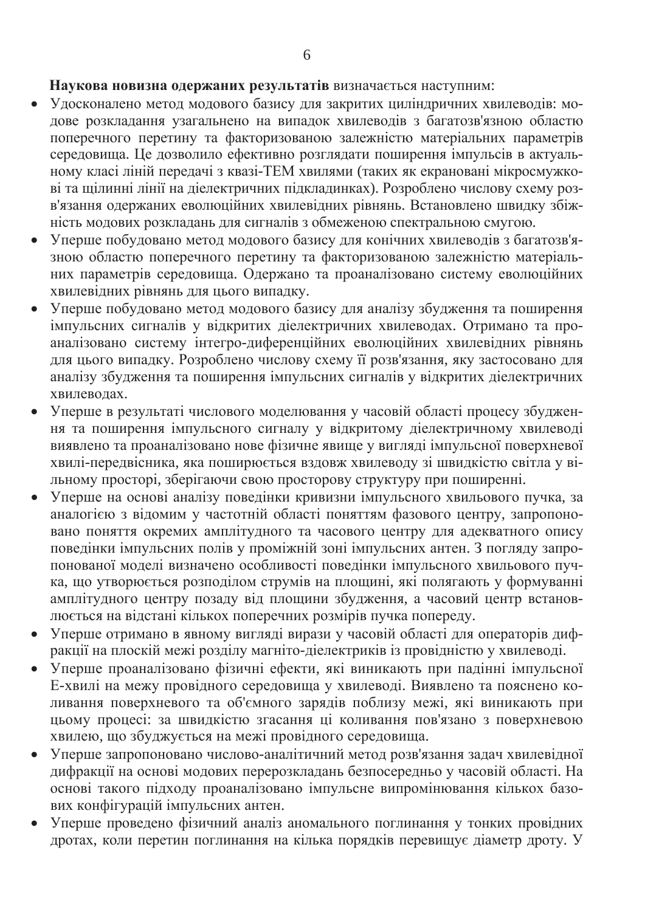**Наукова новизна одержаних результатів** визначається наступним:

- Удосконалено метод модового базису для закритих циліндричних хвилеводів: модове розкладання узагальнено на випадок хвилеводів з багатозв'язною областю поперечного перетину та факторизованою залежністю матеріальних параметрів середовища. Це дозволило ефективно розглядати поширення імпульсів в актуальному класі ліній передачі з квазі-ТЕМ хвилями (таких як екрановані мікросмужкові та щілинні лінії на діелектричних підкладинках). Розроблено числову схему розв'язання одержаних еволюційних хвилевідних рівнянь. Встановлено швидку збіжність модових розкладань для сигналів з обмеженою спектральною смугою.
- Уперше побудовано метод модового базису для конічних хвилеводів з багатозв'язною областю поперечного перетину та факторизованою залежністю матеріальних параметрів середовища. Одержано та проаналізовано систему еволюційних хвилевідних рівнянь для цього випадку.
- Уперше побудовано метод модового базису для аналізу збудження та поширення імпульсних сигналів у відкритих діелектричних хвилеводах. Отримано та проаналізовано систему інтегро-диференційних еволюційних хвилевідних рівнянь для цього випадку. Розроблено числову схему її розв'язання, яку застосовано для аналізу збудження та поширення імпульсних сигналів у відкритих діелектричних хвилеводах.
- Уперше в результаті числового моделювання у часовій області процесу збудження та поширення імпульсного сигналу у відкритому діелектричному хвилеводі виявлено та проаналізовано нове фізичне явище у вигляді імпульсної поверхневої хвилі-передвісника, яка поширюється вздовж хвилеводу зі швидкістю світла у вільному просторі, зберігаючи свою просторову структуру при поширенні.
- Уперше на основі аналізу поведінки кривизни імпульсного хвильового пучка, за аналогією з відомим у частотній області поняттям фазового центру, запропоновано поняття окремих амплітудного та часового центру для адекватного опису поведінки імпульсних полів у проміжній зоні імпульсних антен. З погляду запропонованої моделі визначено особливості поведінки імпульсного хвильового пучка, що утворюється розподілом струмів на площині, які полягають у формуванні амплітудного центру позаду від площини збудження, а часовий центр встановлюється на відстані кількох поперечних розмірів пучка попереду.
- Уперше отримано в явному вигляді вирази у часовій області для операторів дифракції на плоскій межі розділу магніто-діелектриків із провідністю у хвилеводі.
- Уперше проаналізовано фізичні ефекти, які виникають при падінні імпульсної Е-хвилі на межу провідного середовища у хвилеводі. Виявлено та пояснено коливання поверхневого та об'ємного зарядів поблизу межі, які виникають при цьому процесі: за швидкістю згасання ці коливання пов'язано з поверхневою хвилею, що збуджується на межі провідного середовища.
- Уперше запропоновано числово-аналітичний метод розв'язання задач хвилевідної дифракції на основі модових перерозкладань безпосередньо у часовій області. На основі такого підходу проаналізовано імпульсне випромінювання кількох базових конфігурацій імпульсних антен.
- Уперше проведено фізичний аналіз аномального поглинання у тонких провідних дротах, коли перетин поглинання на кілька порядків перевищує діаметр дроту. У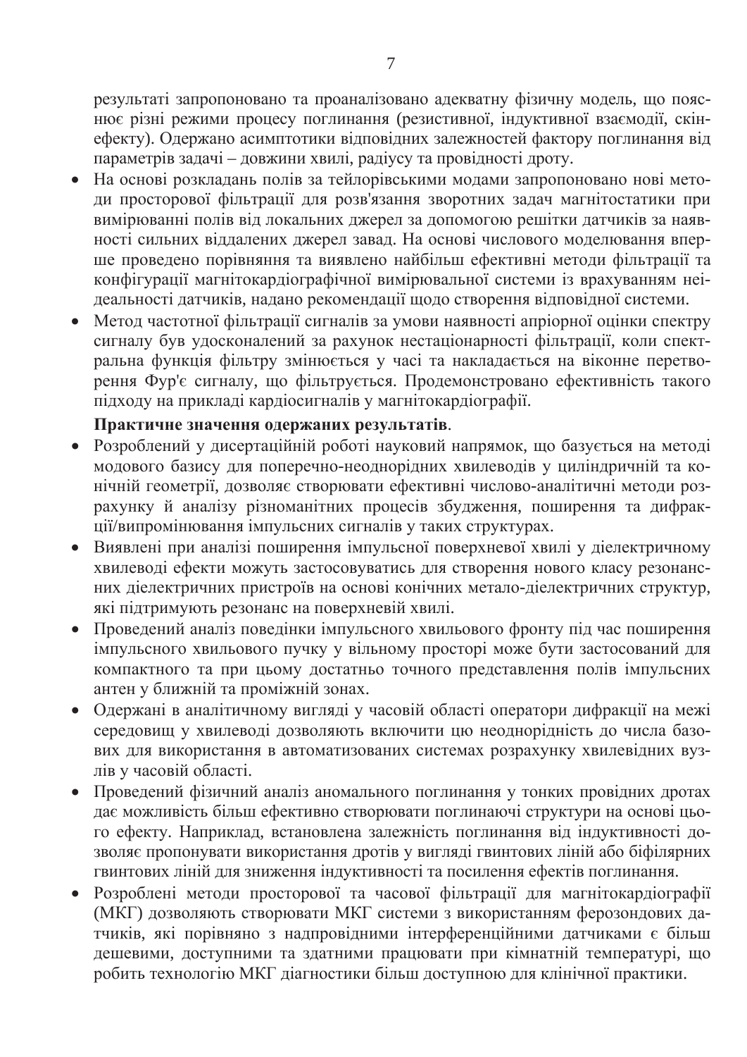результаті запропоновано та проаналізовано адекватну фізичну модель, що пояснює різні режими процесу поглинання (резистивної, індуктивної взаємодії, скін-ефекту). Одержано асимптотики відповідних залежностей фактору поглинання від параметрів задачі – довжини хвилі, радіусу та провідності дроту.

- На основі розкладань полів за тейлорівськими модами запропоновано нові методи просторової фільтрації для розв'язання зворотних задач магнітостатики при вимірюванні полів від локальних джерел за допомогою решітки датчиків за наявності сильних віддалених джерел завад. На основі числового моделювання вперше проведено порівняння та виявлено найбільш ефективні методи фільтрації та конфігурації магнітокардіографічної вимірювальної системи із врахуванням неідеальності датчиків, надано рекомендації щодо створення відповідної системи.
- Метод частотної фільтрації сигналів за умови наявності апріорної оцінки спектру сигналу був удосконалений за рахунок нестаціонарності фільтрації, коли спектральна функція фільтру змінюється у часі та накладається на віконне перетворення Фур'є сигналу, що фільтрується. Продемонстровано ефективність такого підходу на прикладі кардіосигналів у магнітокардіографії.

**Практичне значення одержаних результатів**.

- Розроблений у дисертаційній роботі науковий напрямок, що базується на методі модового базису для поперечно-неоднорідних хвилеводів у циліндричній та конічній геометрії, дозволяє створювати ефективні числово-аналітичні методи розрахунку й аналізу різноманітних процесів збудження, поширення та дифракції/випромінювання імпульсних сигналів у таких структурах.
- Виявлені при аналізі поширення імпульсної поверхневої хвилі у діелектричному хвилеводі ефекти можуть застосовуватись для створення нового класу резонансних діелектричних пристроїв на основі конічних метало-діелектричних структур, які підтримують резонанс на поверхневій хвилі.
- Проведений аналіз поведінки імпульсного хвильового фронту під час поширення імпульсного хвильового пучку у вільному просторі може бути застосований для компактного та при цьому достатньо точного представлення полів імпульсних антен у ближній та проміжній зонах.
- Одержані в аналітичному вигляді у часовій області оператори дифракції на межі середовищ у хвилеводі дозволяють включити цю неоднорідність до числа базових для використання в автоматизованих системах розрахунку хвилевідних вузлів у часовій області.
- Проведений фізичний аналіз аномального поглинання у тонких провідних дротах дає можливість більш ефективно створювати поглинаючі структури на основі цього ефекту. Наприклад, встановлена залежність поглинання від індуктивності дозволяє пропонувати використання дротів у вигляді гвинтових ліній або біфілярних гвинтових ліній для зниження індуктивності та посилення ефектів поглинання.
- Розроблені методи просторової та часової фільтрації для магнітокардіографії (МКГ) дозволяють створювати МКГ системи з використанням ферозондових датчиків, які порівняно з надпровідними інтерференційними датчиками є більш дешевими, доступними та здатними працювати при кімнатній температурі, що робить технологію МКГ діагностики більш доступною для клінічної практики.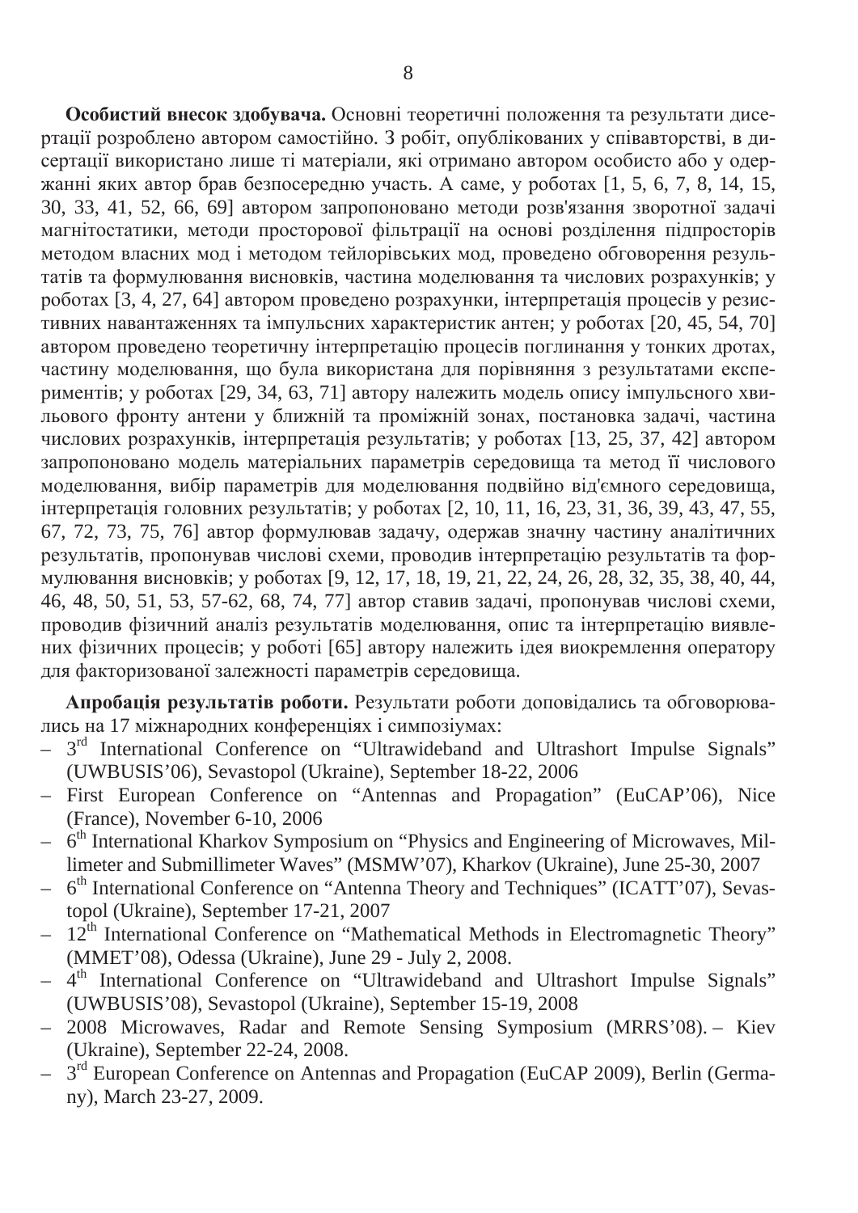**Особистий внесок здобувача.** Основні теоретичні положення та результати дисертації розроблено автором самостійно. З робіт, опублікованих у співавторстві, в дисертації використано лише ті матеріали, які отримано автором особисто або у одержанні яких автор брав безпосередню участь. А саме, у роботах [1, 5, 6, 7, 8, 14, 15, 30, 33, 41, 52, 66, 69] автором запропоновано методи розв'язання зворотної задачі магнітостатики, методи просторової фільтрації на основі розділення підпросторів методом власних мод і методом тейлорівських мод, проведено обговорення результатів та формулювання висновків, частина моделювання та числових розрахунків; у роботах [3, 4, 27, 64] автором проведено розрахунки, інтерпретація процесів у резистивних навантаженнях та імпульсних характеристик антен; у роботах [20, 45, 54, 70] автором проведено теоретичну інтерпретацію процесів поглинання у тонких дротах, частину моделювання, що була використана для порівняння з результатами експериментів; у роботах [29, 34, 63, 71] автору належить модель опису імпульсного хвильового фронту антени у ближній та проміжній зонах, постановка задачі, частина числових розрахунків, інтерпретація результатів; у роботах [13, 25, 37, 42] автором запропоновано модель матеріальних параметрів середовища та метод її числового моделювання, вибір параметрів для моделювання подвійно від'ємного середовища, інтерпретація головних результатів; у роботах [2, 10, 11, 16, 23, 31, 36, 39, 43, 47, 55, 67, 72, 73, 75, 76] автор формулював задачу, одержав значну частину аналітичних результатів, пропонував числові схеми, проводив інтерпретацію результатів та формулювання висновків; у роботах [9, 12, 17, 18, 19, 21, 22, 24, 26, 28, 32, 35, 38, 40, 44, 46, 48, 50, 51, 53, 57-62, 68, 74, 77] автор ставив задачі, пропонував числові схеми, проводив фізичний аналіз результатів моделювання, опис та інтерпретацію виявлених фізичних процесів; у роботі [65] автору належить ідея виокремлення оператору для факторизованої залежності параметрів середовища.

**Апробація результатів роботи.** Результати роботи доповідались та обговорювались на 17 міжнародних конференціях і симпозіумах:

- 3rd International Conference on "Ultrawideband and Ultrashort Impulse Signals" (UWBUSIS'06), Sevastopol (Ukraine), September 18-22, 2006
- First European Conference on "Antennas and Propagation" (EuCAP'06), Nice (France), November 6-10, 2006
- 6th International Kharkov Symposium on "Physics and Engineering of Microwaves, Millimeter and Submillimeter Waves" (MSMW'07), Kharkov (Ukraine), June 25-30, 2007
- 6th International Conference on "Antenna Theory and Techniques" (ICATT'07), Sevastopol (Ukraine), September 17-21, 2007
- 12th International Conference on "Mathematical Methods in Electromagnetic Theory" (MMET'08), Odessa (Ukraine), June 29 - July 2, 2008.
- 4th International Conference on "Ultrawideband and Ultrashort Impulse Signals" (UWBUSIS'08), Sevastopol (Ukraine), September 15-19, 2008
- 2008 Microwaves, Radar and Remote Sensing Symposium (MRRS'08). – Kiev (Ukraine), September 22-24, 2008.
- 3rd European Conference on Antennas and Propagation (EuCAP 2009), Berlin (Germany), March 23-27, 2009.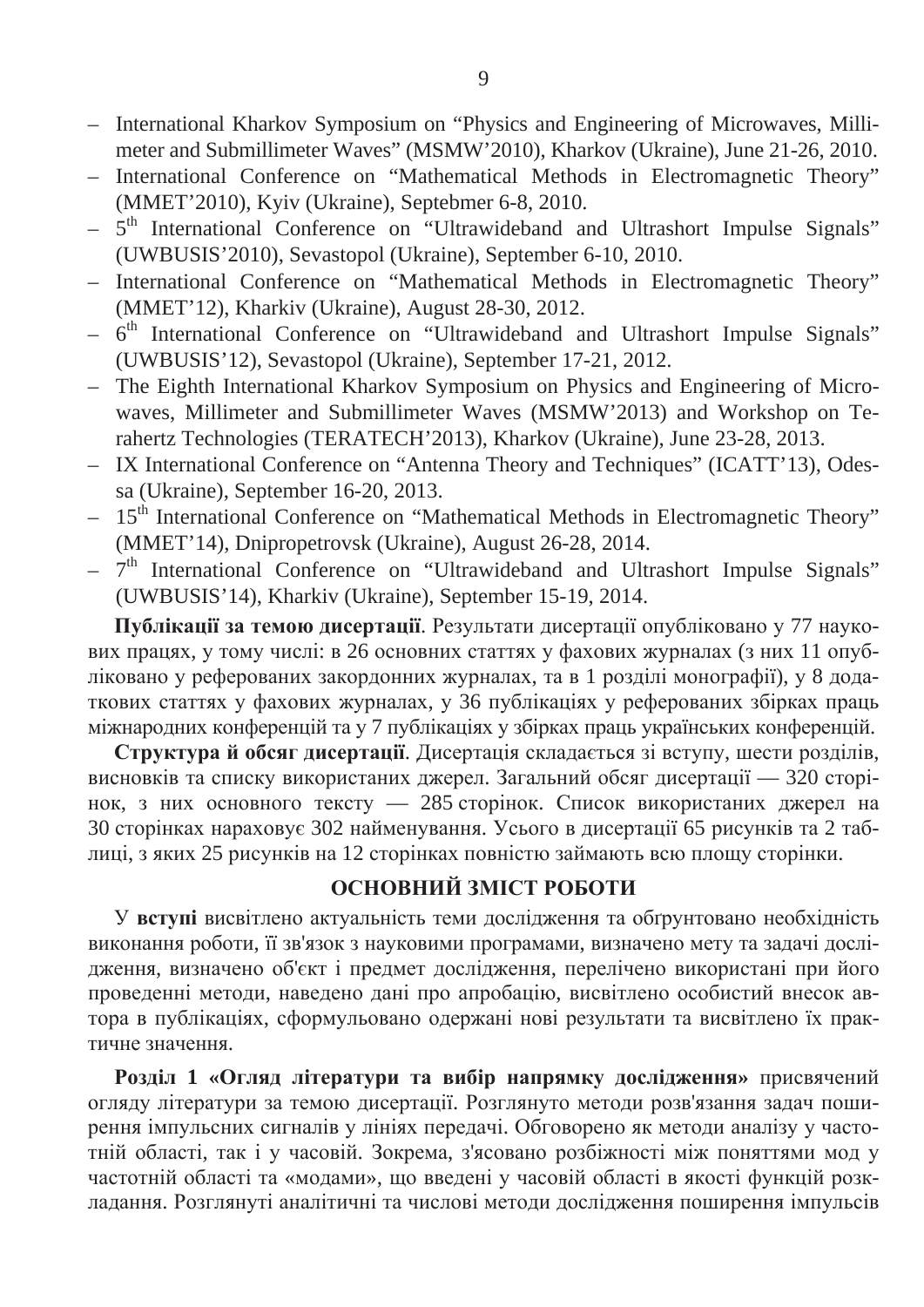- International Kharkov Symposium on "Physics and Engineering of Microwaves, Millimeter and Submillimeter Waves" (MSMW'2010), Kharkov (Ukraine), June 21-26, 2010.
- International Conference on "Mathematical Methods in Electromagnetic Theory" (MMET'2010), Kyiv (Ukraine), Septebmer 6-8, 2010.
- 5$^{th}$ International Conference on "Ultrawideband and Ultrashort Impulse Signals" (UWBUSIS'2010), Sevastopol (Ukraine), September 6-10, 2010.
- International Conference on "Mathematical Methods in Electromagnetic Theory" (MMET'12), Kharkiv (Ukraine), August 28-30, 2012.
- 6$^{th}$ International Conference on "Ultrawideband and Ultrashort Impulse Signals" (UWBUSIS'12), Sevastopol (Ukraine), September 17-21, 2012.
- The Eighth International Kharkov Symposium on Physics and Engineering of Microwaves, Millimeter and Submillimeter Waves (MSMW'2013) and Workshop on Terahertz Technologies (TERATECH'2013), Kharkov (Ukraine), June 23-28, 2013.
- IX International Conference on "Antenna Theory and Techniques" (ICATT'13), Odessa (Ukraine), September 16-20, 2013.
- 15$^{th}$ International Conference on "Mathematical Methods in Electromagnetic Theory" (MMET'14), Dnipropetrovsk (Ukraine), August 26-28, 2014.
- 7$^{th}$ International Conference on "Ultrawideband and Ultrashort Impulse Signals" (UWBUSIS'14), Kharkiv (Ukraine), September 15-19, 2014.

**Публікації за темою дисертації**. Результати дисертації опубліковано у 77 наукових працях, у тому числі: в 26 основних статтях у фахових журналах (з них 11 опубліковано у реферованих закордонних журналах, та в 1 розділі монографії), у 8 додаткових статтях у фахових журналах, у 36 публікаціях у реферованих збірках праць міжнародних конференцій та у 7 публікаціях у збірках праць українських конференцій.

**Структура й обсяг дисертації**. Дисертація складається зі вступу, шести розділів, висновків та списку використаних джерел. Загальний обсяг дисертації — 320 сторінок, з них основного тексту — 285 сторінок. Список використаних джерел на 30 сторінках нараховує 302 найменування. Усього в дисертації 65 рисунків та 2 таблиці, з яких 25 рисунків на 12 сторінках повністю займають всю площу сторінки.

## ОСНОВНИЙ ЗМІСТ РОБОТИ

У **вступі** висвітлено актуальність теми дослідження та обґрунтовано необхідність виконання роботи, її зв'язок з науковими програмами, визначено мету та задачі дослідження, визначено об'єкт і предмет дослідження, перелічено використані при його проведенні методи, наведено дані про апробацію, висвітлено особистий внесок автора в публікаціях, сформульовано одержані нові результати та висвітлено їх практичне значення.

**Розділ 1 «Огляд літератури та вибір напрямку дослідження»** присвячений огляду літератури за темою дисертації. Розглянуто методи розв'язання задач поширення імпульсних сигналів у лініях передачі. Обговорено як методи аналізу у частотній області, так і у часовій. Зокрема, з'ясовано розбіжності між поняттями мод у частотній області та «модами», що введені у часовій області в якості функцій розкладання. Розглянуті аналітичні та числові методи дослідження поширення імпульсів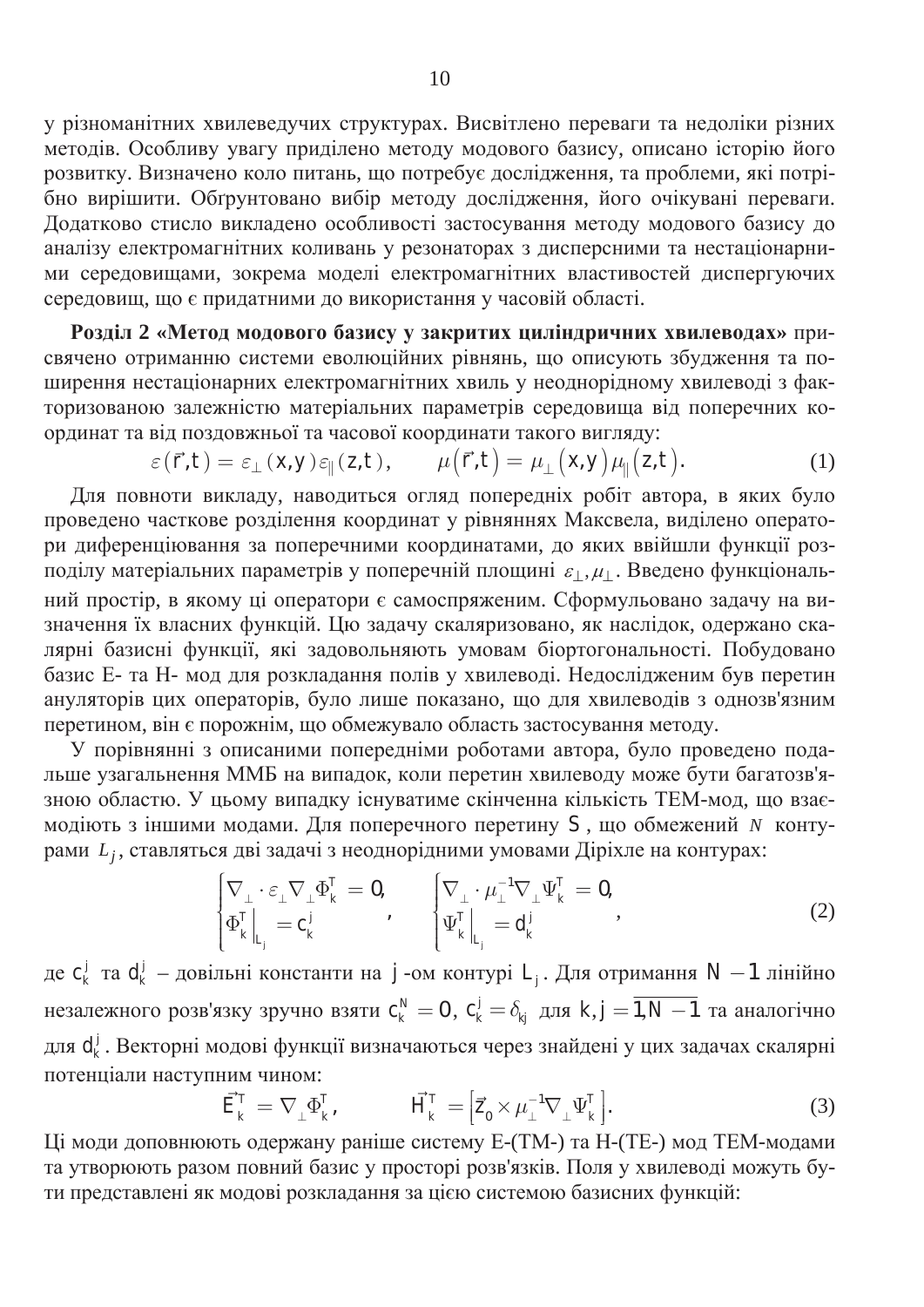у різноманітних хвилеведучих структурах. Висвітлено переваги та недоліки різних методів. Особливу увагу приділено методу модового базису, описано історію його розвитку. Визначено коло питань, що потребує дослідження, та проблеми, які потрібно вирішити. Обґрунтовано вибір методу дослідження, його очікувані переваги. Додатково стисло викладено особливості застосування методу модового базису до аналізу електромагнітних коливань у резонаторах з дисперсними та нестаціонарними середовищами, зокрема моделі електромагнітних властивостей диспергуючих середовищ, що є придатними до використання у часовій області.

**Розділ 2 «Метод модового базису у закритих циліндричних хвилеводах»** присвячено отриманню системи еволюційних рівнянь, що описують збудження та поширення нестаціонарних електромагнітних хвиль у неоднорідному хвилеводі з факторизованою залежністю матеріальних параметрів середовища від поперечних координат та від поздовжньої та часової координати такого вигляду:

$$\varepsilon(\vec{r},t) = \varepsilon_{\perp}(x,y)\varepsilon_{\parallel}(z,t), \qquad \mu(\vec{r},t) = \mu_{\perp}(x,y)\mu_{\parallel}(z,t). \tag{1}$$

Для повноти викладу, наводиться огляд попередніх робіт автора, в яких було проведено часткове розділення координат у рівняннях Максвела, виділено оператори диференціювання за поперечними координатами, до яких ввійшли функції розподілу матеріальних параметрів у поперечній площині $\varepsilon_{\perp},\mu_{\perp}$. Введено функціональний простір, в якому ці оператори є самоспряженим. Сформульовано задачу на визначення їх власних функцій. Цю задачу скаляризовано, як наслідок, одержано скалярні базисні функції, які задовольняють умовам біортогональності. Побудовано базис Е- та Н- мод для розкладання полів у хвилеводі. Недослідженим був перетин ануляторів цих операторів, було лише показано, що для хвилеводів з однозв'язним перетином, він є порожнім, що обмежувало область застосування методу.

У порівнянні з описаними попередніми роботами автора, було проведено подальше узагальнення ММБ на випадок, коли перетин хвилеводу може бути багатозв'язною областю. У цьому випадку існуватиме скінченна кількість ТЕМ-мод, що взаємодіють з іншими модами. Для поперечного перетину $S$, що обмежений $N$ контурами $L_j$, ставляться дві задачі з неоднорідними умовами Діріхле на контурах:

$$\begin{cases} \nabla_{\perp}\cdot\varepsilon_{\perp}\nabla_{\perp}\Phi_k^{T} = 0, \\ \Phi_k^{T}\big|_{L_j} = c_k^{j} \end{cases}, \qquad \begin{cases} \nabla_{\perp}\cdot\mu_{\perp}^{-1}\nabla_{\perp}\Psi_k^{T} = 0, \\ \Psi_k^{T}\big|_{L_j} = d_k^{j} \end{cases}, \tag{2}$$

де $c_k^j$ та $d_k^j$ – довільні константи на $j$-ом контурі $L_j$. Для отримання $N-1$ лінійно незалежного розв'язку зручно взяти $c_k^N = 0$, $c_k^j = \delta_{kj}$ для $k,j = \overline{1,N-1}$ та аналогічно для $d_k^j$. Векторні модові функції визначаються через знайдені у цих задачах скалярні потенціали наступним чином:

$$\vec{E}_k^{T} = \nabla_{\perp}\Phi_k^{T}, \qquad \vec{H}_k^{T} = \left[\vec{z}_0 \times \mu_{\perp}^{-1}\nabla_{\perp}\Psi_k^{T}\right]. \tag{3}$$

Ці моди доповнюють одержану раніше систему Е-(ТМ-) та Н-(ТЕ-) мод ТЕМ-модами та утворюють разом повний базис у просторі розв'язків. Поля у хвилеводі можуть бути представлені як модові розкладання за цією системою базисних функцій: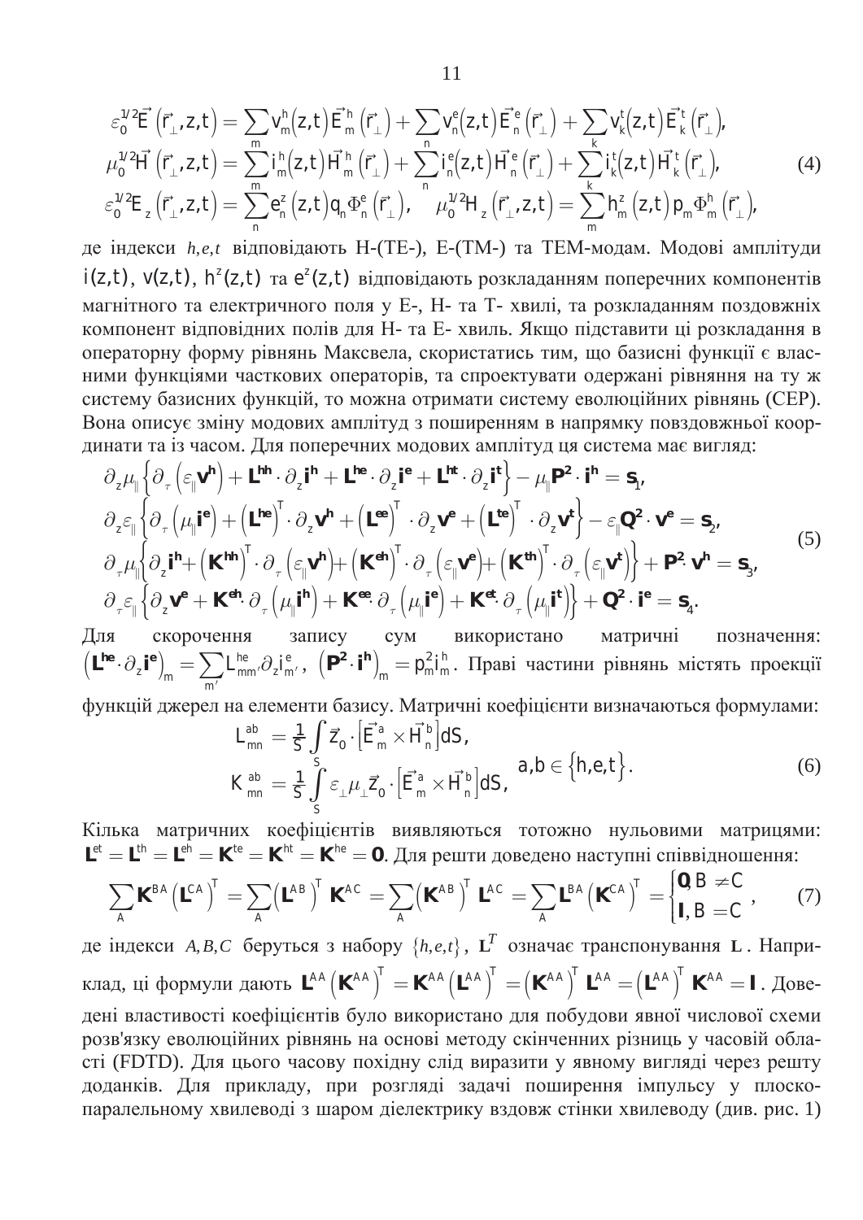$$
\begin{aligned}
&\varepsilon_0^{1/2}\vec{E}\left(\vec{r}_\perp,z,t\right)=\sum_m v_m^h(z,t)\vec{E}_m^h\left(\vec{r}_\perp\right)+\sum_n v_n^e(z,t)\vec{E}_n^e\left(\vec{r}_\perp\right)+\sum_k v_k^t(z,t)\vec{E}_k^t\left(\vec{r}_\perp\right),\\
&\mu_0^{1/2}\vec{H}\left(\vec{r}_\perp,z,t\right)=\sum_m i_m^h(z,t)\vec{H}_m^h\left(\vec{r}_\perp\right)+\sum_n i_n^e(z,t)\vec{H}_n^e\left(\vec{r}_\perp\right)+\sum_k i_k^t(z,t)\vec{H}_k^t\left(\vec{r}_\perp\right),\\
&\varepsilon_0^{1/2}E_z\left(\vec{r}_\perp,z,t\right)=\sum_n e_n^z(z,t)q_n\Phi_n^e\left(\vec{r}_\perp\right),\quad \mu_0^{1/2}H_z\left(\vec{r}_\perp,z,t\right)=\sum_m h_m^z(z,t)p_m\Phi_m^h\left(\vec{r}_\perp\right),
\end{aligned}
\tag{4}
$$

де індекси $h,e,t$ відповідають H-(TE-), E-(TM-) та TEM-модам. Модові амплітуди $i(z,t)$, $v(z,t)$, $h^z(z,t)$ та $e^z(z,t)$ відповідають розкладанням поперечних компонентів магнітного та електричного поля у E-, H- та T- хвилі, та розкладанням поздовжніх компонент відповідних полів для H- та E- хвиль. Якщо підставити ці розкладання в операторну форму рівнянь Максвела, скористатись тим, що базисні функції є власними функціями часткових операторів, та спроектувати одержані рівняння на ту ж систему базисних функцій, то можна отримати систему еволюційних рівнянь (СЕР). Вона описує зміну модових амплітуд з поширенням в напрямку повздовжньої координати та із часом. Для поперечних модових амплітуд ця система має вигляд:

$$
\begin{aligned}
&\partial_z\mu_\parallel\left\{\partial_\tau\left(\varepsilon_\parallel\mathbf{v^h}\right)+\mathbf{L^{hh}}\cdot\partial_z\mathbf{i^h}+\mathbf{L^{he}}\cdot\partial_z\mathbf{i^e}+\mathbf{L^{ht}}\cdot\partial_z\mathbf{i^t}\right\}-\mu_\parallel\mathbf{P^2}\cdot\mathbf{i^h}=\mathbf{S}_1,\\
&\partial_z\varepsilon_\parallel\left\{\partial_\tau\left(\mu_\parallel\mathbf{i^e}\right)+\left(\mathbf{L^{he}}\right)^T\cdot\partial_z\mathbf{v^h}+\left(\mathbf{L^{ee}}\right)^T\cdot\partial_z\mathbf{v^e}+\left(\mathbf{L^{te}}\right)^T\cdot\partial_z\mathbf{v^t}\right\}-\varepsilon_\parallel\mathbf{Q^2}\cdot\mathbf{v^e}=\mathbf{S}_2,\\
&\partial_\tau\mu_\parallel\left\{\partial_z\mathbf{i^h}+\left(\mathbf{K^{hh}}\right)^T\cdot\partial_\tau\left(\varepsilon_\parallel\mathbf{v^h}\right)+\left(\mathbf{K^{eh}}\right)^T\cdot\partial_\tau\left(\varepsilon_\parallel\mathbf{v^e}\right)+\left(\mathbf{K^{th}}\right)^T\cdot\partial_\tau\left(\varepsilon_\parallel\mathbf{v^t}\right)\right\}+\mathbf{P^2}\cdot\mathbf{v^h}=\mathbf{S}_3,\\
&\partial_\tau\varepsilon_\parallel\left\{\partial_z\mathbf{v^e}+\mathbf{K^{eh}}\cdot\partial_\tau\left(\mu_\parallel\mathbf{i^h}\right)+\mathbf{K^{ee}}\cdot\partial_\tau\left(\mu_\parallel\mathbf{i^e}\right)+\mathbf{K^{et}}\cdot\partial_\tau\left(\mu_\parallel\mathbf{i^t}\right)\right\}+\mathbf{Q^2}\cdot\mathbf{i^e}=\mathbf{S}_4.
\end{aligned}
\tag{5}
$$

Для скорочення запису сум використано матричні позначення: $\left(\mathbf{L^{he}}\cdot\partial_z\mathbf{i^e}\right)_m=\sum_{m'}L^{he}_{mm'}\partial_z i^e_{m'}$, $\left(\mathbf{P^2}\cdot\mathbf{i^h}\right)_m=p_m^2 i_m^h$. Праві частини рівнянь містять проекції функцій джерел на елементи базису. Матричні коефіцієнти визначаються формулами:

$$
\begin{aligned}
&L^{ab}_{mn}=\frac{1}{S}\int_S\vec{z}_0\cdot\left[\vec{E}^a_m\times\vec{H}^b_n\right]dS,\\
&K^{ab}_{mn}=\frac{1}{S}\int_S\varepsilon_\perp\mu_\perp\vec{z}_0\cdot\left[\vec{E}^a_m\times\vec{H}^b_n\right]dS,
\end{aligned}
\quad a,b\in\{h,e,t\}.
\tag{6}
$$

Кілька матричних коефіцієнтів виявляються тотожно нульовими матрицями: $\mathbf{L}^{et}=\mathbf{L}^{th}=\mathbf{L}^{eh}=\mathbf{K}^{te}=\mathbf{K}^{ht}=\mathbf{K}^{he}=\mathbf{0}$. Для решти доведено наступні співвідношення:

$$
\sum_A\mathbf{K}^{BA}\left(\mathbf{L}^{CA}\right)^T=\sum_A\left(\mathbf{L}^{AB}\right)^T\mathbf{K}^{AC}=\sum_A\left(\mathbf{K}^{AB}\right)^T\mathbf{L}^{AC}=\sum_A\mathbf{L}^{BA}\left(\mathbf{K}^{CA}\right)^T=\begin{cases}\mathbf{0}, B\neq C\\ \mathbf{I}, B=C\end{cases},
\tag{7}
$$

де індекси $A,B,C$ беруться з набору $\{h,e,t\}$, $\mathbf{L}^T$ означає транспонування $\mathbf{L}$. Наприклад, ці формули дають $\mathbf{L}^{AA}\left(\mathbf{K}^{AA}\right)^T=\mathbf{K}^{AA}\left(\mathbf{L}^{AA}\right)^T=\left(\mathbf{K}^{AA}\right)^T\mathbf{L}^{AA}=\left(\mathbf{L}^{AA}\right)^T\mathbf{K}^{AA}=\mathbf{I}$. Доведені властивості коефіцієнтів було використано для побудови явної числової схеми розв'язку еволюційних рівнянь на основі методу скінченних різниць у часовій області (FDTD). Для цього часову похідну слід виразити у явному вигляді через решту доданків. Для прикладу, при розгляді задачі поширення імпульсу у плоско-паралельному хвилеводі з шаром діелектрику вздовж стінки хвилеводу (див. рис. 1)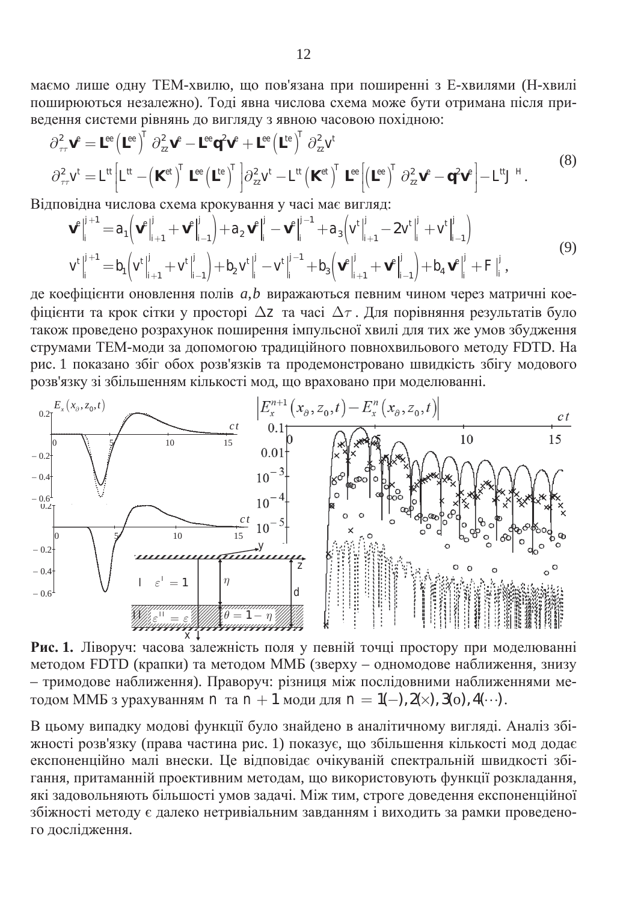маємо лише одну ТЕМ-хвилю, що пов'язана при поширенні з Е-хвилями (Н-хвилі поширюються незалежно). Тоді явна числова схема може бути отримана після приведення системи рівнянь до вигляду з явною часовою похідною:

$$
\begin{aligned}
\partial_{\tau\tau}^2 \mathbf{v}^e &= \mathbf{L}^{ee}\left(\mathbf{L}^{ee}\right)^T \partial_{zz}^2 \mathbf{v}^e - \mathbf{L}^{ee}\mathbf{q}^2\mathbf{v}^e + \mathbf{L}^{ee}\left(\mathbf{L}^{te}\right)^T \partial_{zz}^2 v^t \\
\partial_{\tau\tau}^2 v^t &= L^{tt}\left[L^{tt} - \left(\mathbf{K}^{et}\right)^T \mathbf{L}^{ee}\left(\mathbf{L}^{te}\right)^T\right]\partial_{zz}^2 v^t - L^{tt}\left(\mathbf{K}^{et}\right)^T \mathbf{L}^{ee}\left[\left(\mathbf{L}^{ee}\right)^T \partial_{zz}^2 \mathbf{v}^e - \mathbf{q}^2\mathbf{v}^e\right] - L^{tt} J^{\,H}.
\end{aligned}
\tag{8}
$$

Відповідна числова схема крокування у часі має вигляд:

$$
\begin{aligned}
\mathbf{v}^e\Big|_i^{j+1} &= a_1\left(\mathbf{v}^e\Big|_{i+1}^j + \mathbf{v}^e\Big|_{i-1}^j\right) + a_2\,\mathbf{v}^e\Big|_i^j - \mathbf{v}^e\Big|_i^{j-1} + a_3\left(v^t\Big|_{i+1}^j - 2v^t\Big|_i^j + v^t\Big|_{i-1}^j\right) \\
v^t\Big|_i^{j+1} &= b_1\left(v^t\Big|_{i+1}^j + v^t\Big|_{i-1}^j\right) + b_2\,v^t\Big|_i^j - v^t\Big|_i^{j-1} + b_3\left(\mathbf{v}^e\Big|_{i+1}^j + \mathbf{v}^e\Big|_{i-1}^j\right) + b_4\,\mathbf{v}^e\Big|_i^j + F\Big|_i^j,
\end{aligned}
\tag{9}
$$

де коефіцієнти оновлення полів $a, b$ виражаються певним чином через матричні коефіцієнти та крок сітки у просторі $\Delta z$ та часі $\Delta\tau$. Для порівняння результатів було також проведено розрахунок поширення імпульсної хвилі для тих же умов збудження струмами ТЕМ-моди за допомогою традиційного повнохвильового методу FDTD. На рис. 1 показано збіг обох розв'язків та продемонстровано швидкість збігу модового розв'язку зі збільшенням кількості мод, що враховано при моделюванні.

$E_x(x_\partial, z_0, t)$
0.2
0 5 10 15 $ct$
−0.2
−0.4
−0.6
0.2
0 5 10 15 $ct$
−0.2
−0.4
−0.6
y
z
I $\varepsilon^I = 1$
$\eta$
d
II $\varepsilon^{II} = \varepsilon$
$\theta = 1 - \eta$
x

$\left|E_x^{n+1}(x_\partial, z_0, t) - E_x^n(x_\partial, z_0, t)\right|$
$ct$
0.1 0 5 10 15
0.01
$10^{-3}$
$10^{-4}$
$10^{-5}$

**Рис. 1.** Ліворуч: часова залежність поля у певній точці простору при моделюванні методом FDTD (крапки) та методом ММБ (зверху – одномодове наближення, знизу – тримодове наближення). Праворуч: різниця між послідовними наближеннями методом ММБ з урахуванням $n$ та $n+1$ моди для $n = 1(-), 2(\times), 3(\text{o}), 4(\cdots)$.

В цьому випадку модові функції було знайдено в аналітичному вигляді. Аналіз збіжності розв'язку (права частина рис. 1) показує, що збільшення кількості мод додає експоненційно малі внески. Це відповідає очікуваній спектральній швидкості збігання, притаманній проективним методам, що використовують функції розкладання, які задовольняють більшості умов задачі. Між тим, строге доведення експоненційної збіжності методу є далеко нетривіальним завданням і виходить за рамки проведеного дослідження.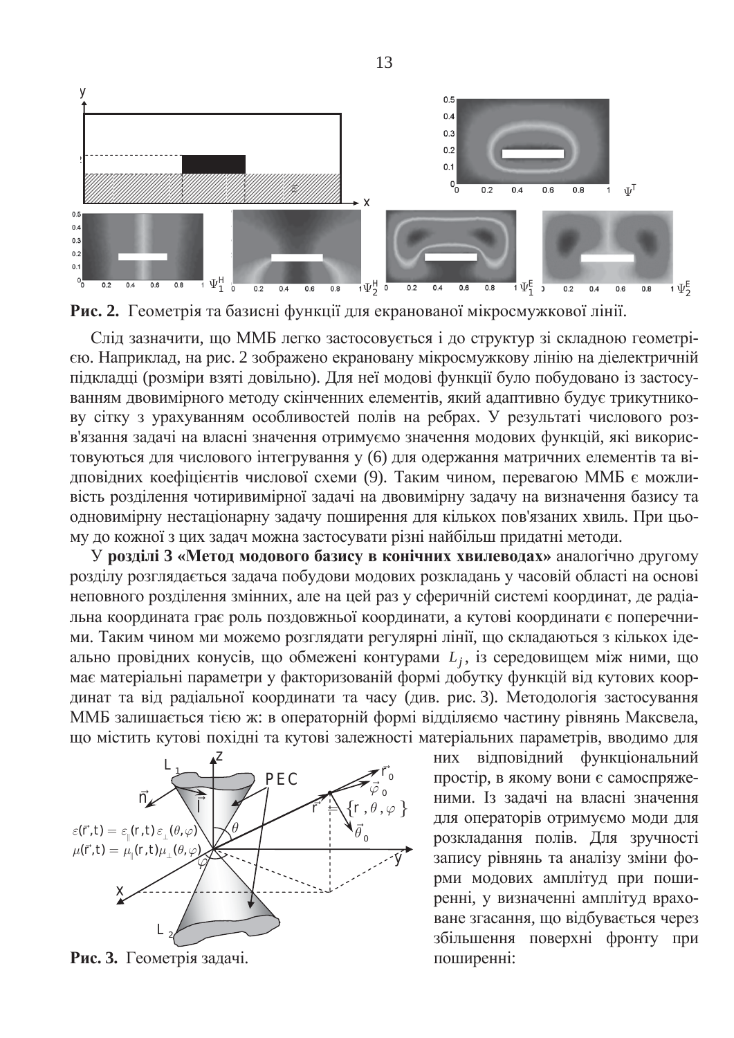**Рис. 2.** Геометрія та базисні функції для екранованої мікросмужкової лінії.

Слід зазначити, що ММБ легко застосовується і до структур зі складною геометрією. Наприклад, на рис. 2 зображено екрановану мікросмужкову лінію на діелектричній підкладці (розміри взяті довільно). Для неї модові функції було побудовано із застосуванням двовимірного методу скінченних елементів, який адаптивно будує трикутникову сітку з урахуванням особливостей полів на ребрах. У результаті числового розв'язання задачі на власні значення отримуємо значення модових функцій, які використовуються для числового інтегрування у (6) для одержання матричних елементів та відповідних коефіцієнтів числової схеми (9). Таким чином, перевагою ММБ є можливість розділення чотиривимірної задачі на двовимірну задачу на визначення базису та одновимірну нестаціонарну задачу поширення для кількох пов'язаних хвиль. При цьому до кожної з цих задач можна застосувати різні найбільш придатні методи.

У **розділі 3 «Метод модового базису в конічних хвилеводах»** аналогічно другому розділу розглядається задача побудови модових розкладань у часовій області на основі неповного розділення змінних, але на цей раз у сферичній системі координат, де радіальна координата грає роль поздовжньої координати, а кутові координати є поперечними. Таким чином ми можемо розглядати регулярні лінії, що складаються з кількох ідеально провідних конусів, що обмежені контурами $L_j$, із середовищем між ними, що має матеріальні параметри у факторизованій формі добутку функцій від кутових координат та від радіальної координати та часу (див. рис. 3). Методологія застосування ММБ залишається тією ж: в операторній формі відділяємо частину рівнянь Максвела, що містить кутові похідні та кутові залежності матеріальних параметрів, вводимо для них відповідний функціональний простір, в якому вони є самоспряженими. Із задачі на власні значення для операторів отримуємо моди для розкладання полів. Для зручності запису рівнянь та аналізу зміни форми модових амплітуд при поширенні, у визначенні амплітуд враховане згасання, що відбувається через збільшення поверхні фронту при поширенні:

**Рис. 3.** Геометрія задачі.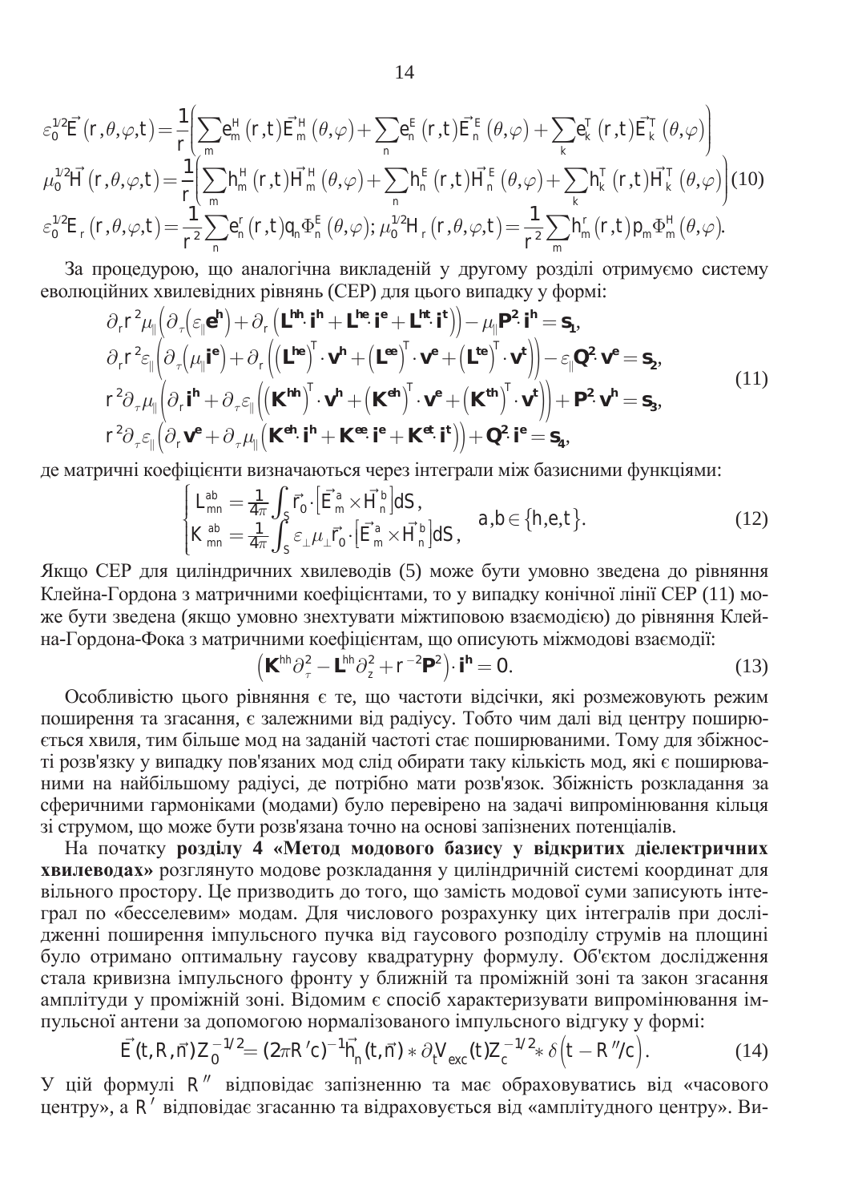$$\varepsilon_0^{1/2}\vec{E}(r,\theta,\varphi,t)=\frac{1}{r}\left(\sum_m e_m^H(r,t)\vec{E}_m^H(\theta,\varphi)+\sum_n e_n^E(r,t)\vec{E}_n^E(\theta,\varphi)+\sum_k e_k^T(r,t)\vec{E}_k^T(\theta,\varphi)\right)$$

$$\mu_0^{1/2}\vec{H}(r,\theta,\varphi,t)=\frac{1}{r}\left(\sum_m h_m^H(r,t)\vec{H}_m^H(\theta,\varphi)+\sum_n h_n^E(r,t)\vec{H}_n^E(\theta,\varphi)+\sum_k h_k^T(r,t)\vec{H}_k^T(\theta,\varphi)\right) \quad (10)$$

$$\varepsilon_0^{1/2}E_r(r,\theta,\varphi,t)=\frac{1}{r^2}\sum_n e_n^r(r,t)q_n\Phi_n^E(\theta,\varphi);\ \mu_0^{1/2}H_r(r,\theta,\varphi,t)=\frac{1}{r^2}\sum_m h_m^r(r,t)p_m\Phi_m^H(\theta,\varphi).$$

За процедурою, що аналогічна викладеній у другому розділі отримуємо систему еволюційних хвилевідних рівнянь (СЕР) для цього випадку у формі:

$$\begin{aligned}
&\partial_r r^2\mu_\parallel\left(\partial_\tau\left(\varepsilon_\parallel \mathbf{e^h}\right)+\partial_r\left(\mathbf{L^{hh}}\cdot\mathbf{i^h}+\mathbf{L^{he}}\cdot\mathbf{i^e}+\mathbf{L^{ht}}\cdot\mathbf{i^t}\right)\right)-\mu_\parallel\mathbf{P^2}\cdot\mathbf{i^h}=\mathbf{s_1},\\
&\partial_r r^2\varepsilon_\parallel\left(\partial_\tau\left(\mu_\parallel\mathbf{i^e}\right)+\partial_r\left(\left(\mathbf{L^{he}}\right)^T\cdot\mathbf{v^h}+\left(\mathbf{L^{ee}}\right)^T\cdot\mathbf{v^e}+\left(\mathbf{L^{te}}\right)^T\cdot\mathbf{v^t}\right)\right)-\varepsilon_\parallel\mathbf{Q^2}\cdot\mathbf{v^e}=\mathbf{s_2},\\
&r^2\partial_\tau\mu_\parallel\left(\partial_r\mathbf{i^h}+\partial_\tau\varepsilon_\parallel\left(\left(\mathbf{K^{hh}}\right)^T\cdot\mathbf{v^h}+\left(\mathbf{K^{eh}}\right)^T\cdot\mathbf{v^e}+\left(\mathbf{K^{th}}\right)^T\cdot\mathbf{v^t}\right)\right)+\mathbf{P^2}\cdot\mathbf{v^h}=\mathbf{s_3},\\
&r^2\partial_\tau\varepsilon_\parallel\left(\partial_r\mathbf{v^e}+\partial_\tau\mu_\parallel\left(\mathbf{K^{eh}}\cdot\mathbf{i^h}+\mathbf{K^{ee}}\cdot\mathbf{i^e}+\mathbf{K^{et}}\cdot\mathbf{i^t}\right)\right)+\mathbf{Q^2}\cdot\mathbf{i^e}=\mathbf{s_4},
\end{aligned} \quad (11)$$

де матричні коефіцієнти визначаються через інтеграли між базисними функціями:

$$\begin{cases} L_{mn}^{ab}=\frac{1}{4\pi}\int_S \vec{r}_0\cdot\left[\vec{E}_m^a\times\vec{H}_n^b\right]dS, \\ K_{mn}^{ab}=\frac{1}{4\pi}\int_S \varepsilon_\perp\mu_\perp\vec{r}_0\cdot\left[\vec{E}_m^a\times\vec{H}_n^b\right]dS, \end{cases} \quad a,b\in\{h,e,t\}. \quad (12)$$

Якщо СЕР для циліндричних хвилеводів (5) може бути умовно зведена до рівняння Клейна-Гордона з матричними коефіцієнтами, то у випадку конічної лінії СЕР (11) може бути зведена (якщо умовно знехтувати міжтиповою взаємодією) до рівняння Клейна-Гордона-Фока з матричними коефіцієнтам, що описують міжмодові взаємодії:

$$\left(\mathbf{K}^{hh}\partial_\tau^2-\mathbf{L}^{hh}\partial_z^2+r^{-2}\mathbf{P}^2\right)\cdot\mathbf{i^h}=0. \quad (13)$$

Особливістю цього рівняння є те, що частоти відсічки, які розмежовують режим поширення та згасання, є залежними від радіусу. Тобто чим далі від центру поширюється хвиля, тим більше мод на заданій частоті стає поширюваними. Тому для збіжності розв'язку у випадку пов'язаних мод слід обирати таку кількість мод, які є поширюваними на найбільшому радіусі, де потрібно мати розв'язок. Збіжність розкладання за сферичними гармоніками (модами) було перевірено на задачі випромінювання кільця зі струмом, що може бути розв'язана точно на основі запізнених потенціалів.

На початку **розділу 4 «Метод модового базису у відкритих діелектричних хвилеводах»** розглянуто модове розкладання у циліндричній системі координат для вільного простору. Це призводить до того, що замість модової суми записують інтеграл по «бесселевим» модам. Для числового розрахунку цих інтегралів при дослідженні поширення імпульсного пучка від гаусового розподілу струмів на площині було отримано оптимальну гаусову квадратурну формулу. Об'єктом дослідження стала кривизна імпульсного фронту у ближній та проміжній зоні та закон згасання амплітуди у проміжній зоні. Відомим є спосіб характеризувати випромінювання імпульсної антени за допомогою нормалізованого імпульсного відгуку у формі:

$$\vec{E}(t,R,\vec{n})Z_0^{-1/2}=(2\pi R'c)^{-1}\vec{h}_n(t,\vec{n})*\partial_t V_{exc}(t)Z_c^{-1/2}*\delta\left(t-R''/c\right). \quad (14)$$

У цій формулі $R''$ відповідає запізненню та має обраховуватись від «часового центру», а $R'$ відповідає згасанню та відраховується від «амплітудного центру». Ви-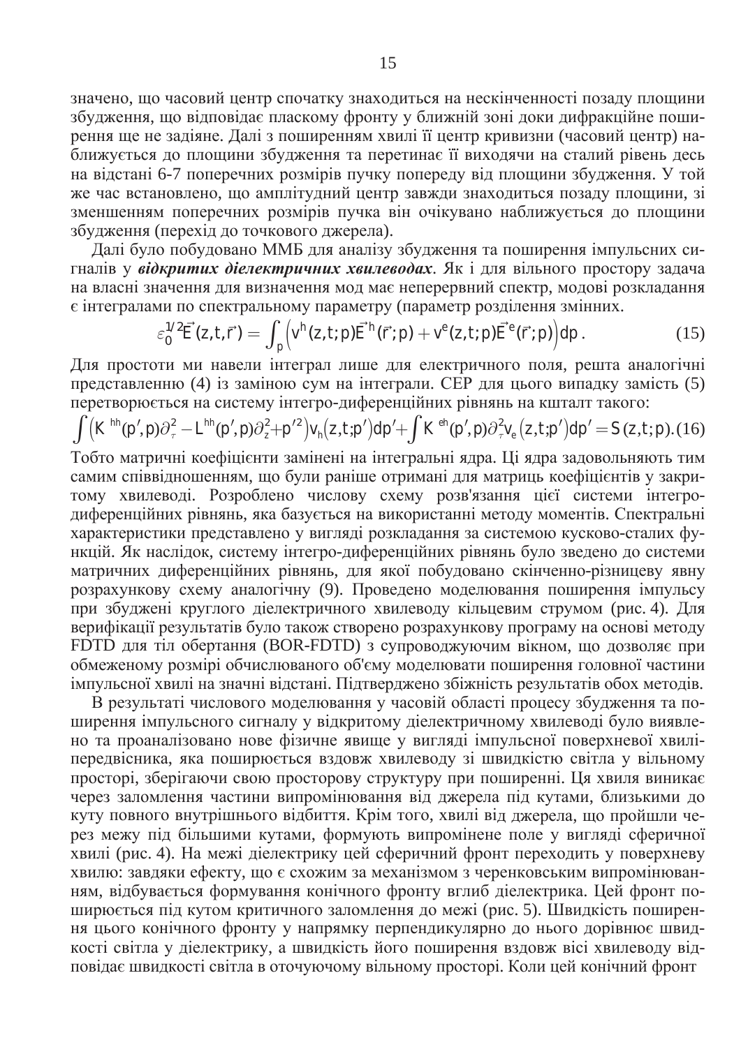значено, що часовий центр спочатку знаходиться на нескінченності позаду площини збудження, що відповідає пласкому фронту у ближній зоні доки дифракційне поширення ще не задіяне. Далі з поширенням хвилі її центр кривизни (часовий центр) наближується до площини збудження та перетинає її виходячи на сталий рівень десь на відстані 6-7 поперечних розмірів пучку попереду від площини збудження. У той же час встановлено, що амплітудний центр завжди знаходиться позаду площини, зі зменшенням поперечних розмірів пучка він очікувано наближується до площини збудження (перехід до точкового джерела).

Далі було побудовано ММБ для аналізу збудження та поширення імпульсних сигналів у ***відкритих діелектричних хвилеводах***. Як і для вільного простору задача на власні значення для визначення мод має неперервний спектр, модові розкладання є інтегралами по спектральному параметру (параметр розділення змінних.

$$\varepsilon_0^{1/2}\vec{E}(z,t,\vec{r}) = \int_p \left( v^h(z,t;p)\vec{E}^h(\vec{r};p) + v^e(z,t;p)\vec{E}^e(\vec{r};p) \right) dp\,. \tag{15}$$

Для простоти ми навели інтеграл лише для електричного поля, решта аналогічні представленню (4) із заміною сум на інтеграли. СЕР для цього випадку замість (5) перетворюється на систему інтегро-диференційних рівнянь на кшталт такого:

$$\int \left( K^{hh}(p',p)\partial_\tau^2 - L^{hh}(p',p)\partial_z^2 + p'^2 \right) v_h(z,t;p')dp' + \int K^{eh}(p',p)\partial_\tau^2 v_e(z,t;p')dp' = S(z,t;p). \tag{16}$$

Тобто матричні коефіцієнти замінені на інтегральні ядра. Ці ядра задовольняють тим самим співвідношенням, що були раніше отримані для матриць коефіцієнтів у закритому хвилеводі. Розроблено числову схему розв'язання цієї системи інтегро-диференційних рівнянь, яка базується на використанні методу моментів. Спектральні характеристики представлено у вигляді розкладання за системою кусково-сталих функцій. Як наслідок, систему інтегро-диференційних рівнянь було зведено до системи матричних диференційних рівнянь, для якої побудовано скінченно-різницеву явну розрахункову схему аналогічну (9). Проведено моделювання поширення імпульсу при збуджені круглого діелектричного хвилеводу кільцевим струмом (рис. 4). Для верифікації результатів було також створено розрахункову програму на основі методу FDTD для тіл обертання (BOR-FDTD) з супроводжуючим вікном, що дозволяє при обмеженому розмірі обчислюваного об'єму моделювати поширення головної частини імпульсної хвилі на значні відстані. Підтверджено збіжність результатів обох методів.

В результаті числового моделювання у часовій області процесу збудження та поширення імпульсного сигналу у відкритому діелектричному хвилеводі було виявлено та проаналізовано нове фізичне явище у вигляді імпульсної поверхневої хвилі-передвісника, яка поширюється вздовж хвилеводу зі швидкістю світла у вільному просторі, зберігаючи свою просторову структуру при поширенні. Ця хвиля виникає через заломлення частини випромінювання від джерела під кутами, близькими до куту повного внутрішнього відбиття. Крім того, хвилі від джерела, що пройшли через межу під більшими кутами, формують випромінене поле у вигляді сферичної хвилі (рис. 4). На межі діелектрику цей сферичний фронт переходить у поверхневу хвилю: завдяки ефекту, що є схожим за механізмом з черенковським випромінюванням, відбувається формування конічного фронту вглиб діелектрика. Цей фронт поширюється під кутом критичного заломлення до межі (рис. 5). Швидкість поширення цього конічного фронту у напрямку перпендикулярно до нього дорівнює швидкості світла у діелектрику, а швидкість його поширення вздовж вісі хвилеводу відповідає швидкості світла в оточуючому вільному просторі. Коли цей конічний фронт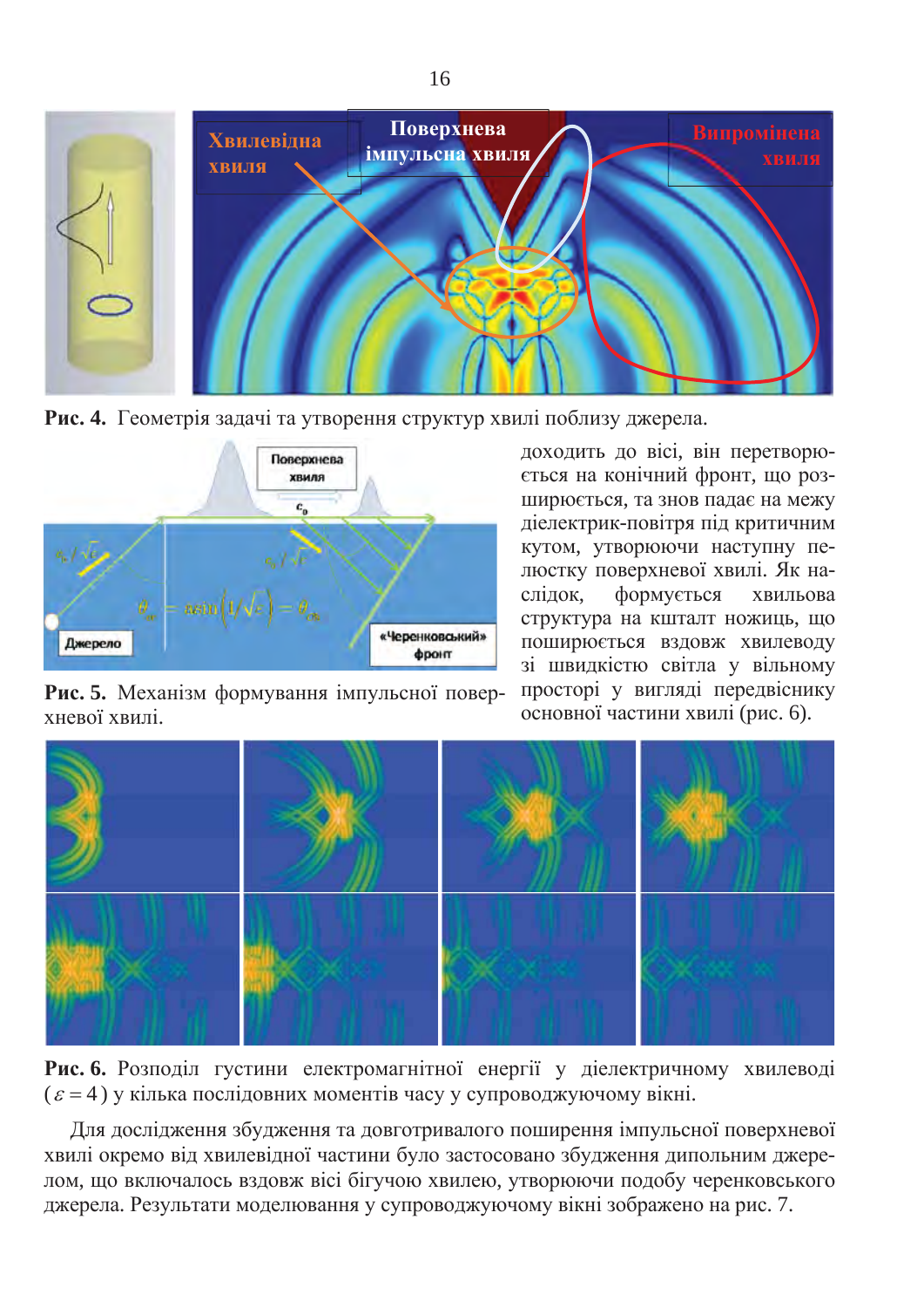**Рис. 4.** Геометрія задачі та утворення структур хвилі поблизу джерела.

**Рис. 5.** Механізм формування імпульсної поверхневої хвилі.

доходить до вісі, він перетворюється на конічний фронт, що розширюється, та знов падає на межу діелектрик-повітря під критичним кутом, утворюючи наступну пелюстку поверхневої хвилі. Як наслідок, формується хвильова структура на кшталт ножиць, що поширюється вздовж хвилеводу зі швидкістю світла у вільному просторі у вигляді передвіснику основної частини хвилі (рис. 6).

**Рис. 6.** Розподіл густини електромагнітної енергії у діелектричному хвилеводі ($\varepsilon = 4$) у кілька послідовних моментів часу у супроводжуючому вікні.

Для дослідження збудження та довготривалого поширення імпульсної поверхневої хвилі окремо від хвилевідної частини було застосовано збудження дипольним джерелом, що включалось вздовж вісі бігучою хвилею, утворюючи подобу черенковського джерела. Результати моделювання у супроводжуючому вікні зображено на рис. 7.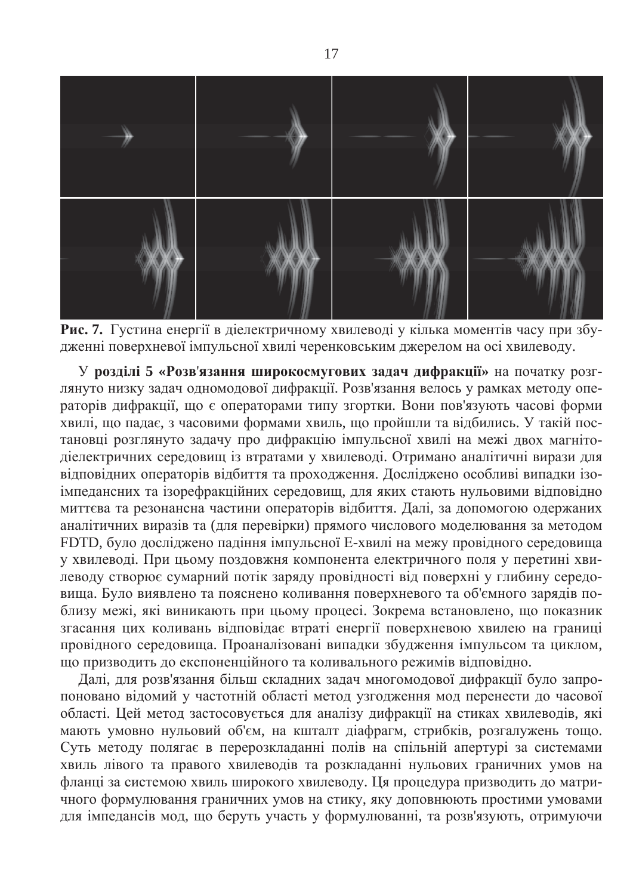**Рис. 7.** Густина енергії в діелектричному хвилеводі у кілька моментів часу при збудженні поверхневої імпульсної хвилі черенковським джерелом на осі хвилеводу.

У **розділі 5 «Розв'язання широкосмугових задач дифракції»** на початку розглянуто низку задач одномодової дифракції. Розв'язання велось у рамках методу операторів дифракції, що є операторами типу згортки. Вони пов'язують часові форми хвилі, що падає, з часовими формами хвиль, що пройшли та відбились. У такій постановці розглянуто задачу про дифракцію імпульсної хвилі на межі двох магнітодіелектричних середовищ із втратами у хвилеводі. Отримано аналітичні вирази для відповідних операторів відбиття та проходження. Досліджено особливі випадки ізоімпедансних та ізорефракційних середовищ, для яких стають нульовими відповідно миттєва та резонансна частини операторів відбиття. Далі, за допомогою одержаних аналітичних виразів та (для перевірки) прямого числового моделювання за методом FDTD, було досліджено падіння імпульсної E-хвилі на межу провідного середовища у хвилеводі. При цьому поздовжня компонента електричного поля у перетині хвилеводу створює сумарний потік заряду провідності від поверхні у глибину середовища. Було виявлено та пояснено коливання поверхневого та об'ємного зарядів поблизу межі, які виникають при цьому процесі. Зокрема встановлено, що показник згасання цих коливань відповідає втраті енергії поверхневою хвилею на границі провідного середовища. Проаналізовані випадки збудження імпульсом та циклом, що призводить до експоненційного та коливального режимів відповідно.

Далі, для розв'язання більш складних задач многомодової дифракції було запропоновано відомий у частотній області метод узгодження мод перенести до часової області. Цей метод застосовується для аналізу дифракції на стиках хвилеводів, які мають умовно нульовий об'єм, на кшталт діафрагм, стрибків, розгалужень тощо. Суть методу полягає в перерозкладанні полів на спільній апертурі за системами хвиль лівого та правого хвилеводів та розкладанні нульових граничних умов на фланці за системою хвиль широкого хвилеводу. Ця процедура призводить до матричного формулювання граничних умов на стику, яку доповнюють простими умовами для імпедансів мод, що беруть участь у формулюванні, та розв'язують, отримуючи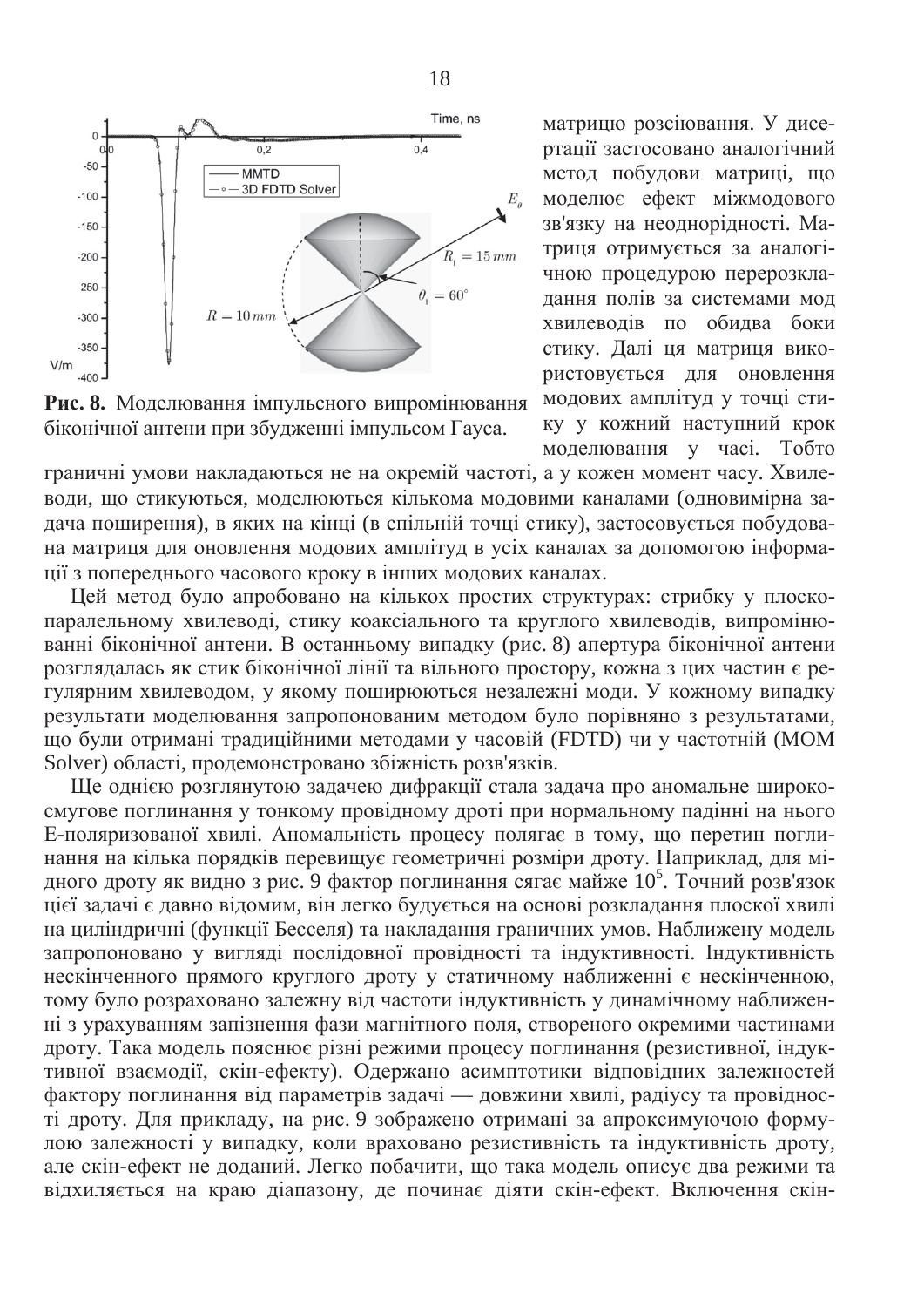Time, ns

0

0,0

0,2

0,4

-50

-100

-150

-200

-250

-300

-350

V/m

-400

MMTD

3D FDTD Solver

$E_\theta$

$R_1 = 15\,mm$

$\theta_1 = 60°$

$R = 10\,mm$

**Рис. 8.** Моделювання імпульсного випромінювання біконічної антени при збудженні імпульсом Гауса.

матрицю розсіювання. У дисертації застосовано аналогічний метод побудови матриці, що моделює ефект міжмодового зв'язку на неоднорідності. Матриця отримується за аналогічною процедурою перерозкладання полів за системами мод хвилеводів по обидва боки стику. Далі ця матриця використовується для оновлення модових амплітуд у точці стику у кожний наступний крок моделювання у часі. Тобто граничні умови накладаються не на окремій частоті, а у кожен момент часу. Хвилеводи, що стикуються, моделюються кількома модовими каналами (одновимірна задача поширення), в яких на кінці (в спільній точці стику), застосовується побудована матриця для оновлення модових амплітуд в усіх каналах за допомогою інформації з попереднього часового кроку в інших модових каналах.

Цей метод було апробовано на кількох простих структурах: стрибку у плоско-паралельному хвилеводі, стику коаксіального та круглого хвилеводів, випромінюванні біконічної антени. В останньому випадку (рис. 8) апертура біконічної антени розглядалась як стик біконічної лінії та вільного простору, кожна з цих частин є регулярним хвилеводом, у якому поширюються незалежні моди. У кожному випадку результати моделювання запропонованим методом було порівняно з результатами, що були отримані традиційними методами у часовій (FDTD) чи у частотній (MOM Solver) області, продемонстровано збіжність розв'язків.

Ще однією розглянутою задачею дифракції стала задача про аномальне широкосмугове поглинання у тонкому провідному дроті при нормальному падінні на нього E-поляризованої хвилі. Аномальність процесу полягає в тому, що перетин поглинання на кілька порядків перевищує геометричні розміри дроту. Наприклад, для мідного дроту як видно з рис. 9 фактор поглинання сягає майже $10^5$. Точний розв'язок цієї задачі є давно відомим, він легко будується на основі розкладання плоскої хвилі на циліндричні (функції Бесселя) та накладання граничних умов. Наближену модель запропоновано у вигляді послідовної провідності та індуктивності. Індуктивність нескінченного прямого круглого дроту у статичному наближенні є нескінченною, тому було розраховано залежну від частоти індуктивність у динамічному наближенні з урахуванням запізнення фази магнітного поля, створеного окремими частинами дроту. Така модель пояснює різні режими процесу поглинання (резистивної, індуктивної взаємодії, скін-ефекту). Одержано асимптотики відповідних залежностей фактору поглинання від параметрів задачі — довжини хвилі, радіусу та провідності дроту. Для прикладу, на рис. 9 зображено отримані за апроксимуючою формулою залежності у випадку, коли враховано резистивність та індуктивність дроту, але скін-ефект не доданий. Легко побачити, що така модель описує два режими та відхиляється на краю діапазону, де починає діяти скін-ефект. Включення скін-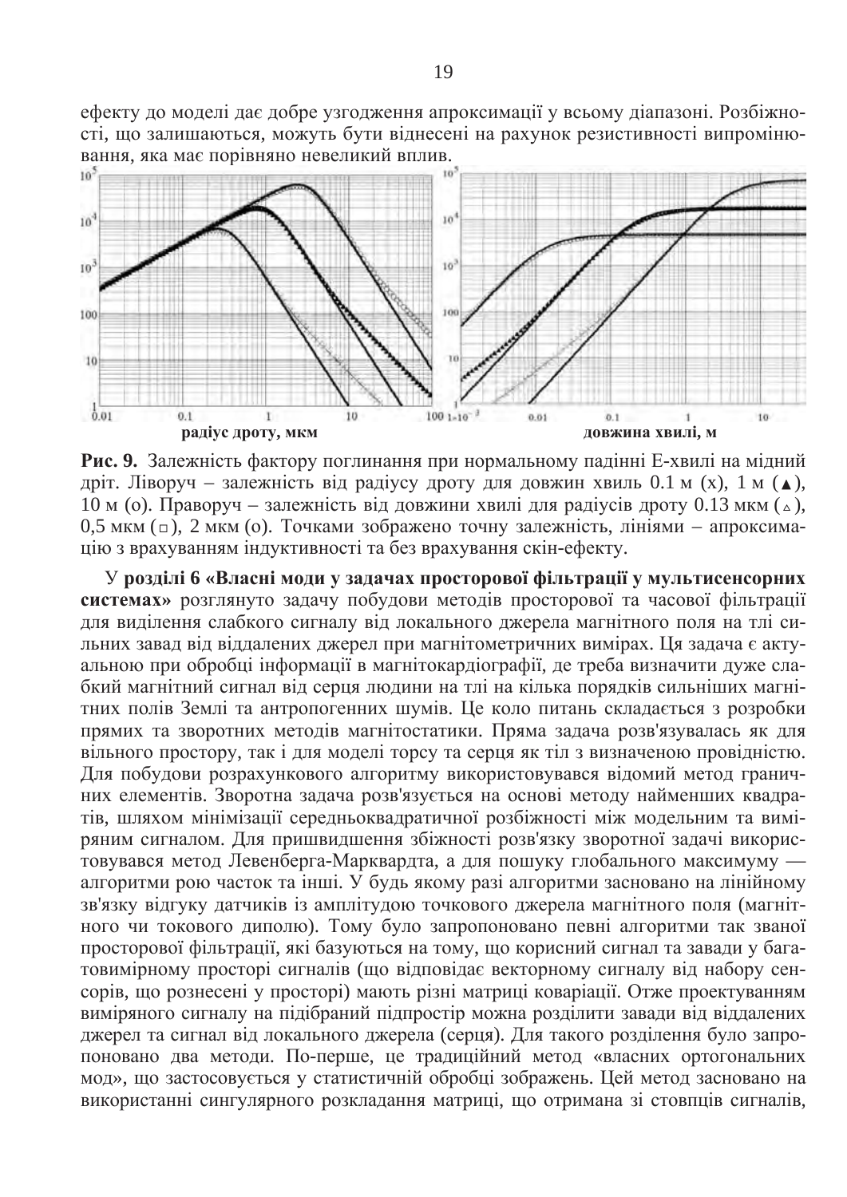ефекту до моделі дає добре узгодження апроксимації у всьому діапазоні. Розбіжності, що залишаються, можуть бути віднесені на рахунок резистивності випромінювання, яка має порівняно невеликий вплив.

$10^5$
$10^4$
$10^3$
100
10
1
0.01
0.1
1
10
100
радіус дроту, мкм

$10^5$
$10^4$
$10^3$
100
10
1
$1\cdot10^{-3}$
0.01
0.1
1
10
довжина хвилі, м

**Рис. 9.** Залежність фактору поглинання при нормальному падінні Е-хвилі на мідний дріт. Ліворуч – залежність від радіусу дроту для довжин хвиль 0.1 м (x), 1 м (▲), 10 м (o). Праворуч – залежність від довжини хвилі для радіусів дроту 0.13 мкм (△), 0,5 мкм (□), 2 мкм (o). Точками зображено точну залежність, лініями – апроксимацію з врахуванням індуктивності та без врахування скін-ефекту.

У **розділі 6 «Власні моди у задачах просторової фільтрації у мультисенсорних системах»** розглянуто задачу побудови методів просторової та часової фільтрації для виділення слабкого сигналу від локального джерела магнітного поля на тлі сильних завад від віддалених джерел при магнітометричних вимірах. Ця задача є актуальною при обробці інформації в магнітокардіографії, де треба визначити дуже слабкий магнітний сигнал від серця людини на тлі на кілька порядків сильніших магнітних полів Землі та антропогенних шумів. Це коло питань складається з розробки прямих та зворотних методів магнітостатики. Пряма задача розв'язувалась як для вільного простору, так і для моделі торсу та серця як тіл з визначеною провідністю. Для побудови розрахункового алгоритму використовувався відомий метод граничних елементів. Зворотна задача розв'язується на основі методу найменших квадратів, шляхом мінімізації середньоквадратичної розбіжності між модельним та виміряним сигналом. Для пришвидшення збіжності розв'язку зворотної задачі використовувався метод Левенберга-Марквардта, а для пошуку глобального максимуму — алгоритми рою часток та інші. У будь якому разі алгоритми засновано на лінійному зв'язку відгуку датчиків із амплітудою точкового джерела магнітного поля (магнітного чи токового диполю). Тому було запропоновано певні алгоритми так званої просторової фільтрації, які базуються на тому, що корисний сигнал та завади у багатовимірному просторі сигналів (що відповідає векторному сигналу від набору сенсорів, що рознесені у просторі) мають різні матриці коваріації. Отже проектуванням виміряного сигналу на підібраний підпростір можна розділити завади від віддалених джерел та сигнал від локального джерела (серця). Для такого розділення було запропоновано два методи. По-перше, це традиційний метод «власних ортогональних мод», що застосовується у статистичній обробці зображень. Цей метод засновано на використанні сингулярного розкладання матриці, що отримана зі стовпців сигналів,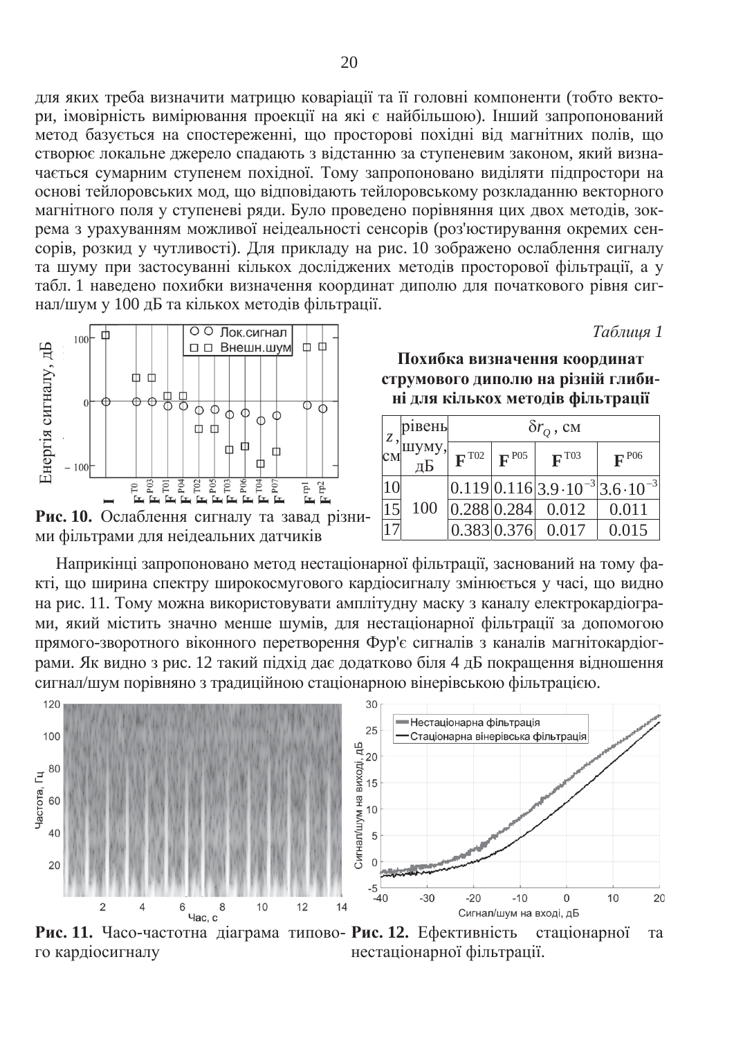для яких треба визначити матрицю коваріації та її головні компоненти (тобто вектори, імовірність вимірювання проекції на які є найбільшою). Інший запропонований метод базується на спостереженні, що просторові похідні від магнітних полів, що створює локальне джерело спадають з відстанню за ступеневим законом, який визначається сумарним ступенем похідної. Тому запропоновано виділяти підпростори на основі тейлоровських мод, що відповідають тейлоровському розкладанню векторного магнітного поля у ступеневі ряди. Було проведено порівняння цих двох методів, зокрема з урахуванням можливої неідеальності сенсорів (роз'юстирування окремих сенсорів, розкид у чутливості). Для прикладу на рис. 10 зображено ослаблення сигналу та шуму при застосуванні кількох досліджених методів просторової фільтрації, а у табл. 1 наведено похибки визначення координат диполю для початкового рівня сигнал/шум у 100 дБ та кількох методів фільтрації.

Енергія сигналу, дБ
100
0
– 100
Лок.сигнал
Внешн.шум
$\mathbf{I}$ $\mathbf{F}^{T0}$ $\mathbf{F}^{P03}$ $\mathbf{F}^{T01}$ $\mathbf{F}^{P04}$ $\mathbf{F}^{T02}$ $\mathbf{F}^{P05}$ $\mathbf{F}^{T03}$ $\mathbf{F}^{P06}$ $\mathbf{F}^{T04}$ $\mathbf{F}^{P07}$ $\mathbf{F}^{гр1}$ $\mathbf{F}^{гр2}$

**Рис. 10.** Ослаблення сигналу та завад різними фільтрами для неідеальних датчиків

*Таблиця 1*

**Похибка визначення координат струмового диполю на різній глибині для кількох методів фільтрації**

| $z$, см | рівень шуму, дБ | $\delta r_Q$, см | | | |
|---|---|---|---|---|---|
| | | $\mathbf{F}^{T02}$ | $\mathbf{F}^{P05}$ | $\mathbf{F}^{T03}$ | $\mathbf{F}^{P06}$ |
| 10 | 100 | 0.119 | 0.116 | $3.9\cdot10^{-3}$ | $3.6\cdot10^{-3}$ |
| 15 | | 0.288 | 0.284 | 0.012 | 0.011 |
| 17 | | 0.383 | 0.376 | 0.017 | 0.015 |

Наприкінці запропоновано метод нестаціонарної фільтрації, заснований на тому факті, що ширина спектру широкосмугового кардіосигналу змінюється у часі, що видно на рис. 11. Тому можна використовувати амплітудну маску з каналу електрокардіограми, який містить значно менше шумів, для нестаціонарної фільтрації за допомогою прямого-зворотного віконного перетворення Фур'є сигналів з каналів магнітокардіограми. Як видно з рис. 12 такий підхід дає додатково біля 4 дБ покращення відношення сигнал/шум порівняно з традиційною стаціонарною вінерівською фільтрацією.

Частота, Гц
120
100
80
60
40
20
2 4 6 8 10 12 14
Час, с

**Рис. 11.** Часо-частотна діаграма типового кардіосигналу

Сигнал/шум на виході, дБ
30
25
20
15
10
5
0
-5
-40 -30 -20 -10 0 10 20
Сигнал/шум на вході, дБ
Нестаціонарна фільтрація
Стаціонарна вінерівська фільтрація

**Рис. 12.** Ефективність стаціонарної та нестаціонарної фільтрації.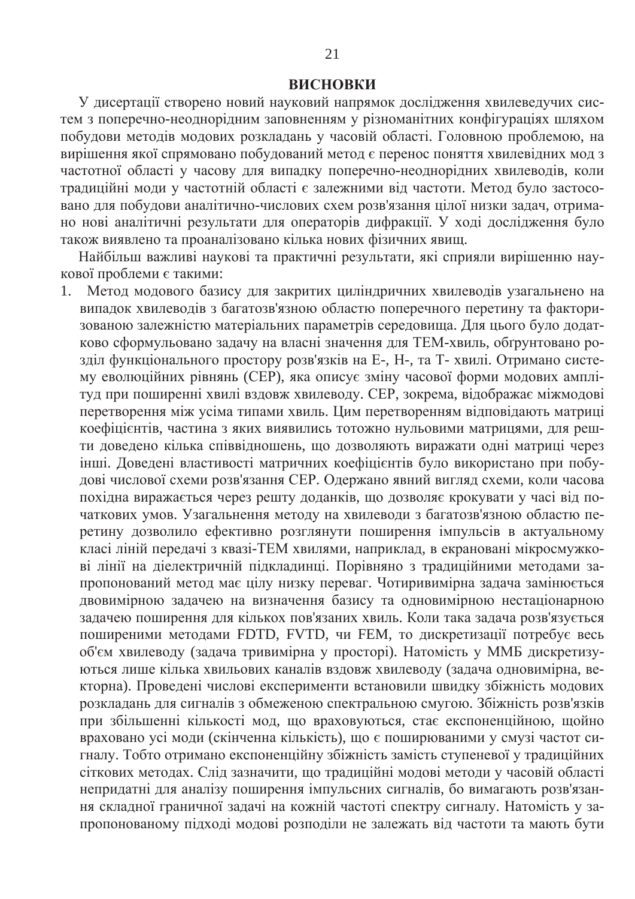## ВИСНОВКИ

У дисертації створено новий науковий напрямок дослідження хвилеведучих систем з поперечно-неоднорідним заповненням у різноманітних конфігураціях шляхом побудови методів модових розкладань у часовій області. Головною проблемою, на вирішення якої спрямовано побудований метод є перенос поняття хвилевідних мод з частотної області у часову для випадку поперечно-неоднорідних хвилеводів, коли традиційні моди у частотній області є залежними від частоти. Метод було застосовано для побудови аналітично-числових схем розв'язання цілої низки задач, отримано нові аналітичні результати для операторів дифракції. У ході дослідження було також виявлено та проаналізовано кілька нових фізичних явищ.

Найбільш важливі наукові та практичні результати, які сприяли вирішенню наукової проблеми є такими:

1. Метод модового базису для закритих циліндричних хвилеводів узагальнено на випадок хвилеводів з багатозв'язною областю поперечного перетину та факторизованою залежністю матеріальних параметрів середовища. Для цього було додатково сформульовано задачу на власні значення для ТЕМ-хвиль, обґрунтовано розділ функціонального простору розв'язків на Е-, Н-, та Т- хвилі. Отримано систему еволюційних рівнянь (СЕР), яка описує зміну часової форми модових амплітуд при поширенні хвилі вздовж хвилеводу. СЕР, зокрема, відображає міжмодові перетворення між усіма типами хвиль. Цим перетворенням відповідають матриці коефіцієнтів, частина з яких виявились тотожно нульовими матрицями, для решти доведено кілька співвідношень, що дозволяють виражати одні матриці через інші. Доведені властивості матричних коефіцієнтів було використано при побудові числової схеми розв'язання СЕР. Одержано явний вигляд схеми, коли часова похідна виражається через решту доданків, що дозволяє крокувати у часі від початкових умов. Узагальнення методу на хвилеводи з багатозв'язною областю перетину дозволило ефективно розглянути поширення імпульсів в актуальному класі ліній передачі з квазі-ТЕМ хвилями, наприклад, в екрановані мікросмужкові лінії на діелектричній підкладинці. Порівняно з традиційними методами запропонований метод має цілу низку переваг. Чотиривимірна задача замінюється двовимірною задачею на визначення базису та одновимірною нестаціонарною задачею поширення для кількох пов'язаних хвиль. Коли така задача розв'язується поширеними методами FDTD, FVTD, чи FEM, то дискретизації потребує весь об'єм хвилеводу (задача тривимірна у просторі). Натомість у ММБ дискретизуються лише кілька хвильових каналів вздовж хвилеводу (задача одновимірна, векторна). Проведені числові експерименти встановили швидку збіжність модових розкладань для сигналів з обмеженою спектральною смугою. Збіжність розв'язків при збільшенні кількості мод, що враховуються, стає експоненційною, щойно враховано усі моди (скінченна кількість), що є поширюваними у смузі частот сигналу. Тобто отримано експоненційну збіжність замість ступеневої у традиційних сіткових методах. Слід зазначити, що традиційні модові методи у часовій області непридатні для аналізу поширення імпульсних сигналів, бо вимагають розв'язання складної граничної задачі на кожній частоті спектру сигналу. Натомість у запропонованому підході модові розподіли не залежать від частоти та мають бути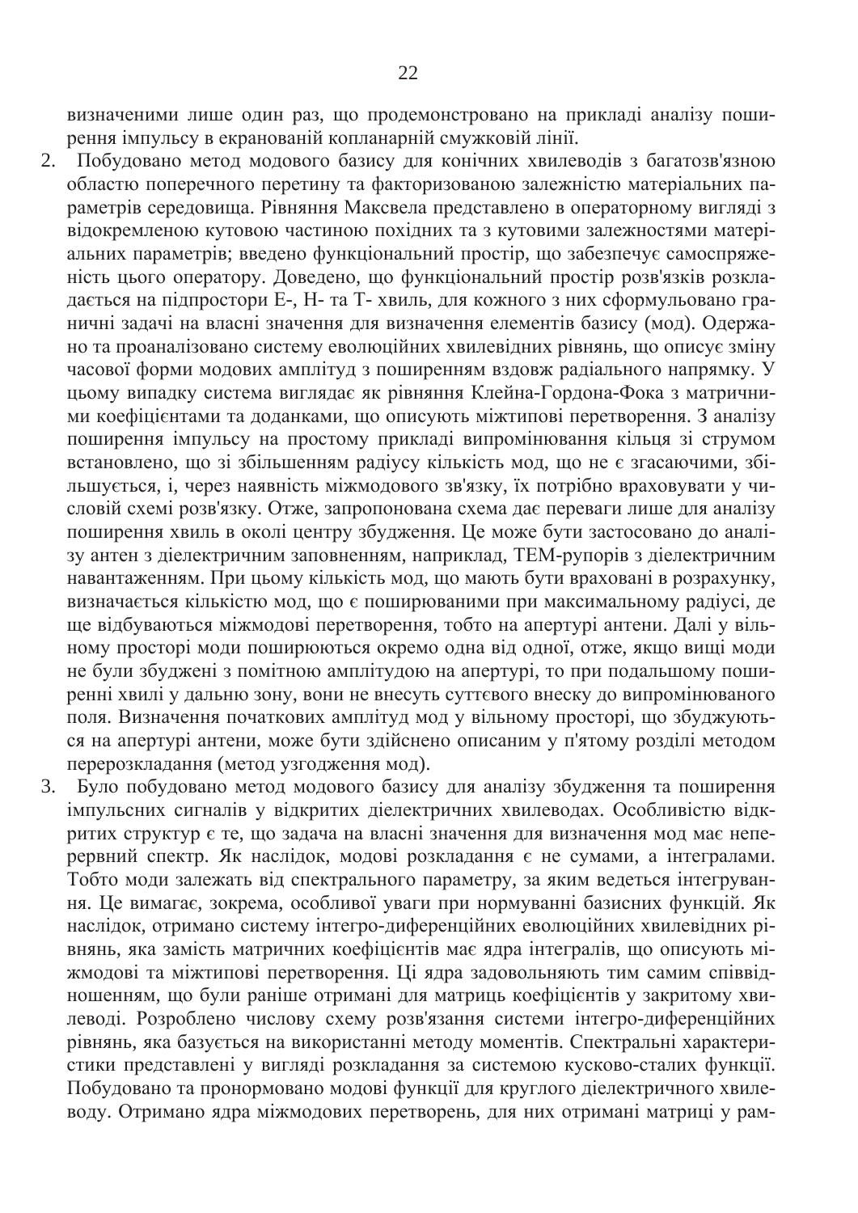визначеними лише один раз, що продемонстровано на прикладі аналізу поширення імпульсу в екранованій копланарній смужковій лінії.

2. Побудовано метод модового базису для конічних хвилеводів з багатозв'язною областю поперечного перетину та факторизованою залежністю матеріальних параметрів середовища. Рівняння Максвела представлено в операторному вигляді з відокремленою кутовою частиною похідних та з кутовими залежностями матеріальних параметрів; введено функціональний простір, що забезпечує самоспряженість цього оператору. Доведено, що функціональний простір розв'язків розкладається на підпростори Е-, Н- та Т- хвиль, для кожного з них сформульовано граничні задачі на власні значення для визначення елементів базису (мод). Одержано та проаналізовано систему еволюційних хвилевідних рівнянь, що описує зміну часової форми модових амплітуд з поширенням вздовж радіального напрямку. У цьому випадку система виглядає як рівняння Клейна-Гордона-Фока з матричними коефіцієнтами та доданками, що описують міжтипові перетворення. З аналізу поширення імпульсу на простому прикладі випромінювання кільця зі струмом встановлено, що зі збільшенням радіусу кількість мод, що не є згасаючими, збільшується, і, через наявність міжмодового зв'язку, їх потрібно враховувати у числовій схемі розв'язку. Отже, запропонована схема дає переваги лише для аналізу поширення хвиль в околі центру збудження. Це може бути застосовано до аналізу антен з діелектричним заповненням, наприклад, ТЕМ-рупорів з діелектричним навантаженням. При цьому кількість мод, що мають бути враховані в розрахунку, визначається кількістю мод, що є поширюваними при максимальному радіусі, де ще відбуваються міжмодові перетворення, тобто на апертурі антени. Далі у вільному просторі моди поширюються окремо одна від одної, отже, якщо вищі моди не були збуджені з помітною амплітудою на апертурі, то при подальшому поширенні хвилі у дальню зону, вони не внесуть суттєвого внеску до випромінюваного поля. Визначення початкових амплітуд мод у вільному просторі, що збуджуються на апертурі антени, може бути здійснено описаним у п'ятому розділі методом перерозкладання (метод узгодження мод).

3. Було побудовано метод модового базису для аналізу збудження та поширення імпульсних сигналів у відкритих діелектричних хвилеводах. Особливістю відкритих структур є те, що задача на власні значення для визначення мод має неперервний спектр. Як наслідок, модові розкладання є не сумами, а інтегралами. Тобто моди залежать від спектрального параметру, за яким ведеться інтегрування. Це вимагає, зокрема, особливої уваги при нормуванні базисних функцій. Як наслідок, отримано систему інтегро-диференційних еволюційних хвилевідних рівнянь, яка замість матричних коефіцієнтів має ядра інтегралів, що описують міжмодові та міжтипові перетворення. Ці ядра задовольняють тим самим співвідношенням, що були раніше отримані для матриць коефіцієнтів у закритому хвилеводі. Розроблено числову схему розв'язання системи інтегро-диференційних рівнянь, яка базується на використанні методу моментів. Спектральні характеристики представлені у вигляді розкладання за системою кусково-сталих функції. Побудовано та пронормовано модові функції для круглого діелектричного хвилеводу. Отримано ядра міжмодових перетворень, для них отримані матриці у рам-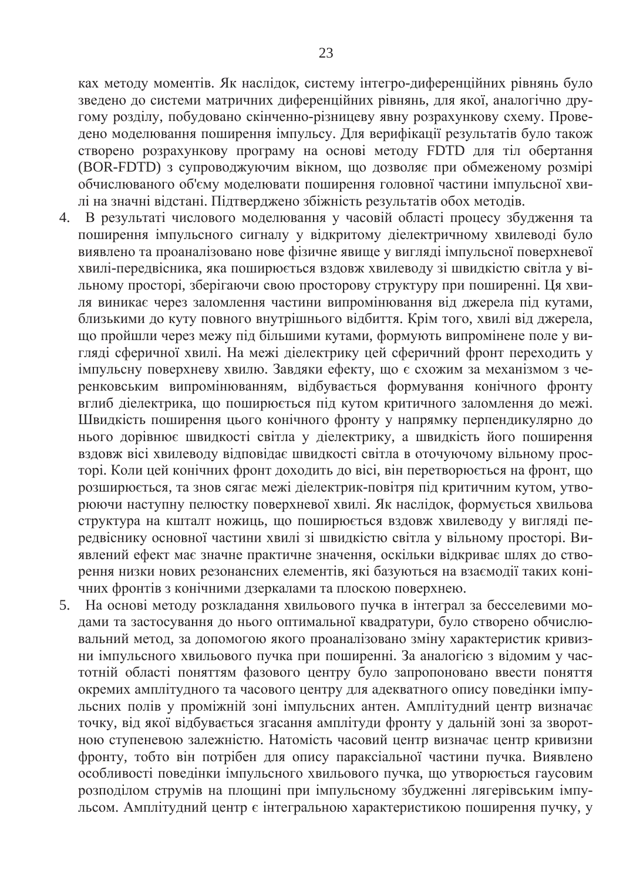ках методу моментів. Як наслідок, систему інтегро-диференційних рівнянь було зведено до системи матричних диференційних рівнянь, для якої, аналогічно другому розділу, побудовано скінченно-різницеву явну розрахункову схему. Проведено моделювання поширення імпульсу. Для верифікації результатів було також створено розрахункову програму на основі методу FDTD для тіл обертання (BOR-FDTD) з супроводжуючим вікном, що дозволяє при обмеженому розмірі обчислюваного об'єму моделювати поширення головної частини імпульсної хвилі на значні відстані. Підтверджено збіжність результатів обох методів.

4. В результаті числового моделювання у часовій області процесу збудження та поширення імпульсного сигналу у відкритому діелектричному хвилеводі було виявлено та проаналізовано нове фізичне явище у вигляді імпульсної поверхневої хвилі-передвісника, яка поширюється вздовж хвилеводу зі швидкістю світла у вільному просторі, зберігаючи свою просторову структуру при поширенні. Ця хвиля виникає через заломлення частини випромінювання від джерела під кутами, близькими до куту повного внутрішнього відбиття. Крім того, хвилі від джерела, що пройшли через межу під більшими кутами, формують випромінене поле у вигляді сферичної хвилі. На межі діелектрику цей сферичний фронт переходить у імпульсну поверхневу хвилю. Завдяки ефекту, що є схожим за механізмом з черенковським випромінюванням, відбувається формування конічного фронту вглиб діелектрика, що поширюється під кутом критичного заломлення до межі. Швидкість поширення цього конічного фронту у напрямку перпендикулярно до нього дорівнює швидкості світла у діелектрику, а швидкість його поширення вздовж вісі хвилеводу відповідає швидкості світла в оточуючому вільному просторі. Коли цей конічних фронт доходить до вісі, він перетворюється на фронт, що розширюється, та знов сягає межі діелектрик-повітря під критичним кутом, утворюючи наступну пелюстку поверхневої хвилі. Як наслідок, формується хвильова структура на кшталт ножиць, що поширюється вздовж хвилеводу у вигляді передвіснику основної частини хвилі зі швидкістю світла у вільному просторі. Виявлений ефект має значне практичне значення, оскільки відкриває шлях до створення низки нових резонансних елементів, які базуються на взаємодії таких конічних фронтів з конічними дзеркалами та плоскою поверхнею.

5. На основі методу розкладання хвильового пучка в інтеграл за бесселевими модами та застосування до нього оптимальної квадратури, було створено обчислювальний метод, за допомогою якого проаналізовано зміну характеристик кривизни імпульсного хвильового пучка при поширенні. За аналогією з відомим у частотній області поняттям фазового центру було запропоновано ввести поняття окремих амплітудного та часового центру для адекватного опису поведінки імпульсних полів у проміжній зоні імпульсних антен. Амплітудний центр визначає точку, від якої відбувається згасання амплітуди фронту у дальній зоні за зворотною ступеневою залежністю. Натомість часовий центр визначає центр кривизни фронту, тобто він потрібен для опису параксіальної частини пучка. Виявлено особливості поведінки імпульсного хвильового пучка, що утворюється гаусовим розподілом струмів на площині при імпульсному збудженні лягерівським імпульсом. Амплітудний центр є інтегральною характеристикою поширення пучку, у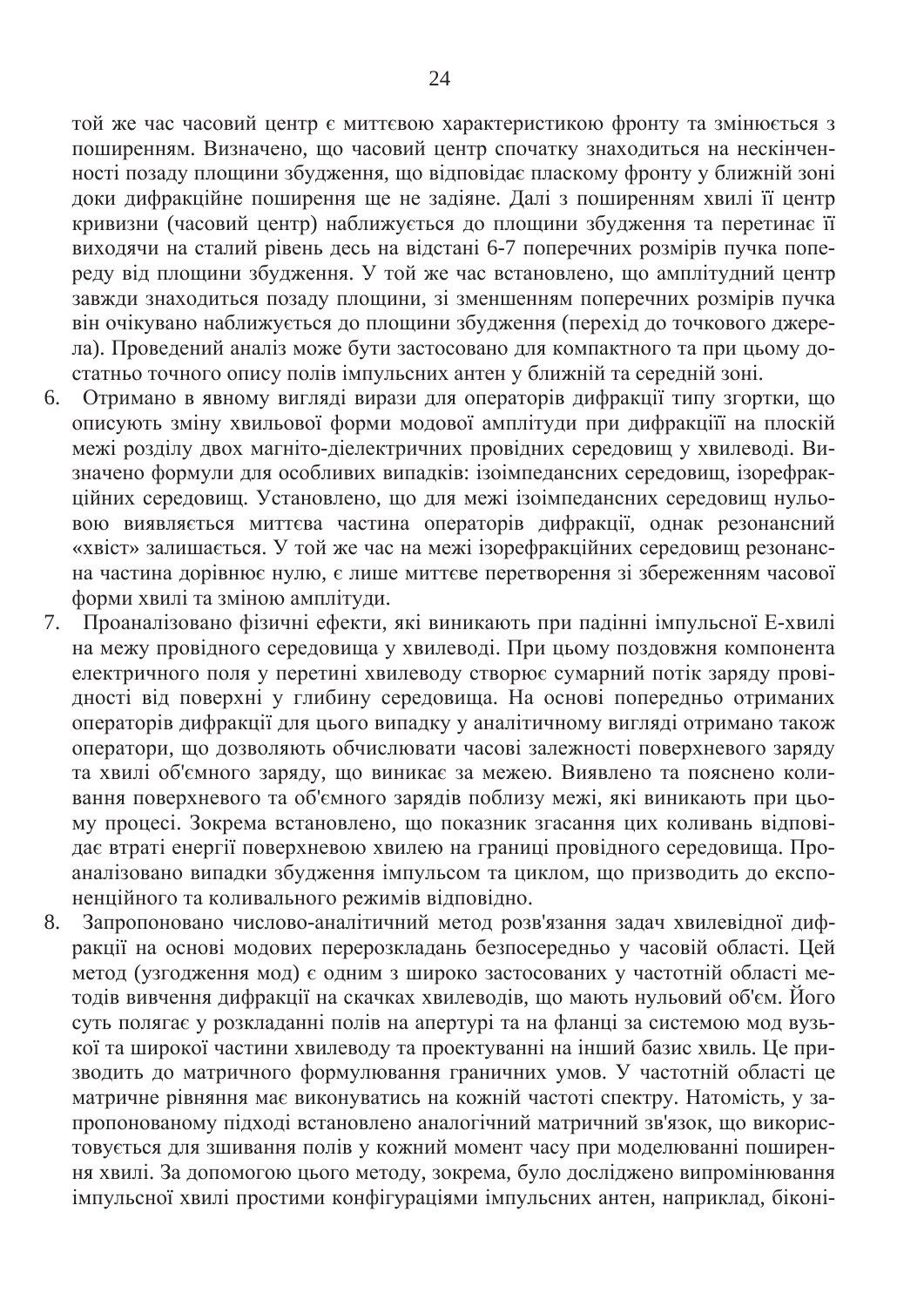той же час часовий центр є миттєвою характеристикою фронту та змінюється з поширенням. Визначено, що часовий центр спочатку знаходиться на нескінченності позаду площини збудження, що відповідає пласкому фронту у ближній зоні доки дифракційне поширення ще не задіяне. Далі з поширенням хвилі її центр кривизни (часовий центр) наближується до площини збудження та перетинає її виходячи на сталий рівень десь на відстані 6-7 поперечних розмірів пучка попереду від площини збудження. У той же час встановлено, що амплітудний центр завжди знаходиться позаду площини, зі зменшенням поперечних розмірів пучка він очікувано наближується до площини збудження (перехід до точкового джерела). Проведений аналіз може бути застосовано для компактного та при цьому достатньо точного опису полів імпульсних антен у ближній та середній зоні.

6. Отримано в явному вигляді вирази для операторів дифракції типу згортки, що описують зміну хвильової форми модової амплітуди при дифракції на плоскій межі розділу двох магніто-діелектричних провідних середовищ у хвилеводі. Визначено формули для особливих випадків: ізоімпедансних середовищ, ізорефракційних середовищ. Установлено, що для межі ізоімпедансних середовищ нульовою виявляється миттєва частина операторів дифракції, однак резонансний «хвіст» залишається. У той же час на межі ізорефракційних середовищ резонансна частина дорівнює нулю, є лише миттєве перетворення зі збереженням часової форми хвилі та зміною амплітуди.
7. Проаналізовано фізичні ефекти, які виникають при падінні імпульсної Е-хвилі на межу провідного середовища у хвилеводі. При цьому поздовжня компонента електричного поля у перетині хвилеводу створює сумарний потік заряду провідності від поверхні у глибину середовища. На основі попередньо отриманих операторів дифракції для цього випадку у аналітичному вигляді отримано також оператори, що дозволяють обчислювати часові залежності поверхневого заряду та хвилі об'ємного заряду, що виникає за межею. Виявлено та пояснено коливання поверхневого та об'ємного зарядів поблизу межі, які виникають при цьому процесі. Зокрема встановлено, що показник згасання цих коливань відповідає втраті енергії поверхневою хвилею на границі провідного середовища. Проаналізовано випадки збудження імпульсом та циклом, що призводить до експоненційного та коливального режимів відповідно.
8. Запропоновано числово-аналітичний метод розв'язання задач хвилевідної дифракції на основі модових перерозкладань безпосередньо у часовій області. Цей метод (узгодження мод) є одним з широко застосованих у частотній області методів вивчення дифракції на скачках хвилеводів, що мають нульовий об'єм. Його суть полягає у розкладанні полів на апертурі та на фланці за системою мод вузької та широкої частини хвилеводу та проектуванні на інший базис хвиль. Це призводить до матричного формулювання граничних умов. У частотній області це матричне рівняння має виконуватись на кожній частоті спектру. Натомість, у запропонованому підході встановлено аналогічний матричний зв'язок, що використовується для зшивання полів у кожний момент часу при моделюванні поширення хвилі. За допомогою цього методу, зокрема, було досліджено випромінювання імпульсної хвилі простими конфігураціями імпульсних антен, наприклад, біконі-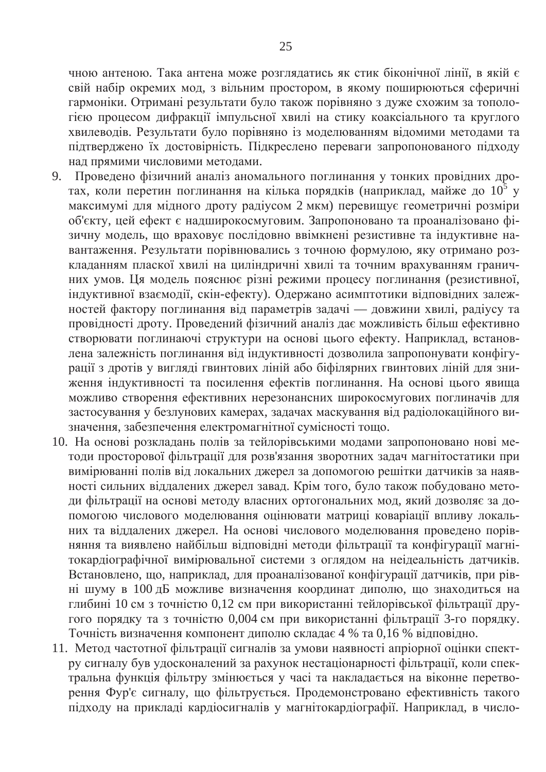чною антеною. Така антена може розглядатись як стик біконічної лінії, в якій є свій набір окремих мод, з вільним простором, в якому поширюються сферичні гармоніки. Отримані результати було також порівняно з дуже схожим за топологією процесом дифракції імпульсної хвилі на стику коаксіального та круглого хвилеводів. Результати було порівняно із моделюванням відомими методами та підтверджено їх достовірність. Підкреслено переваги запропонованого підходу над прямими числовими методами.

9. Проведено фізичний аналіз аномального поглинання у тонких провідних дротах, коли перетин поглинання на кілька порядків (наприклад, майже до $10^5$ у максимумі для мідного дроту радіусом 2 мкм) перевищує геометричні розміри об'єкту, цей ефект є надширокосмуговим. Запропоновано та проаналізовано фізичну модель, що враховує послідовно ввімкнені резистивне та індуктивне навантаження. Результати порівнювались з точною формулою, яку отримано розкладанням пласкої хвилі на циліндричні хвилі та точним врахуванням граничних умов. Ця модель пояснює різні режими процесу поглинання (резистивної, індуктивної взаємодії, скін-ефекту). Одержано асимптотики відповідних залежностей фактору поглинання від параметрів задачі — довжини хвилі, радіусу та провідності дроту. Проведений фізичний аналіз дає можливість більш ефективно створювати поглинаючі структури на основі цього ефекту. Наприклад, встановлена залежність поглинання від індуктивності дозволила запропонувати конфігурації з дротів у вигляді гвинтових ліній або біфілярних гвинтових ліній для зниження індуктивності та посилення ефектів поглинання. На основі цього явища можливо створення ефективних нерезонансних широкосмугових поглиначів для застосування у безлунових камерах, задачах маскування від радіолокаційного визначення, забезпечення електромагнітної сумісності тощо.

10. На основі розкладань полів за тейлорівськими модами запропоновано нові методи просторової фільтрації для розв'язання зворотних задач магнітостатики при вимірюванні полів від локальних джерел за допомогою решітки датчиків за наявності сильних віддалених джерел завад. Крім того, було також побудовано методи фільтрації на основі методу власних ортогональних мод, який дозволяє за допомогою числового моделювання оцінювати матриці коваріації впливу локальних та віддалених джерел. На основі числового моделювання проведено порівняння та виявлено найбільш відповідні методи фільтрації та конфігурації магнітокардіографічної вимірювальної системи з оглядом на неідеальність датчиків. Встановлено, що, наприклад, для проаналізованої конфігурації датчиків, при рівні шуму в 100 дБ можливе визначення координат диполю, що знаходиться на глибині 10 см з точністю 0,12 см при використанні тейлорівської фільтрації другого порядку та з точністю 0,004 см при використанні фільтрації 3-го порядку. Точність визначення компонент диполю складає 4 % та 0,16 % відповідно.

11. Метод частотної фільтрації сигналів за умови наявності апріорної оцінки спектру сигналу був удосконалений за рахунок нестаціонарності фільтрації, коли спектральна функція фільтру змінюється у часі та накладається на віконне перетворення Фур'є сигналу, що фільтрується. Продемонстровано ефективність такого підходу на прикладі кардіосигналів у магнітокардіографії. Наприклад, в число-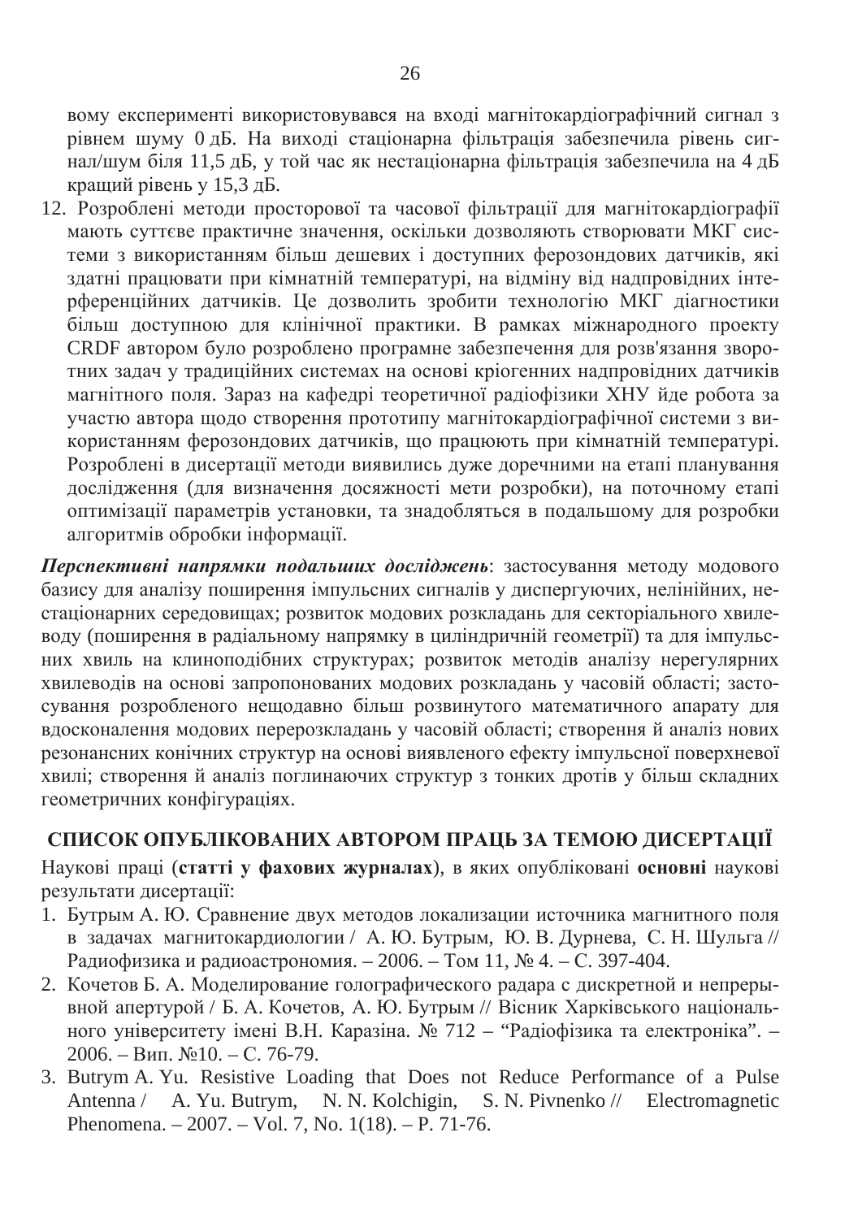вому експерименті використовувався на вході магнітокардіографічний сигнал з рівнем шуму 0 дБ. На виході стаціонарна фільтрація забезпечила рівень сигнал/шум біля 11,5 дБ, у той час як нестаціонарна фільтрація забезпечила на 4 дБ кращий рівень у 15,3 дБ.

12. Розроблені методи просторової та часової фільтрації для магнітокардіографії мають суттєве практичне значення, оскільки дозволяють створювати МКГ системи з використанням більш дешевих і доступних ферозондових датчиків, які здатні працювати при кімнатній температурі, на відміну від надпровідних інтерференційних датчиків. Це дозволить зробити технологію МКГ діагностики більш доступною для клінічної практики. В рамках міжнародного проекту CRDF автором було розроблено програмне забезпечення для розв'язання зворотних задач у традиційних системах на основі кріогенних надпровідних датчиків магнітного поля. Зараз на кафедрі теоретичної радіофізики ХНУ йде робота за участю автора щодо створення прототипу магнітокардіографічної системи з використанням ферозондових датчиків, що працюють при кімнатній температурі. Розроблені в дисертації методи виявились дуже доречними на етапі планування дослідження (для визначення досяжності мети розробки), на поточному етапі оптимізації параметрів установки, та знадобляться в подальшому для розробки алгоритмів обробки інформації.

***Перспективні напрямки подальших досліджень***: застосування методу модового базису для аналізу поширення імпульсних сигналів у диспергуючих, нелінійних, нестаціонарних середовищах; розвиток модових розкладань для секторіального хвилеводу (поширення в радіальному напрямку в циліндричній геометрії) та для імпульсних хвиль на клиноподібних структурах; розвиток методів аналізу нерегулярних хвилеводів на основі запропонованих модових розкладань у часовій області; застосування розробленого нещодавно більш розвинутого математичного апарату для вдосконалення модових перерозкладань у часовій області; створення й аналіз нових резонансних конічних структур на основі виявленого ефекту імпульсної поверхневої хвилі; створення й аналіз поглинаючих структур з тонких дротів у більш складних геометричних конфігураціях.

## СПИСОК ОПУБЛІКОВАНИХ АВТОРОМ ПРАЦЬ ЗА ТЕМОЮ ДИСЕРТАЦІЇ

Наукові праці (**статті у фахових журналах**), в яких опубліковані **основні** наукові результати дисертації:

1. Бутрым А. Ю. Сравнение двух методов локализации источника магнитного поля в задачах магнитокардиологии / А. Ю. Бутрым, Ю. В. Дурнева, С. Н. Шульга // Радиофизика и радиоастрономия. – 2006. – Том 11, № 4. – С. 397-404.
2. Кочетов Б. А. Моделирование голографического радара с дискретной и непрерывной апертурой / Б. А. Кочетов, А. Ю. Бутрым // Вісник Харківського національного університету імені В.Н. Каразіна. № 712 – "Радіофізика та електроніка". – 2006. – Вип. №10. – С. 76-79.
3. Butrym A. Yu. Resistive Loading that Does not Reduce Performance of a Pulse Antenna / A. Yu. Butrym, N. N. Kolchigin, S. N. Pivnenko // Electromagnetic Phenomena. – 2007. – Vol. 7, No. 1(18). – P. 71-76.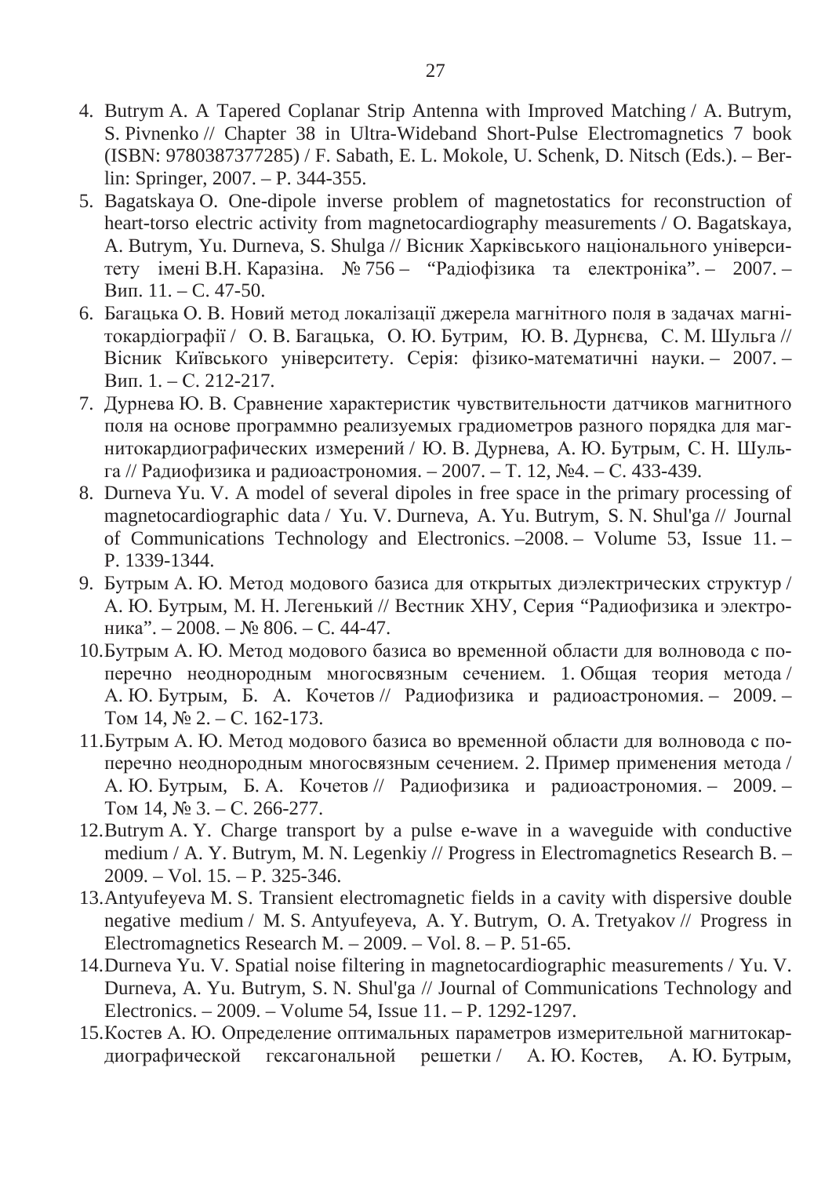4. Butrym A. A Tapered Coplanar Strip Antenna with Improved Matching / A. Butrym, S. Pivnenko // Chapter 38 in Ultra-Wideband Short-Pulse Electromagnetics 7 book (ISBN: 9780387377285) / F. Sabath, E. L. Mokole, U. Schenk, D. Nitsch (Eds.). – Berlin: Springer, 2007. – P. 344-355.
5. Bagatskaya O. One-dipole inverse problem of magnetostatics for reconstruction of heart-torso electric activity from magnetocardiography measurements / O. Bagatskaya, A. Butrym, Yu. Durneva, S. Shulga // Вісник Харківського національного університету імені В.Н. Каразіна. № 756 – "Радіофізика та електроніка". – 2007. – Вип. 11. – С. 47-50.
6. Багацька О. В. Новий метод локалізації джерела магнітного поля в задачах магнітокардіографії / О. В. Багацька, О. Ю. Бутрим, Ю. В. Дурнєва, С. М. Шульга // Вісник Київського університету. Серія: фізико-математичні науки. – 2007. – Вип. 1. – С. 212-217.
7. Дурнева Ю. В. Сравнение характеристик чувствительности датчиков магнитного поля на основе программно реализуемых градиометров разного порядка для магнитокардиографических измерений / Ю. В. Дурнева, А. Ю. Бутрым, С. Н. Шульга // Радиофизика и радиоастрономия. – 2007. – Т. 12, №4. – С. 433-439.
8. Durneva Yu. V. A model of several dipoles in free space in the primary processing of magnetocardiographic data / Yu. V. Durneva, A. Yu. Butrym, S. N. Shul'ga // Journal of Communications Technology and Electronics. –2008. – Volume 53, Issue 11. – P. 1339-1344.
9. Бутрым А. Ю. Метод модового базиса для открытых диэлектрических структур / А. Ю. Бутрым, М. Н. Легенький // Вестник ХНУ, Серия "Радиофизика и электроника". – 2008. – № 806. – С. 44-47.
10. Бутрым А. Ю. Метод модового базиса во временной области для волновода с поперечно неоднородным многосвязным сечением. 1. Общая теория метода / А. Ю. Бутрым, Б. А. Кочетов // Радиофизика и радиоастрономия. – 2009. – Том 14, № 2. – С. 162-173.
11. Бутрым А. Ю. Метод модового базиса во временной области для волновода с поперечно неоднородным многосвязным сечением. 2. Пример применения метода / А. Ю. Бутрым, Б. А. Кочетов // Радиофизика и радиоастрономия. – 2009. – Том 14, № 3. – С. 266-277.
12. Butrym A. Y. Charge transport by a pulse e-wave in a waveguide with conductive medium / A. Y. Butrym, M. N. Legenkiy // Progress in Electromagnetics Research B. – 2009. – Vol. 15. – P. 325-346.
13. Antyufeyeva M. S. Transient electromagnetic fields in a cavity with dispersive double negative medium / M. S. Antyufeyeva, A. Y. Butrym, O. A. Tretyakov // Progress in Electromagnetics Research M. – 2009. – Vol. 8. – P. 51-65.
14. Durneva Yu. V. Spatial noise filtering in magnetocardiographic measurements / Yu. V. Durneva, A. Yu. Butrym, S. N. Shul'ga // Journal of Communications Technology and Electronics. – 2009. – Volume 54, Issue 11. – P. 1292-1297.
15. Костев А. Ю. Определение оптимальных параметров измерительной магнитокардиографической гексагональной решетки / А. Ю. Костев, А. Ю. Бутрым,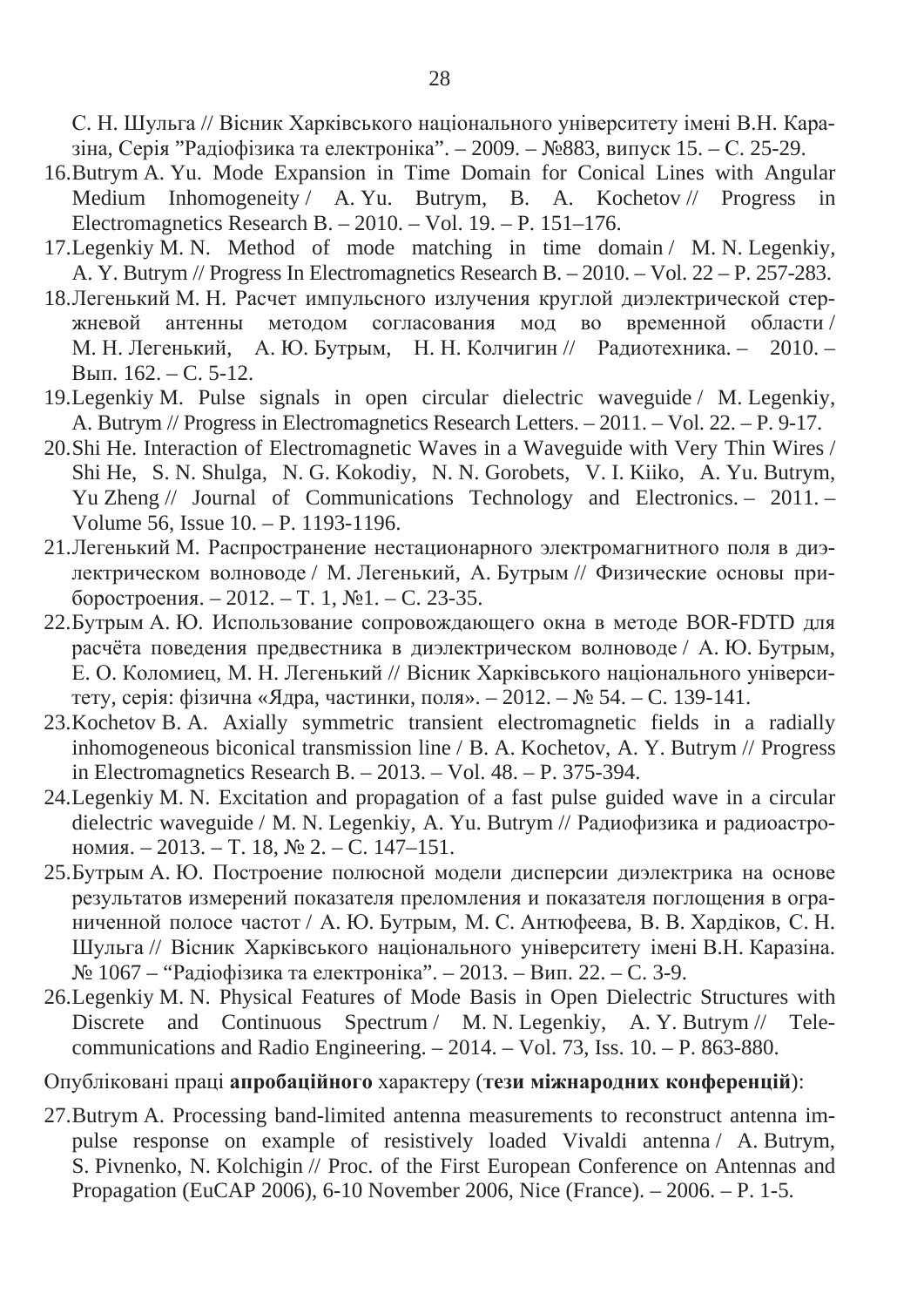С. Н. Шульга // Вісник Харківського національного університету імені В.Н. Каразіна, Серія "Радіофізика та електроніка". – 2009. – №883, випуск 15. – С. 25-29.

16. Butrym A. Yu. Mode Expansion in Time Domain for Conical Lines with Angular Medium Inhomogeneity / A. Yu. Butrym, B. A. Kochetov // Progress in Electromagnetics Research B. – 2010. – Vol. 19. – P. 151–176.
17. Legenkiy M. N. Method of mode matching in time domain / M. N. Legenkiy, A. Y. Butrym // Progress In Electromagnetics Research B. – 2010. – Vol. 22 – P. 257-283.
18. Легенький М. Н. Расчет импульсного излучения круглой диэлектрической стержневой антенны методом согласования мод во временной области / М. Н. Легенький, А. Ю. Бутрым, Н. Н. Колчигин // Радиотехника. – 2010. – Вып. 162. – С. 5-12.
19. Legenkiy M. Pulse signals in open circular dielectric waveguide / M. Legenkiy, A. Butrym // Progress in Electromagnetics Research Letters. – 2011. – Vol. 22. – P. 9-17.
20. Shi He. Interaction of Electromagnetic Waves in a Waveguide with Very Thin Wires / Shi He, S. N. Shulga, N. G. Kokodiy, N. N. Gorobets, V. I. Kiiko, A. Yu. Butrym, Yu Zheng // Journal of Communications Technology and Electronics. – 2011. – Volume 56, Issue 10. – P. 1193-1196.
21. Легенький М. Распространение нестационарного электромагнитного поля в диэлектрическом волноводе / М. Легенький, А. Бутрым // Физические основы приборостроения. – 2012. – Т. 1, №1. – С. 23-35.
22. Бутрым А. Ю. Использование сопровождающего окна в методе BOR-FDTD для расчёта поведения предвестника в диэлектрическом волноводе / А. Ю. Бутрым, Е. О. Коломиец, М. Н. Легенький // Вісник Харківського національного університету, серія: фізична «Ядра, частинки, поля». – 2012. – № 54. – С. 139-141.
23. Kochetov B. A. Axially symmetric transient electromagnetic fields in a radially inhomogeneous biconical transmission line / B. A. Kochetov, A. Y. Butrym // Progress in Electromagnetics Research B. – 2013. – Vol. 48. – P. 375-394.
24. Legenkiy M. N. Excitation and propagation of a fast pulse guided wave in a circular dielectric waveguide / M. N. Legenkiy, A. Yu. Butrym // Радиофизика и радиоастрономия. – 2013. – Т. 18, № 2. – С. 147–151.
25. Бутрым А. Ю. Построение полюсной модели дисперсии диэлектрика на основе результатов измерений показателя преломления и показателя поглощения в ограниченной полосе частот / А. Ю. Бутрым, М. С. Антюфеева, В. В. Хардіков, С. Н. Шульга // Вісник Харківського національного університету імені В.Н. Каразіна. № 1067 – "Радіофізика та електроніка". – 2013. – Вип. 22. – С. 3-9.
26. Legenkiy M. N. Physical Features of Mode Basis in Open Dielectric Structures with Discrete and Continuous Spectrum / M. N. Legenkiy, A. Y. Butrym // Telecommunications and Radio Engineering. – 2014. – Vol. 73, Iss. 10. – P. 863-880.

Опубліковані праці **апробаційного** характеру (**тези міжнародних конференцій**):

27. Butrym A. Processing band-limited antenna measurements to reconstruct antenna impulse response on example of resistively loaded Vivaldi antenna / A. Butrym, S. Pivnenko, N. Kolchigin // Proc. of the First European Conference on Antennas and Propagation (EuCAP 2006), 6-10 November 2006, Nice (France). – 2006. – P. 1-5.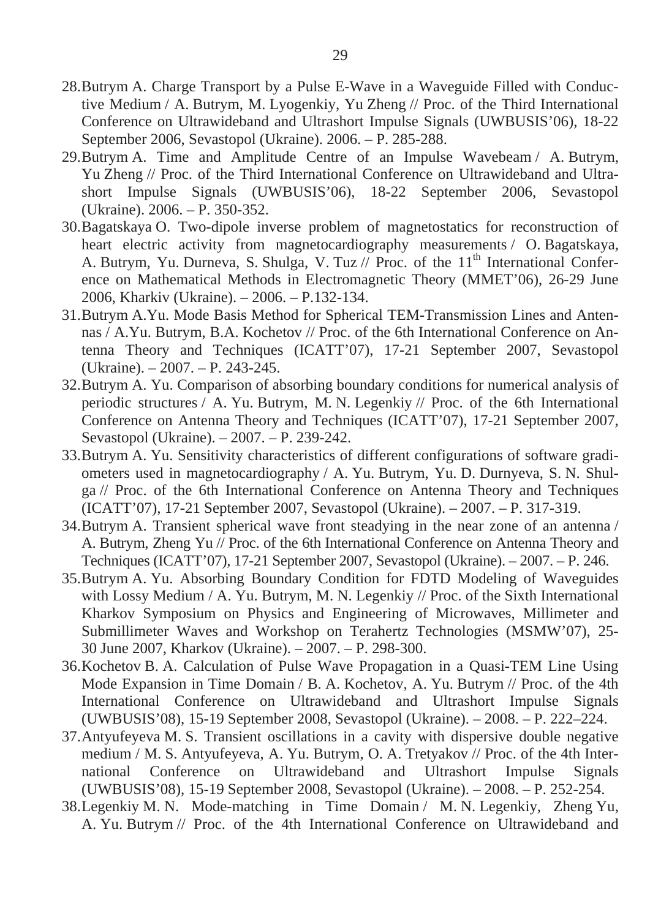28. Butrym A. Charge Transport by a Pulse E-Wave in a Waveguide Filled with Conductive Medium / A. Butrym, M. Lyogenkiy, Yu Zheng // Proc. of the Third International Conference on Ultrawideband and Ultrashort Impulse Signals (UWBUSIS'06), 18-22 September 2006, Sevastopol (Ukraine). 2006. – P. 285-288.
29. Butrym A. Time and Amplitude Centre of an Impulse Wavebeam / A. Butrym, Yu Zheng // Proc. of the Third International Conference on Ultrawideband and Ultrashort Impulse Signals (UWBUSIS'06), 18-22 September 2006, Sevastopol (Ukraine). 2006. – P. 350-352.
30. Bagatskaya O. Two-dipole inverse problem of magnetostatics for reconstruction of heart electric activity from magnetocardiography measurements / O. Bagatskaya, A. Butrym, Yu. Durneva, S. Shulga, V. Tuz // Proc. of the 11th International Conference on Mathematical Methods in Electromagnetic Theory (MMET'06), 26-29 June 2006, Kharkiv (Ukraine). – 2006. – P.132-134.
31. Butrym A.Yu. Mode Basis Method for Spherical TEM-Transmission Lines and Antennas / A.Yu. Butrym, B.A. Kochetov // Proc. of the 6th International Conference on Antenna Theory and Techniques (ICATT'07), 17-21 September 2007, Sevastopol (Ukraine). – 2007. – P. 243-245.
32. Butrym A. Yu. Comparison of absorbing boundary conditions for numerical analysis of periodic structures / A. Yu. Butrym, M. N. Legenkiy // Proc. of the 6th International Conference on Antenna Theory and Techniques (ICATT'07), 17-21 September 2007, Sevastopol (Ukraine). – 2007. – P. 239-242.
33. Butrym A. Yu. Sensitivity characteristics of different configurations of software gradiometers used in magnetocardiography / A. Yu. Butrym, Yu. D. Durnyeva, S. N. Shulga // Proc. of the 6th International Conference on Antenna Theory and Techniques (ICATT'07), 17-21 September 2007, Sevastopol (Ukraine). – 2007. – P. 317-319.
34. Butrym A. Transient spherical wave front steadying in the near zone of an antenna / A. Butrym, Zheng Yu // Proc. of the 6th International Conference on Antenna Theory and Techniques (ICATT'07), 17-21 September 2007, Sevastopol (Ukraine). – 2007. – P. 246.
35. Butrym A. Yu. Absorbing Boundary Condition for FDTD Modeling of Waveguides with Lossy Medium / A. Yu. Butrym, M. N. Legenkiy // Proc. of the Sixth International Kharkov Symposium on Physics and Engineering of Microwaves, Millimeter and Submillimeter Waves and Workshop on Terahertz Technologies (MSMW'07), 25-30 June 2007, Kharkov (Ukraine). – 2007. – P. 298-300.
36. Kochetov B. A. Calculation of Pulse Wave Propagation in a Quasi-TEM Line Using Mode Expansion in Time Domain / B. A. Kochetov, A. Yu. Butrym // Proc. of the 4th International Conference on Ultrawideband and Ultrashort Impulse Signals (UWBUSIS'08), 15-19 September 2008, Sevastopol (Ukraine). – 2008. – P. 222–224.
37. Antyufeyeva M. S. Transient oscillations in a cavity with dispersive double negative medium / M. S. Antyufeyeva, A. Yu. Butrym, O. A. Tretyakov // Proc. of the 4th International Conference on Ultrawideband and Ultrashort Impulse Signals (UWBUSIS'08), 15-19 September 2008, Sevastopol (Ukraine). – 2008. – P. 252-254.
38. Legenkiy M. N. Mode-matching in Time Domain / M. N. Legenkiy, Zheng Yu, A. Yu. Butrym // Proc. of the 4th International Conference on Ultrawideband and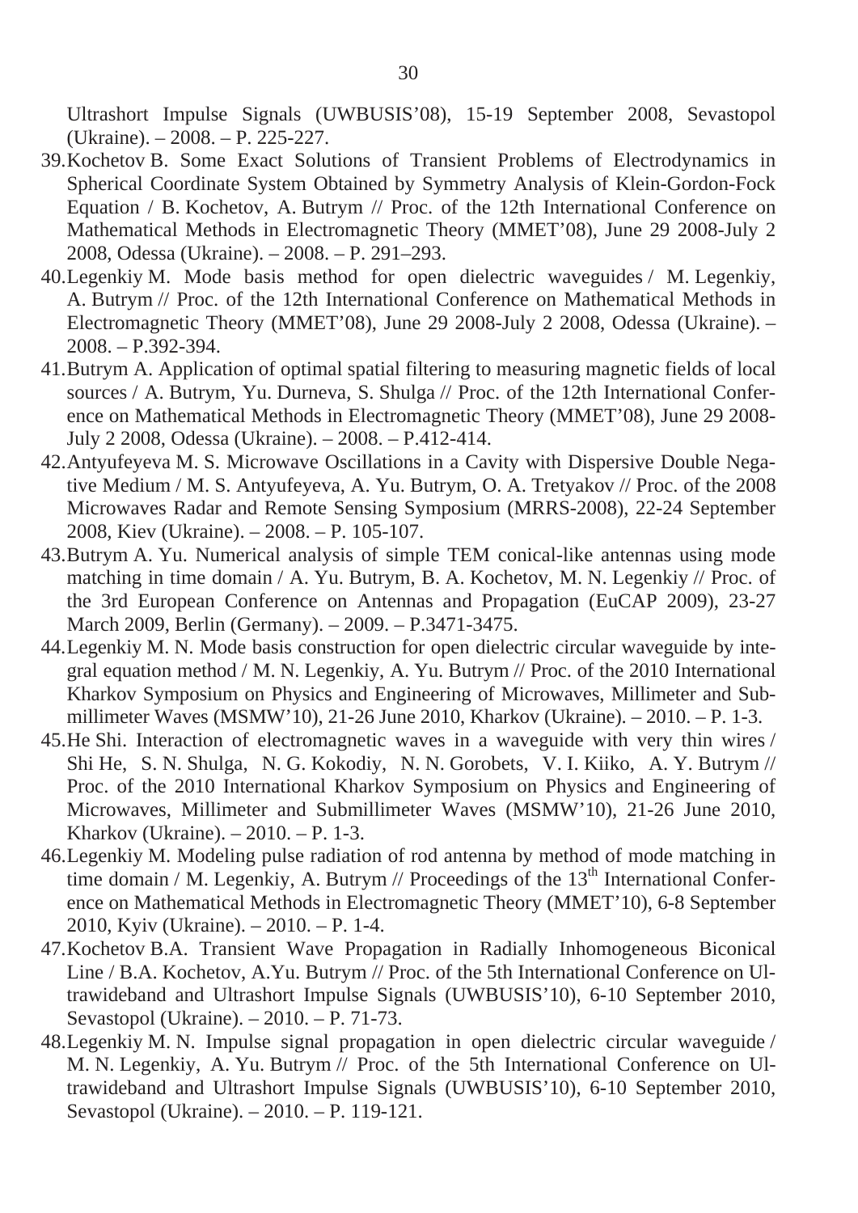Ultrashort Impulse Signals (UWBUSIS'08), 15-19 September 2008, Sevastopol (Ukraine). – 2008. – P. 225-227.

39. Kochetov B. Some Exact Solutions of Transient Problems of Electrodynamics in Spherical Coordinate System Obtained by Symmetry Analysis of Klein-Gordon-Fock Equation / B. Kochetov, A. Butrym // Proc. of the 12th International Conference on Mathematical Methods in Electromagnetic Theory (MMET'08), June 29 2008-July 2 2008, Odessa (Ukraine). – 2008. – P. 291–293.
40. Legenkiy M. Mode basis method for open dielectric waveguides / M. Legenkiy, A. Butrym // Proc. of the 12th International Conference on Mathematical Methods in Electromagnetic Theory (MMET'08), June 29 2008-July 2 2008, Odessa (Ukraine). – 2008. – P.392-394.
41. Butrym A. Application of optimal spatial filtering to measuring magnetic fields of local sources / A. Butrym, Yu. Durneva, S. Shulga // Proc. of the 12th International Conference on Mathematical Methods in Electromagnetic Theory (MMET'08), June 29 2008-July 2 2008, Odessa (Ukraine). – 2008. – P.412-414.
42. Antyufeyeva M. S. Microwave Oscillations in a Cavity with Dispersive Double Negative Medium / M. S. Antyufeyeva, A. Yu. Butrym, O. A. Tretyakov // Proc. of the 2008 Microwaves Radar and Remote Sensing Symposium (MRRS-2008), 22-24 September 2008, Kiev (Ukraine). – 2008. – P. 105-107.
43. Butrym A. Yu. Numerical analysis of simple TEM conical-like antennas using mode matching in time domain / A. Yu. Butrym, B. A. Kochetov, M. N. Legenkiy // Proc. of the 3rd European Conference on Antennas and Propagation (EuCAP 2009), 23-27 March 2009, Berlin (Germany). – 2009. – P.3471-3475.
44. Legenkiy M. N. Mode basis construction for open dielectric circular waveguide by integral equation method / M. N. Legenkiy, A. Yu. Butrym // Proc. of the 2010 International Kharkov Symposium on Physics and Engineering of Microwaves, Millimeter and Submillimeter Waves (MSMW'10), 21-26 June 2010, Kharkov (Ukraine). – 2010. – P. 1-3.
45. He Shi. Interaction of electromagnetic waves in a waveguide with very thin wires / Shi He, S. N. Shulga, N. G. Kokodiy, N. N. Gorobets, V. I. Kiiko, A. Y. Butrym // Proc. of the 2010 International Kharkov Symposium on Physics and Engineering of Microwaves, Millimeter and Submillimeter Waves (MSMW'10), 21-26 June 2010, Kharkov (Ukraine). – 2010. – P. 1-3.
46. Legenkiy M. Modeling pulse radiation of rod antenna by method of mode matching in time domain / M. Legenkiy, A. Butrym // Proceedings of the 13th International Conference on Mathematical Methods in Electromagnetic Theory (MMET'10), 6-8 September 2010, Kyiv (Ukraine). – 2010. – P. 1-4.
47. Kochetov B.A. Transient Wave Propagation in Radially Inhomogeneous Biconical Line / B.A. Kochetov, A.Yu. Butrym // Proc. of the 5th International Conference on Ultrawideband and Ultrashort Impulse Signals (UWBUSIS'10), 6-10 September 2010, Sevastopol (Ukraine). – 2010. – P. 71-73.
48. Legenkiy M. N. Impulse signal propagation in open dielectric circular waveguide / M. N. Legenkiy, A. Yu. Butrym // Proc. of the 5th International Conference on Ultrawideband and Ultrashort Impulse Signals (UWBUSIS'10), 6-10 September 2010, Sevastopol (Ukraine). – 2010. – P. 119-121.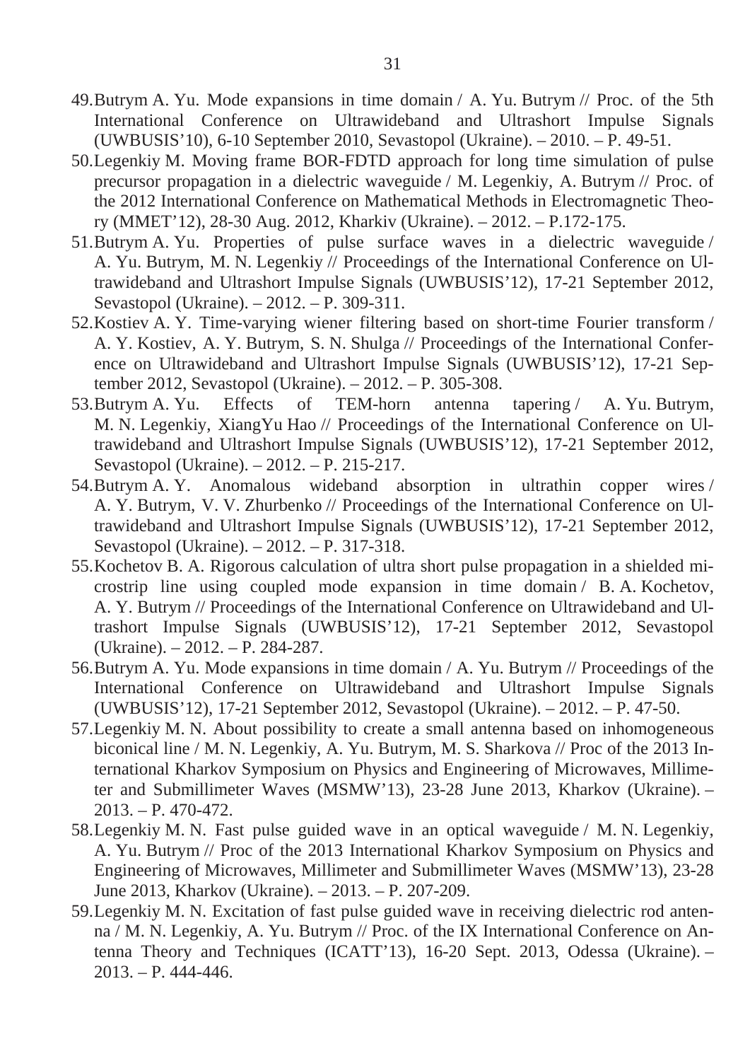49. Butrym A. Yu. Mode expansions in time domain / A. Yu. Butrym // Proc. of the 5th International Conference on Ultrawideband and Ultrashort Impulse Signals (UWBUSIS'10), 6-10 September 2010, Sevastopol (Ukraine). – 2010. – P. 49-51.
50. Legenkiy M. Moving frame BOR-FDTD approach for long time simulation of pulse precursor propagation in a dielectric waveguide / M. Legenkiy, A. Butrym // Proc. of the 2012 International Conference on Mathematical Methods in Electromagnetic Theory (MMET'12), 28-30 Aug. 2012, Kharkiv (Ukraine). – 2012. – P.172-175.
51. Butrym A. Yu. Properties of pulse surface waves in a dielectric waveguide / A. Yu. Butrym, M. N. Legenkiy // Proceedings of the International Conference on Ultrawideband and Ultrashort Impulse Signals (UWBUSIS'12), 17-21 September 2012, Sevastopol (Ukraine). – 2012. – P. 309-311.
52. Kostiev A. Y. Time-varying wiener filtering based on short-time Fourier transform / A. Y. Kostiev, A. Y. Butrym, S. N. Shulga // Proceedings of the International Conference on Ultrawideband and Ultrashort Impulse Signals (UWBUSIS'12), 17-21 September 2012, Sevastopol (Ukraine). – 2012. – P. 305-308.
53. Butrym A. Yu. Effects of TEM-horn antenna tapering / A. Yu. Butrym, M. N. Legenkiy, XiangYu Hao // Proceedings of the International Conference on Ultrawideband and Ultrashort Impulse Signals (UWBUSIS'12), 17-21 September 2012, Sevastopol (Ukraine). – 2012. – P. 215-217.
54. Butrym A. Y. Anomalous wideband absorption in ultrathin copper wires / A. Y. Butrym, V. V. Zhurbenko // Proceedings of the International Conference on Ultrawideband and Ultrashort Impulse Signals (UWBUSIS'12), 17-21 September 2012, Sevastopol (Ukraine). – 2012. – P. 317-318.
55. Kochetov B. A. Rigorous calculation of ultra short pulse propagation in a shielded microstrip line using coupled mode expansion in time domain / B. A. Kochetov, A. Y. Butrym // Proceedings of the International Conference on Ultrawideband and Ultrashort Impulse Signals (UWBUSIS'12), 17-21 September 2012, Sevastopol (Ukraine). – 2012. – P. 284-287.
56. Butrym A. Yu. Mode expansions in time domain / A. Yu. Butrym // Proceedings of the International Conference on Ultrawideband and Ultrashort Impulse Signals (UWBUSIS'12), 17-21 September 2012, Sevastopol (Ukraine). – 2012. – P. 47-50.
57. Legenkiy M. N. About possibility to create a small antenna based on inhomogeneous biconical line / M. N. Legenkiy, A. Yu. Butrym, M. S. Sharkova // Proc of the 2013 International Kharkov Symposium on Physics and Engineering of Microwaves, Millimeter and Submillimeter Waves (MSMW'13), 23-28 June 2013, Kharkov (Ukraine). – 2013. – P. 470-472.
58. Legenkiy M. N. Fast pulse guided wave in an optical waveguide / M. N. Legenkiy, A. Yu. Butrym // Proc of the 2013 International Kharkov Symposium on Physics and Engineering of Microwaves, Millimeter and Submillimeter Waves (MSMW'13), 23-28 June 2013, Kharkov (Ukraine). – 2013. – P. 207-209.
59. Legenkiy M. N. Excitation of fast pulse guided wave in receiving dielectric rod antenna / M. N. Legenkiy, A. Yu. Butrym // Proc. of the IX International Conference on Antenna Theory and Techniques (ICATT'13), 16-20 Sept. 2013, Odessa (Ukraine). – 2013. – P. 444-446.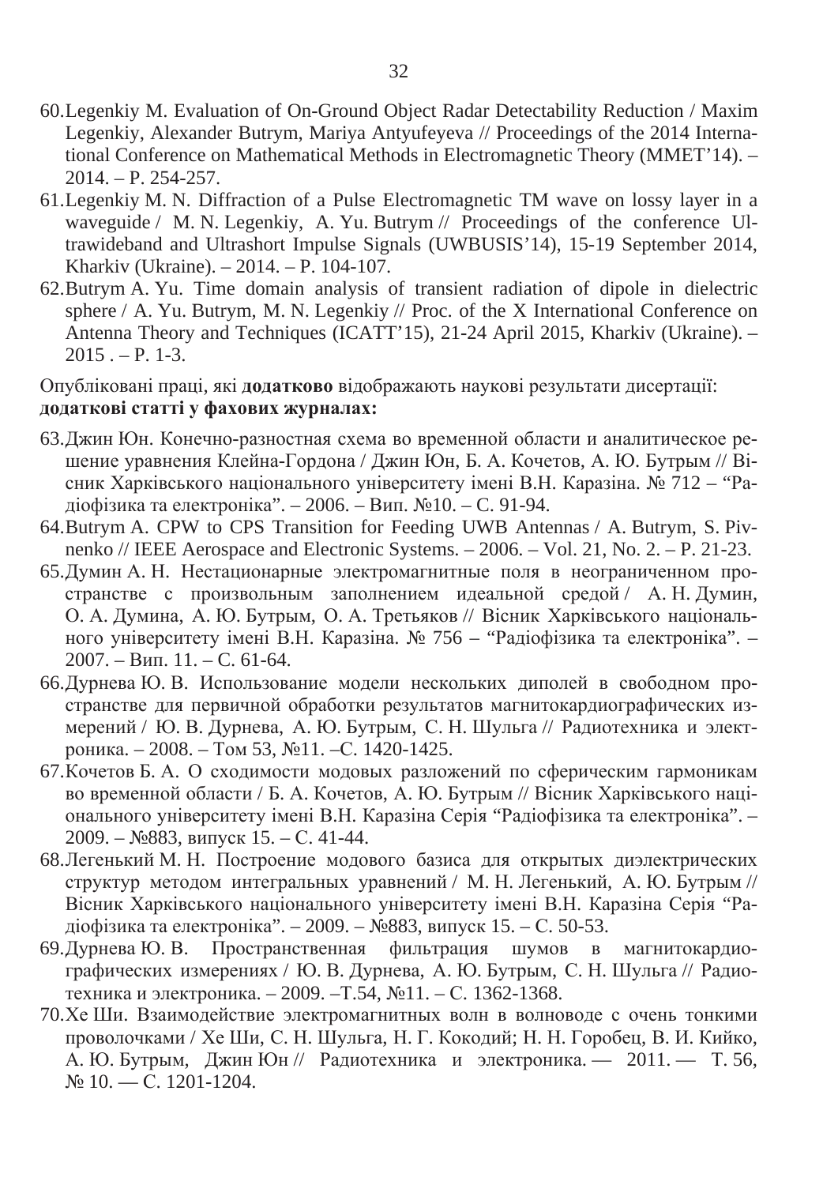60. Legenkiy M. Evaluation of On-Ground Object Radar Detectability Reduction / Maxim Legenkiy, Alexander Butrym, Mariya Antyufeyeva // Proceedings of the 2014 International Conference on Mathematical Methods in Electromagnetic Theory (MMET'14). – 2014. – P. 254-257.
61. Legenkiy M. N. Diffraction of a Pulse Electromagnetic TM wave on lossy layer in a waveguide / M. N. Legenkiy, A. Yu. Butrym // Proceedings of the conference Ultrawideband and Ultrashort Impulse Signals (UWBUSIS'14), 15-19 September 2014, Kharkiv (Ukraine). – 2014. – P. 104-107.
62. Butrym A. Yu. Time domain analysis of transient radiation of dipole in dielectric sphere / A. Yu. Butrym, M. N. Legenkiy // Proc. of the X International Conference on Antenna Theory and Techniques (ICATT'15), 21-24 April 2015, Kharkiv (Ukraine). – 2015 . – P. 1-3.

Опубліковані праці, які **додатково** відображають наукові результати дисертації: **додаткові статті у фахових журналах:**

63. Джин Юн. Конечно-разностная схема во временной области и аналитическое решение уравнения Клейна-Гордона / Джин Юн, Б. А. Кочетов, А. Ю. Бутрым // Вісник Харківського національного університету імені В.Н. Каразіна. № 712 – "Радіофізика та електроніка". – 2006. – Вип. №10. – С. 91-94.
64. Butrym A. CPW to CPS Transition for Feeding UWB Antennas / A. Butrym, S. Pivnenko // IEEE Aerospace and Electronic Systems. – 2006. – Vol. 21, No. 2. – P. 21-23.
65. Думин А. Н. Нестационарные электромагнитные поля в неограниченном пространстве с произвольным заполнением идеальной средой / А. Н. Думин, О. А. Думина, А. Ю. Бутрым, О. А. Третьяков // Вісник Харківського національного університету імені В.Н. Каразіна. № 756 – "Радіофізика та електроніка". – 2007. – Вип. 11. – С. 61-64.
66. Дурнева Ю. В. Использование модели нескольких диполей в свободном пространстве для первичной обработки результатов магнитокардиографических измерений / Ю. В. Дурнева, А. Ю. Бутрым, С. Н. Шульга // Радиотехника и электроника. – 2008. – Том 53, №11. –С. 1420-1425.
67. Кочетов Б. А. О сходимости модовых разложений по сферическим гармоникам во временной области / Б. А. Кочетов, А. Ю. Бутрым // Вісник Харківського національного університету імені В.Н. Каразіна Серія "Радіофізика та електроніка". – 2009. – №883, випуск 15. – С. 41-44.
68. Легенький М. Н. Построение модового базиса для открытых диэлектрических структур методом интегральных уравнений / М. Н. Легенький, А. Ю. Бутрым // Вісник Харківського національного університету імені В.Н. Каразіна Серія "Радіофізика та електроніка". – 2009. – №883, випуск 15. – С. 50-53.
69. Дурнева Ю. В. Пространственная фильтрация шумов в магнитокардиографических измерениях / Ю. В. Дурнева, А. Ю. Бутрым, С. Н. Шульга // Радиотехника и электроника. – 2009. –Т.54, №11. – С. 1362-1368.
70. Хе Ши. Взаимодействие электромагнитных волн в волноводе с очень тонкими проволочками / Хе Ши, С. Н. Шульга, Н. Г. Кокодий; Н. Н. Горобец, В. И. Кийко, А. Ю. Бутрым, Джин Юн // Радиотехника и электроника. — 2011. — Т. 56, № 10. — С. 1201-1204.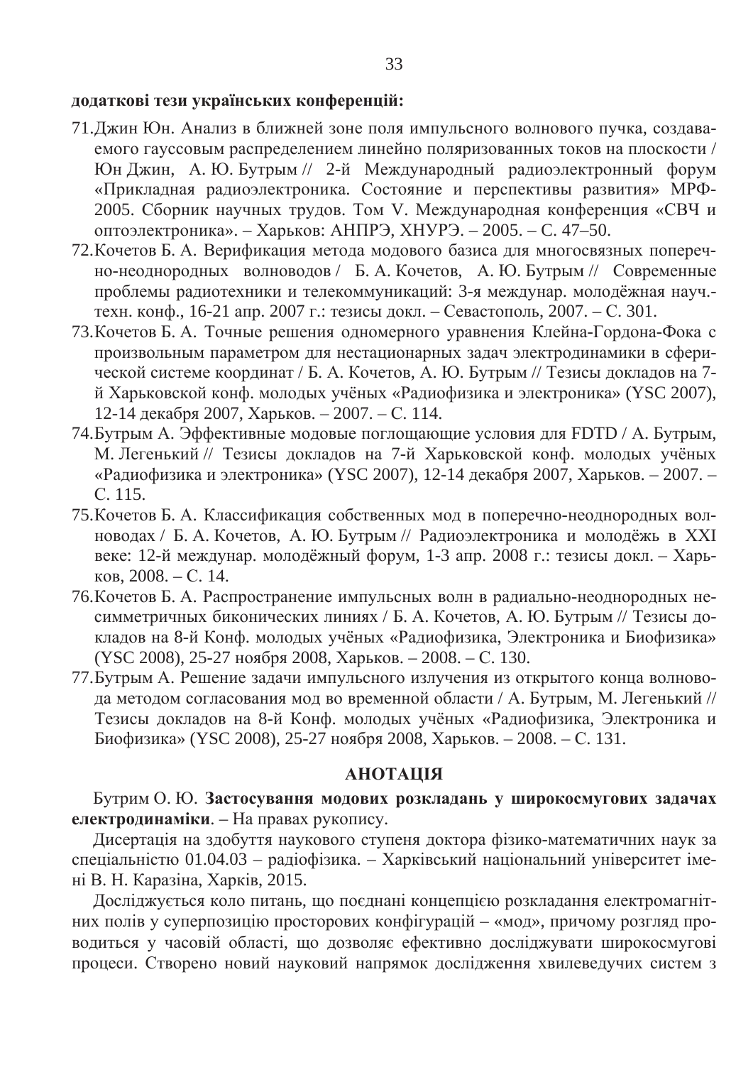**додаткові тези українських конференцій:**

71. Джин Юн. Анализ в ближней зоне поля импульсного волнового пучка, создаваемого гауссовым распределением линейно поляризованных токов на плоскости / Юн Джин, А. Ю. Бутрым // 2-й Международный радиоэлектронный форум «Прикладная радиоэлектроника. Состояние и перспективы развития» МРФ-2005. Сборник научных трудов. Том V. Международная конференция «СВЧ и оптоэлектроника». – Харьков: АНПРЭ, ХНУРЭ. – 2005. – С. 47–50.
72. Кочетов Б. А. Верификация метода модового базиса для многосвязных поперечно-неоднородных волноводов / Б. А. Кочетов, А. Ю. Бутрым // Современные проблемы радиотехники и телекоммуникаций: 3-я междунар. молодёжная науч.-техн. конф., 16-21 апр. 2007 г.: тезисы докл. – Севастополь, 2007. – С. 301.
73. Кочетов Б. А. Точные решения одномерного уравнения Клейна-Гордона-Фока с произвольным параметром для нестационарных задач электродинамики в сферической системе координат / Б. А. Кочетов, А. Ю. Бутрым // Тезисы докладов на 7-й Харьковской конф. молодых учёных «Радиофизика и электроника» (YSC 2007), 12-14 декабря 2007, Харьков. – 2007. – С. 114.
74. Бутрым А. Эффективные модовые поглощающие условия для FDTD / А. Бутрым, М. Легенький // Тезисы докладов на 7-й Харьковской конф. молодых учёных «Радиофизика и электроника» (YSC 2007), 12-14 декабря 2007, Харьков. – 2007. – С. 115.
75. Кочетов Б. А. Классификация собственных мод в поперечно-неоднородных волноводах / Б. А. Кочетов, А. Ю. Бутрым // Радиоэлектроника и молодёжь в XXI веке: 12-й междунар. молодёжный форум, 1-3 апр. 2008 г.: тезисы докл. – Харьков, 2008. – С. 14.
76. Кочетов Б. А. Распространение импульсных волн в радиально-неоднородных несимметричных биконических линиях / Б. А. Кочетов, А. Ю. Бутрым // Тезисы докладов на 8-й Конф. молодых учёных «Радиофизика, Электроника и Биофизика» (YSC 2008), 25-27 ноября 2008, Харьков. – 2008. – С. 130.
77. Бутрым А. Решение задачи импульсного излучения из открытого конца волновода методом согласования мод во временной области / А. Бутрым, М. Легенький // Тезисы докладов на 8-й Конф. молодых учёных «Радиофизика, Электроника и Биофизика» (YSC 2008), 25-27 ноября 2008, Харьков. – 2008. – С. 131.

## АНОТАЦІЯ

Бутрим О. Ю. **Застосування модових розкладань у широкосмугових задачах електродинаміки**. – На правах рукопису.

Дисертація на здобуття наукового ступеня доктора фізико-математичних наук за спеціальністю 01.04.03 – радіофізика. – Харківський національний університет імені В. Н. Каразіна, Харків, 2015.

Досліджується коло питань, що поєднані концепцією розкладання електромагнітних полів у суперпозицію просторових конфігурацій – «мод», причому розгляд проводиться у часовій області, що дозволяє ефективно досліджувати широкосмугові процеси. Створено новий науковий напрямок дослідження хвилеведучих систем з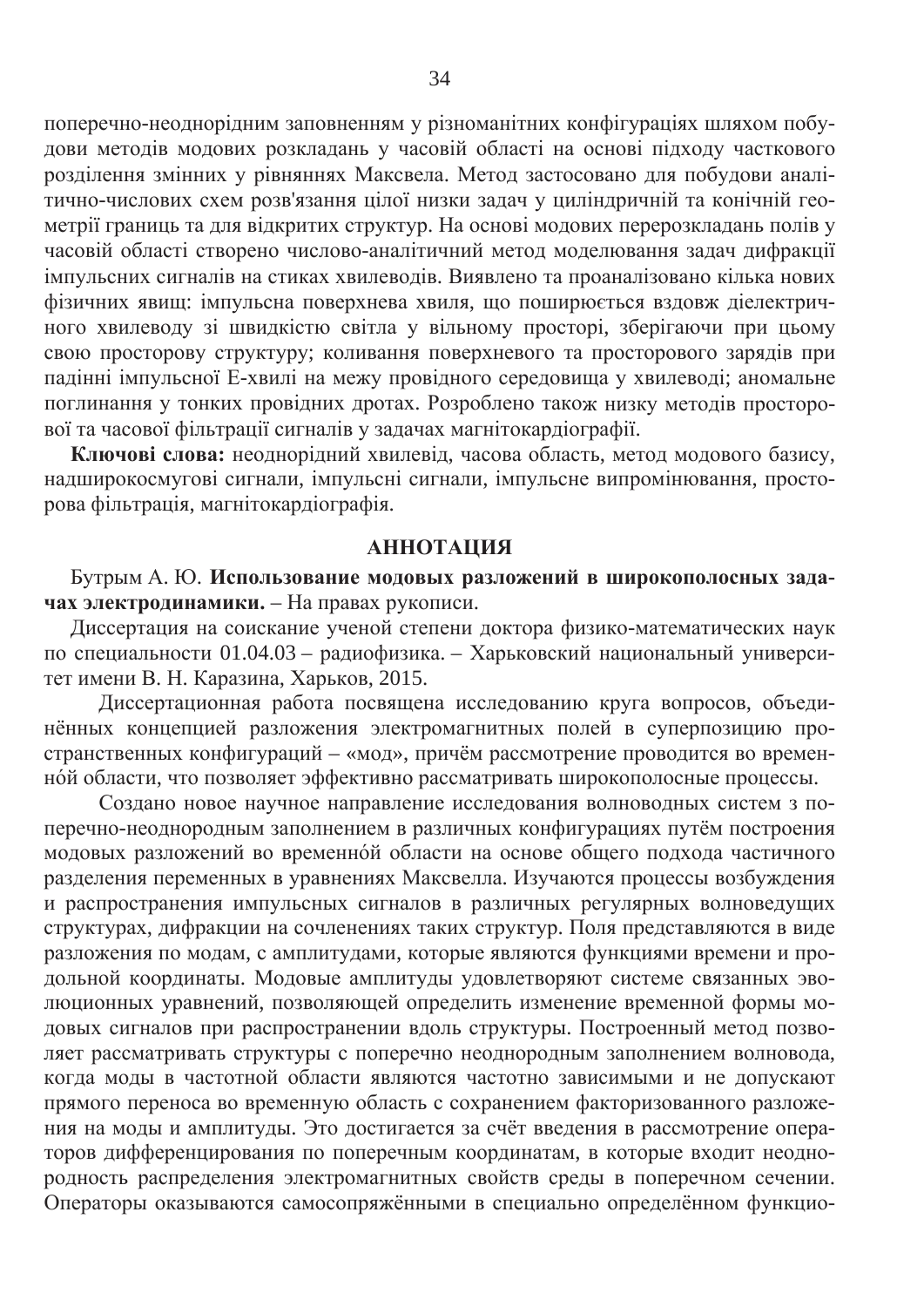поперечно-неоднорідним заповненням у різноманітних конфігураціях шляхом побудови методів модових розкладань у часовій області на основі підходу часткового розділення змінних у рівняннях Максвела. Метод застосовано для побудови аналітично-числових схем розв'язання цілої низки задач у циліндричній та конічній геометрії границь та для відкритих структур. На основі модових перерозкладань полів у часовій області створено числово-аналітичний метод моделювання задач дифракції імпульсних сигналів на стиках хвилеводів. Виявлено та проаналізовано кілька нових фізичних явищ: імпульсна поверхнева хвиля, що поширюється вздовж діелектричного хвилеводу зі швидкістю світла у вільному просторі, зберігаючи при цьому свою просторову структуру; коливання поверхневого та просторового зарядів при падінні імпульсної Е-хвилі на межу провідного середовища у хвилеводі; аномальне поглинання у тонких провідних дротах. Розроблено також низку методів просторової та часової фільтрації сигналів у задачах магнітокардіографії.

**Ключові слова:** неоднорідний хвилевід, часова область, метод модового базису, надширокосмугові сигнали, імпульсні сигнали, імпульсне випромінювання, просторова фільтрація, магнітокардіографія.

## АННОТАЦИЯ

Бутрым А. Ю. **Использование модовых разложений в широкополосных задачах электродинамики.** – На правах рукописи.

Диссертация на соискание ученой степени доктора физико-математических наук по специальности 01.04.03 – радиофизика. – Харьковский национальный университет имени В. Н. Каразина, Харьков, 2015.

Диссертационная работа посвящена исследованию круга вопросов, объединённых концепцией разложения электромагнитных полей в суперпозицию пространственных конфигураций – «мод», причём рассмотрение проводится во временно́й области, что позволяет эффективно рассматривать широкополосные процессы.

Создано новое научное направление исследования волноводных систем з поперечно-неоднородным заполнением в различных конфигурациях путём построения модовых разложений во временно́й области на основе общего подхода частичного разделения переменных в уравнениях Максвелла. Изучаются процессы возбуждения и распространения импульсных сигналов в различных регулярных волноведущих структурах, дифракции на сочленениях таких структур. Поля представляются в виде разложения по модам, с амплитудами, которые являются функциями времени и продольной координаты. Модовые амплитуды удовлетворяют системе связанных эволюционных уравнений, позволяющей определить изменение временной формы модовых сигналов при распространении вдоль структуры. Построенный метод позволяет рассматривать структуры с поперечно неоднородным заполнением волновода, когда моды в частотной области являются частотно зависимыми и не допускают прямого переноса во временную область с сохранением факторизованного разложения на моды и амплитуды. Это достигается за счёт введения в рассмотрение операторов дифференцирования по поперечным координатам, в которые входит неоднородность распределения электромагнитных свойств среды в поперечном сечении. Операторы оказываются самосопряжёнными в специально определённом функцио-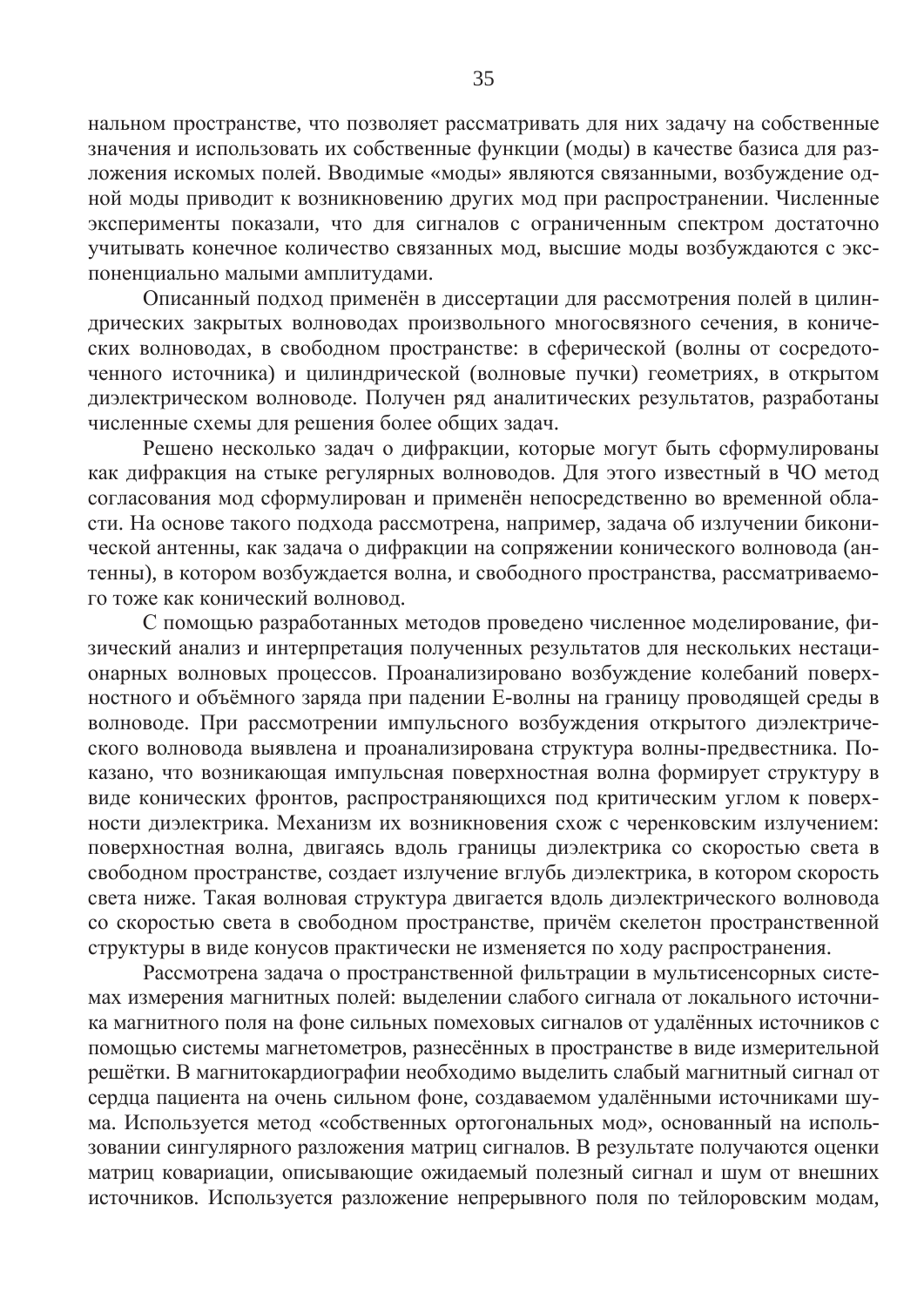нальном пространстве, что позволяет рассматривать для них задачу на собственные значения и использовать их собственные функции (моды) в качестве базиса для разложения искомых полей. Вводимые «моды» являются связанными, возбуждение одной моды приводит к возникновению других мод при распространении. Численные эксперименты показали, что для сигналов с ограниченным спектром достаточно учитывать конечное количество связанных мод, высшие моды возбуждаются с экспоненциально малыми амплитудами.

Описанный подход применён в диссертации для рассмотрения полей в цилиндрических закрытых волноводах произвольного многосвязного сечения, в конических волноводах, в свободном пространстве: в сферической (волны от сосредоточенного источника) и цилиндрической (волновые пучки) геометриях, в открытом диэлектрическом волноводе. Получен ряд аналитических результатов, разработаны численные схемы для решения более общих задач.

Решено несколько задач о дифракции, которые могут быть сформулированы как дифракция на стыке регулярных волноводов. Для этого известный в ЧО метод согласования мод сформулирован и применён непосредственно во временной области. На основе такого подхода рассмотрена, например, задача об излучении биконической антенны, как задача о дифракции на сопряжении конического волновода (антенны), в котором возбуждается волна, и свободного пространства, рассматриваемого тоже как конический волновод.

С помощью разработанных методов проведено численное моделирование, физический анализ и интерпретация полученных результатов для нескольких нестационарных волновых процессов. Проанализировано возбуждение колебаний поверхностного и объёмного заряда при падении E-волны на границу проводящей среды в волноводе. При рассмотрении импульсного возбуждения открытого диэлектрического волновода выявлена и проанализирована структура волны-предвестника. Показано, что возникающая импульсная поверхностная волна формирует структуру в виде конических фронтов, распространяющихся под критическим углом к поверхности диэлектрика. Механизм их возникновения схож с черенковским излучением: поверхностная волна, двигаясь вдоль границы диэлектрика со скоростью света в свободном пространстве, создает излучение вглубь диэлектрика, в котором скорость света ниже. Такая волновая структура двигается вдоль диэлектрического волновода со скоростью света в свободном пространстве, причём скелетон пространственной структуры в виде конусов практически не изменяется по ходу распространения.

Рассмотрена задача о пространственной фильтрации в мультисенсорных системах измерения магнитных полей: выделении слабого сигнала от локального источника магнитного поля на фоне сильных помеховых сигналов от удалённых источников с помощью системы магнетометров, разнесённых в пространстве в виде измерительной решётки. В магнитокардиографии необходимо выделить слабый магнитный сигнал от сердца пациента на очень сильном фоне, создаваемом удалёнными источниками шума. Используется метод «собственных ортогональных мод», основанный на использовании сингулярного разложения матриц сигналов. В результате получаются оценки матриц ковариации, описывающие ожидаемый полезный сигнал и шум от внешних источников. Используется разложение непрерывного поля по тейлоровским модам,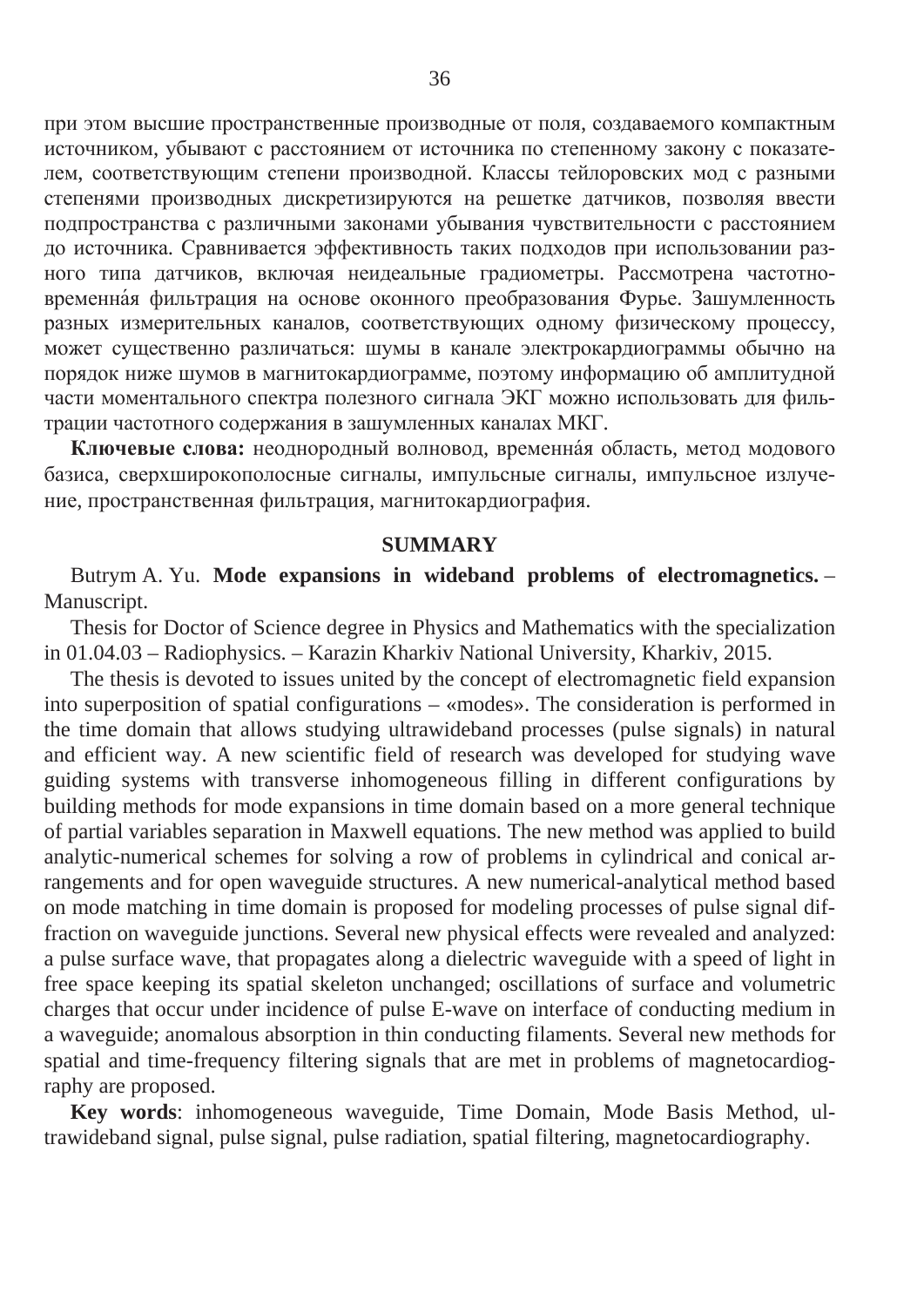при этом высшие пространственные производные от поля, создаваемого компактным источником, убывают с расстоянием от источника по степенному закону с показателем, соответствующим степени производной. Классы тейлоровских мод с разными степенями производных дискретизируются на решетке датчиков, позволяя ввести подпространства с различными законами убывания чувствительности с расстоянием до источника. Сравнивается эффективность таких подходов при использовании разного типа датчиков, включая неидеальные градиометры. Рассмотрена частотно-временна́я фильтрация на основе оконного преобразования Фурье. Зашумленность разных измерительных каналов, соответствующих одному физическому процессу, может существенно различаться: шумы в канале электрокардиограммы обычно на порядок ниже шумов в магнитокардиограмме, поэтому информацию об амплитудной части моментального спектра полезного сигнала ЭКГ можно использовать для фильтрации частотного содержания в зашумленных каналах МКГ.

**Ключевые слова:** неоднородный волновод, временна́я область, метод модового базиса, сверхширокополосные сигналы, импульсные сигналы, импульсное излучение, пространственная фильтрация, магнитокардиография.

## SUMMARY

Butrym A. Yu. **Mode expansions in wideband problems of electromagnetics.** – Manuscript.

Thesis for Doctor of Science degree in Physics and Mathematics with the specialization in 01.04.03 – Radiophysics. – Karazin Kharkiv National University, Kharkiv, 2015.

The thesis is devoted to issues united by the concept of electromagnetic field expansion into superposition of spatial configurations – «modes». The consideration is performed in the time domain that allows studying ultrawideband processes (pulse signals) in natural and efficient way. A new scientific field of research was developed for studying wave guiding systems with transverse inhomogeneous filling in different configurations by building methods for mode expansions in time domain based on a more general technique of partial variables separation in Maxwell equations. The new method was applied to build analytic-numerical schemes for solving a row of problems in cylindrical and conical arrangements and for open waveguide structures. A new numerical-analytical method based on mode matching in time domain is proposed for modeling processes of pulse signal diffraction on waveguide junctions. Several new physical effects were revealed and analyzed: a pulse surface wave, that propagates along a dielectric waveguide with a speed of light in free space keeping its spatial skeleton unchanged; oscillations of surface and volumetric charges that occur under incidence of pulse E-wave on interface of conducting medium in a waveguide; anomalous absorption in thin conducting filaments. Several new methods for spatial and time-frequency filtering signals that are met in problems of magnetocardiography are proposed.

**Key words**: inhomogeneous waveguide, Time Domain, Mode Basis Method, ultrawideband signal, pulse signal, pulse radiation, spatial filtering, magnetocardiography.